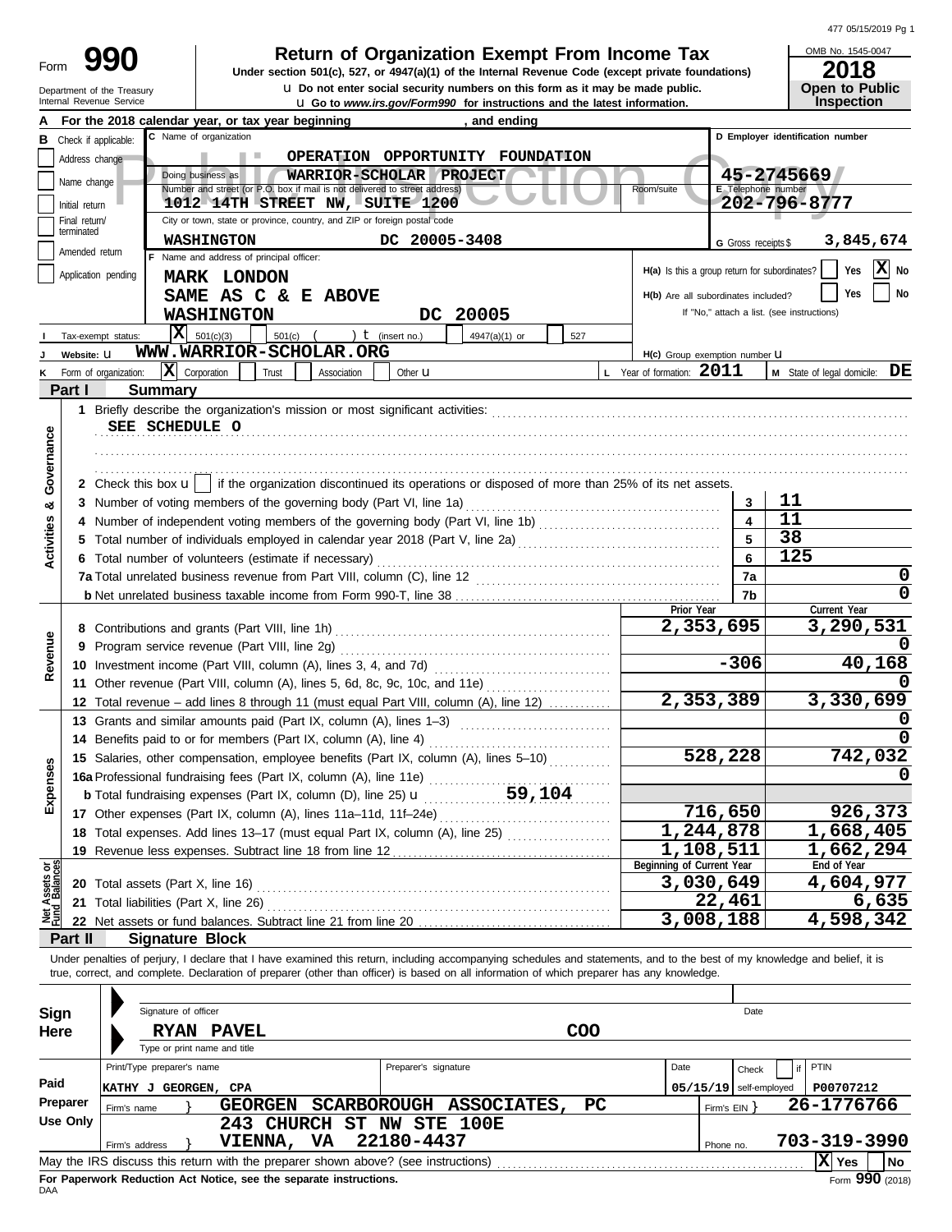Form **990**

# Return of Organization Exempt From Income Tax

**Under section 501(c), 527, or 4947(a)(1) of the Internal Revenue Code (except private foundations)**

u Do not enter social security numbers on this form as it may be made public.

u Go to www.irs.gov/Form990 for instructions and the latest information.

Department of the Treasury
Internal Revenue Service

OMB No. 1545-0047

**2018**

**Open to Public Inspection**

**A** For the 2018 calendar year, or tax year beginning , and ending

**B** Check if applicable: Address change / Name change / Initial return / Final return/terminated / Amended return / Application pending

**C** Name of organization: OPERATION OPPORTUNITY FOUNDATION

Doing business as: WARRIOR-SCHOLAR PROJECT

Number and street (or P.O. box if mail is not delivered to street address): 1012 14TH STREET NW, SUITE 1200 — Room/suite

City or town, state or province, country, and ZIP or foreign postal code: WASHINGTON DC 20005-3408

**D** Employer identification number: 45-2745669

**E** Telephone number: 202-796-8777

**G** Gross receipts $ 3,845,674

**F** Name and address of principal officer:
MARK LONDON
SAME AS C & E ABOVE
WASHINGTON DC 20005

H(a) Is this a group return for subordinates? Yes [ ] No [X]

H(b) Are all subordinates included? Yes [ ] No [ ]
If "No," attach a list. (see instructions)

**I** Tax-exempt status: [X] 501(c)(3) [ ] 501(c) ( ) t (insert no.) [ ] 4947(a)(1) or [ ] 527

**J** Website: u WWW.WARRIOR-SCHOLAR.ORG

H(c) Group exemption number u

**K** Form of organization: [X] Corporation [ ] Trust [ ] Association [ ] Other u

**L** Year of formation: 2011 **M** State of legal domicile: DE

## Part I Summary

**Activities & Governance**

1 Briefly describe the organization's mission or most significant activities: SEE SCHEDULE O

2 Check this box u [ ] if the organization discontinued its operations or disposed of more than 25% of its net assets.

| | | | |
|---|---|---|---|
| 3 | Number of voting members of the governing body (Part VI, line 1a) | 3 | 11 |
| 4 | Number of independent voting members of the governing body (Part VI, line 1b) | 4 | 11 |
| 5 | Total number of individuals employed in calendar year 2018 (Part V, line 2a) | 5 | 38 |
| 6 | Total number of volunteers (estimate if necessary) | 6 | 125 |
| 7a | Total unrelated business revenue from Part VIII, column (C), line 12 | 7a | 0 |
| b | Net unrelated business taxable income from Form 990-T, line 38 | 7b | 0 |

| | | Prior Year | Current Year |
|---|---|---|---|
| **Revenue** | | | |
| 8 | Contributions and grants (Part VIII, line 1h) | 2,353,695 | 3,290,531 |
| 9 | Program service revenue (Part VIII, line 2g) | | 0 |
| 10 | Investment income (Part VIII, column (A), lines 3, 4, and 7d) | -306 | 40,168 |
| 11 | Other revenue (Part VIII, column (A), lines 5, 6d, 8c, 9c, 10c, and 11e) | | 0 |
| 12 | Total revenue – add lines 8 through 11 (must equal Part VIII, column (A), line 12) | 2,353,389 | 3,330,699 |
| **Expenses** | | | |
| 13 | Grants and similar amounts paid (Part IX, column (A), lines 1–3) | | 0 |
| 14 | Benefits paid to or for members (Part IX, column (A), line 4) | | 0 |
| 15 | Salaries, other compensation, employee benefits (Part IX, column (A), lines 5–10) | 528,228 | 742,032 |
| 16a | Professional fundraising fees (Part IX, column (A), line 11e) | | 0 |
| b | Total fundraising expenses (Part IX, column (D), line 25) u 59,104 | | |
| 17 | Other expenses (Part IX, column (A), lines 11a–11d, 11f–24e) | 716,650 | 926,373 |
| 18 | Total expenses. Add lines 13–17 (must equal Part IX, column (A), line 25) | 1,244,878 | 1,668,405 |
| 19 | Revenue less expenses. Subtract line 18 from line 12 | 1,108,511 | 1,662,294 |
| **Net Assets or Fund Balances** | | **Beginning of Current Year** | **End of Year** |
| 20 | Total assets (Part X, line 16) | 3,030,649 | 4,604,977 |
| 21 | Total liabilities (Part X, line 26) | 22,461 | 6,635 |
| 22 | Net assets or fund balances. Subtract line 21 from line 20 | 3,008,188 | 4,598,342 |

## Part II Signature Block

Under penalties of perjury, I declare that I have examined this return, including accompanying schedules and statements, and to the best of my knowledge and belief, it is true, correct, and complete. Declaration of preparer (other than officer) is based on all information of which preparer has any knowledge.

**Sign Here**

Signature of officer — Date

RYAN PAVEL COO

Type or print name and title

**Paid Preparer Use Only**

| Print/Type preparer's name | Preparer's signature | Date | Check if self-employed | PTIN |
|---|---|---|---|---|
| KATHY J GEORGEN, CPA | | 05/15/19 | | P00707212 |

Firm's name: GEORGEN SCARBOROUGH ASSOCIATES, PC — Firm's EIN 26-1776766

Firm's address: 243 CHURCH ST NW STE 100E, VIENNA, VA 22180-4437 — Phone no. 703-319-3990

May the IRS discuss this return with the preparer shown above? (see instructions) [X] Yes [ ] No

**For Paperwork Reduction Act Notice, see the separate instructions.**

DAA Form **990** (2018)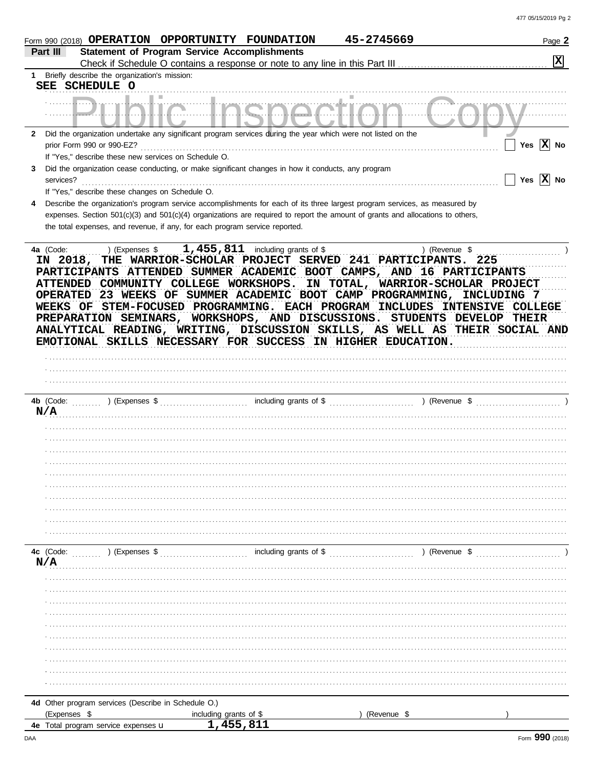Form 990 (2018) **OPERATION OPPORTUNITY FOUNDATION** **45-2745669** Page **2**

## Part III Statement of Program Service Accomplishments

Check if Schedule O contains a response or note to any line in this Part III . . . . . . . . . . [X]

**1** Briefly describe the organization's mission:

**SEE SCHEDULE O**

**2** Did the organization undertake any significant program services during the year which were not listed on the prior Form 990 or 990-EZ? . . . . . . . . . . Yes [X] No

If "Yes," describe these new services on Schedule O.

**3** Did the organization cease conducting, or make significant changes in how it conducts, any program services? . . . . . . . . . . Yes [X] No

If "Yes," describe these changes on Schedule O.

**4** Describe the organization's program service accomplishments for each of its three largest program services, as measured by expenses. Section 501(c)(3) and 501(c)(4) organizations are required to report the amount of grants and allocations to others, the total expenses, and revenue, if any, for each program service reported.

**4a** (Code: ) (Expenses $ **1,455,811** including grants of $ ) (Revenue $ )

IN 2018, THE WARRIOR-SCHOLAR PROJECT SERVED 241 PARTICIPANTS. 225 PARTICIPANTS ATTENDED SUMMER ACADEMIC BOOT CAMPS, AND 16 PARTICIPANTS ATTENDED COMMUNITY COLLEGE WORKSHOPS. IN TOTAL, WARRIOR-SCHOLAR PROJECT OPERATED 23 WEEKS OF SUMMER ACADEMIC BOOT CAMP PROGRAMMING, INCLUDING 7 WEEKS OF STEM-FOCUSED PROGRAMMING. EACH PROGRAM INCLUDES INTENSIVE COLLEGE PREPARATION SEMINARS, WORKSHOPS, AND DISCUSSIONS. STUDENTS DEVELOP THEIR ANALYTICAL READING, WRITING, DISCUSSION SKILLS, AS WELL AS THEIR SOCIAL AND EMOTIONAL SKILLS NECESSARY FOR SUCCESS IN HIGHER EDUCATION.

**4b** (Code: ) (Expenses $ including grants of $ ) (Revenue $ )

N/A

**4c** (Code: ) (Expenses $ including grants of $ ) (Revenue $ )

N/A

**4d** Other program services (Describe in Schedule O.)

(Expenses $ including grants of $ ) (Revenue $ )

**4e** Total program service expenses **1,455,811**

Form **990** (2018)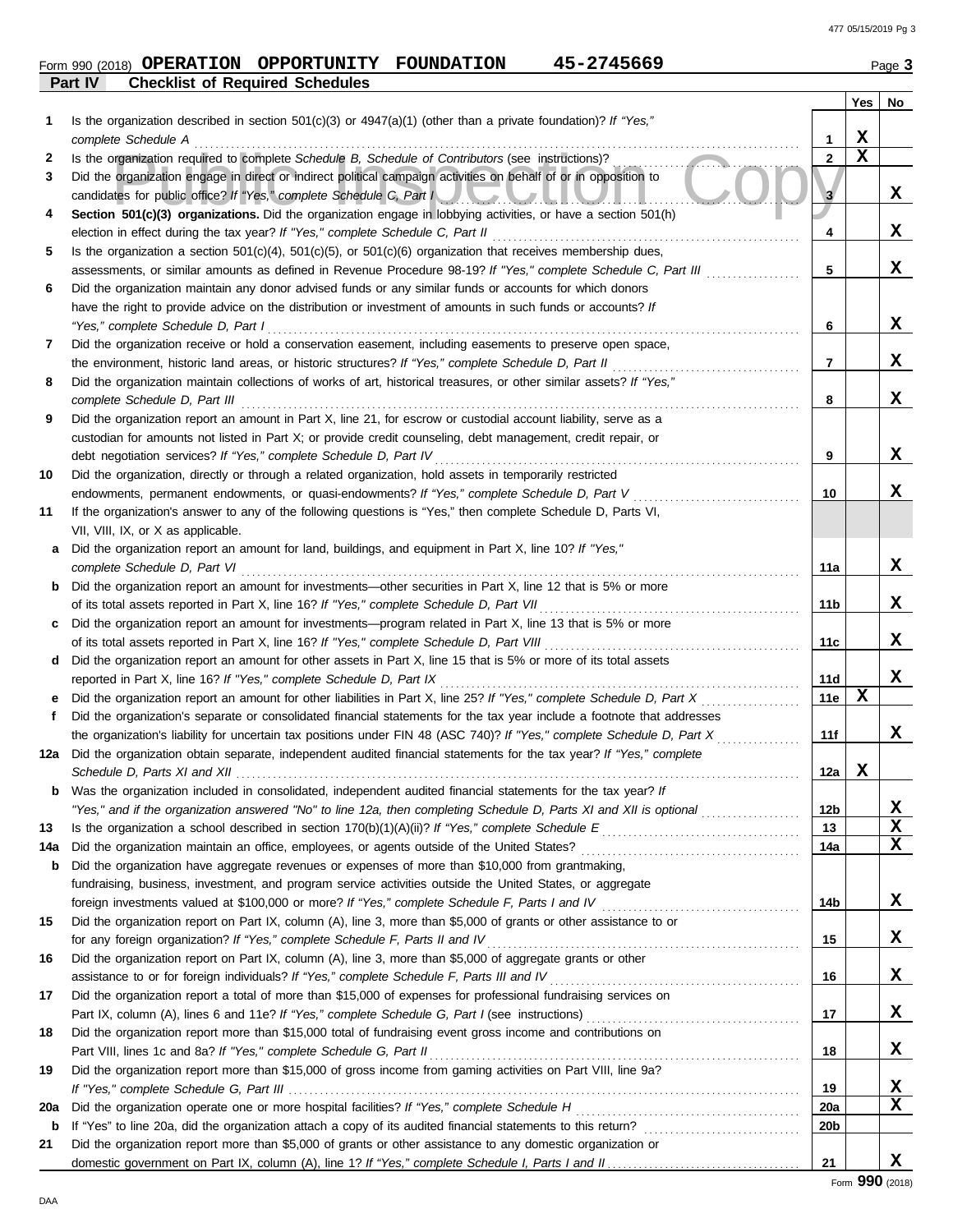Form 990 (2018) **OPERATION OPPORTUNITY FOUNDATION 45-2745669** Page **3**

## Part IV Checklist of Required Schedules

| | | | Yes | No |
|---|---|---|---|---|
| **1** | Is the organization described in section 501(c)(3) or 4947(a)(1) (other than a private foundation)? *If "Yes," complete Schedule A* | **1** | X | |
| **2** | Is the organization required to complete *Schedule B, Schedule of Contributors* (see instructions)? | **2** | X | |
| **3** | Did the organization engage in direct or indirect political campaign activities on behalf of or in opposition to candidates for public office? *If "Yes," complete Schedule C, Part I* | **3** | | X |
| **4** | **Section 501(c)(3) organizations.** Did the organization engage in lobbying activities, or have a section 501(h) election in effect during the tax year? *If "Yes," complete Schedule C, Part II* | **4** | | X |
| **5** | Is the organization a section 501(c)(4), 501(c)(5), or 501(c)(6) organization that receives membership dues, assessments, or similar amounts as defined in Revenue Procedure 98-19? *If "Yes," complete Schedule C, Part III* | **5** | | X |
| **6** | Did the organization maintain any donor advised funds or any similar funds or accounts for which donors have the right to provide advice on the distribution or investment of amounts in such funds or accounts? *If "Yes," complete Schedule D, Part I* | **6** | | X |
| **7** | Did the organization receive or hold a conservation easement, including easements to preserve open space, the environment, historic land areas, or historic structures? *If "Yes," complete Schedule D, Part II* | **7** | | X |
| **8** | Did the organization maintain collections of works of art, historical treasures, or other similar assets? *If "Yes," complete Schedule D, Part III* | **8** | | X |
| **9** | Did the organization report an amount in Part X, line 21, for escrow or custodial account liability, serve as a custodian for amounts not listed in Part X; or provide credit counseling, debt management, credit repair, or debt negotiation services? *If "Yes," complete Schedule D, Part IV* | **9** | | X |
| **10** | Did the organization, directly or through a related organization, hold assets in temporarily restricted endowments, permanent endowments, or quasi-endowments? *If "Yes," complete Schedule D, Part V* | **10** | | X |
| **11** | If the organization's answer to any of the following questions is "Yes," then complete Schedule D, Parts VI, VII, VIII, IX, or X as applicable. | | | |
| **a** | Did the organization report an amount for land, buildings, and equipment in Part X, line 10? *If "Yes," complete Schedule D, Part VI* | **11a** | | X |
| **b** | Did the organization report an amount for investments—other securities in Part X, line 12 that is 5% or more of its total assets reported in Part X, line 16? *If "Yes," complete Schedule D, Part VII* | **11b** | | X |
| **c** | Did the organization report an amount for investments—program related in Part X, line 13 that is 5% or more of its total assets reported in Part X, line 16? *If "Yes," complete Schedule D, Part VIII* | **11c** | | X |
| **d** | Did the organization report an amount for other assets in Part X, line 15 that is 5% or more of its total assets reported in Part X, line 16? *If "Yes," complete Schedule D, Part IX* | **11d** | | X |
| **e** | Did the organization report an amount for other liabilities in Part X, line 25? *If "Yes," complete Schedule D, Part X* | **11e** | X | |
| **f** | Did the organization's separate or consolidated financial statements for the tax year include a footnote that addresses the organization's liability for uncertain tax positions under FIN 48 (ASC 740)? *If "Yes," complete Schedule D, Part X* | **11f** | | X |
| **12a** | Did the organization obtain separate, independent audited financial statements for the tax year? *If "Yes," complete Schedule D, Parts XI and XII* | **12a** | X | |
| **b** | Was the organization included in consolidated, independent audited financial statements for the tax year? *If "Yes," and if the organization answered "No" to line 12a, then completing Schedule D, Parts XI and XII is optional* | **12b** | | X |
| **13** | Is the organization a school described in section 170(b)(1)(A)(ii)? *If "Yes," complete Schedule E* | **13** | | X |
| **14a** | Did the organization maintain an office, employees, or agents outside of the United States? | **14a** | | X |
| **b** | Did the organization have aggregate revenues or expenses of more than $10,000 from grantmaking, fundraising, business, investment, and program service activities outside the United States, or aggregate foreign investments valued at $100,000 or more? *If "Yes," complete Schedule F, Parts I and IV* | **14b** | | X |
| **15** | Did the organization report on Part IX, column (A), line 3, more than $5,000 of grants or other assistance to or for any foreign organization? *If "Yes," complete Schedule F, Parts II and IV* | **15** | | X |
| **16** | Did the organization report on Part IX, column (A), line 3, more than $5,000 of aggregate grants or other assistance to or for foreign individuals? *If "Yes," complete Schedule F, Parts III and IV* | **16** | | X |
| **17** | Did the organization report a total of more than $15,000 of expenses for professional fundraising services on Part IX, column (A), lines 6 and 11e? *If "Yes," complete Schedule G, Part I* (see instructions) | **17** | | X |
| **18** | Did the organization report more than $15,000 total of fundraising event gross income and contributions on Part VIII, lines 1c and 8a? *If "Yes," complete Schedule G, Part II* | **18** | | X |
| **19** | Did the organization report more than $15,000 of gross income from gaming activities on Part VIII, line 9a? *If "Yes," complete Schedule G, Part III* | **19** | | X |
| **20a** | Did the organization operate one or more hospital facilities? *If "Yes," complete Schedule H* | **20a** | | X |
| **b** | If "Yes" to line 20a, did the organization attach a copy of its audited financial statements to this return? | **20b** | | |
| **21** | Did the organization report more than $5,000 of grants or other assistance to any domestic organization or domestic government on Part IX, column (A), line 1? *If "Yes," complete Schedule I, Parts I and II* | **21** | | X |

Form **990** (2018)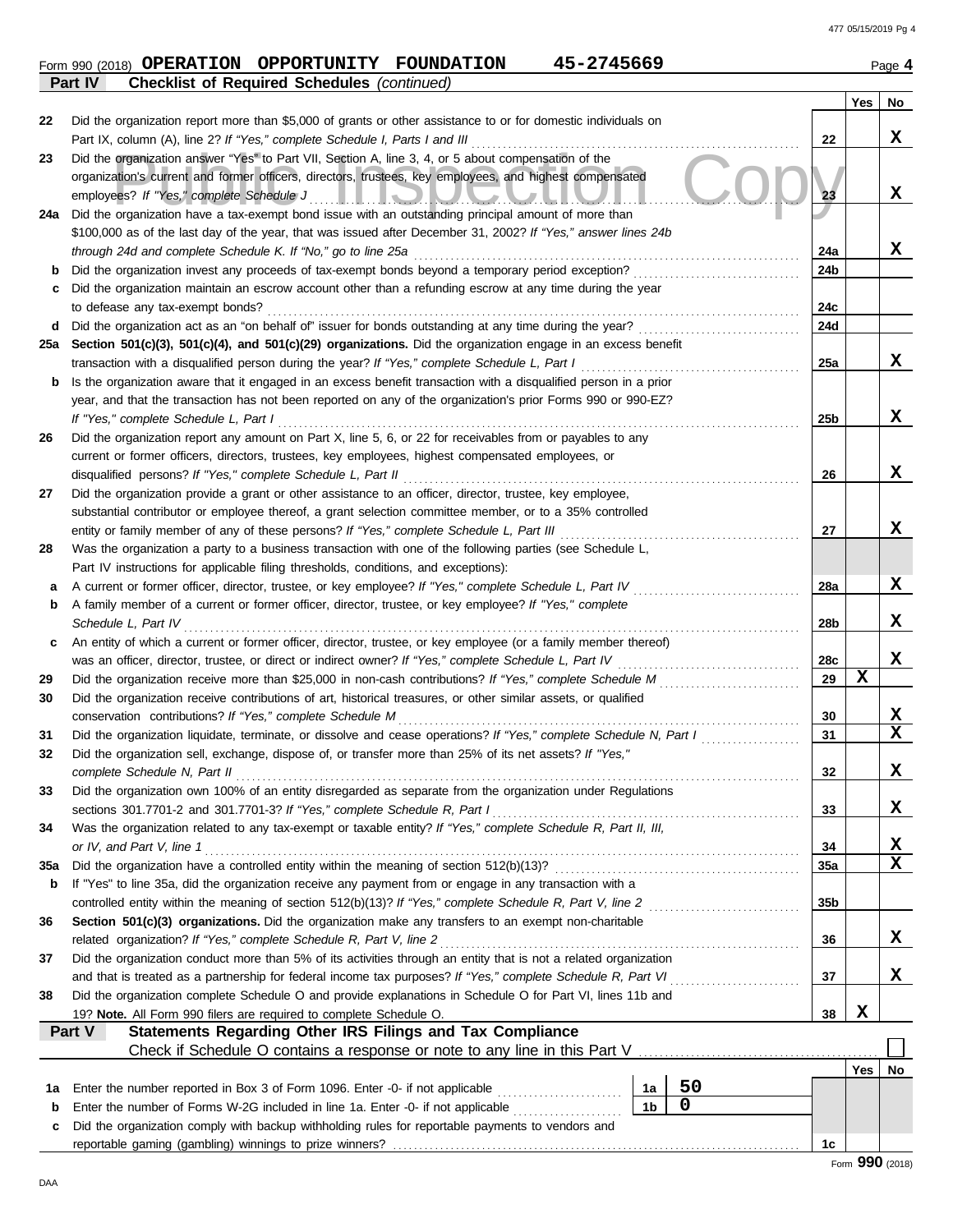Form 990 (2018) **OPERATION OPPORTUNITY FOUNDATION** 45-2745669 Page **4**

**Part IV** **Checklist of Required Schedules** *(continued)*

| | | | Yes | No |
|---|---|---|---|---|
| 22 | Did the organization report more than $5,000 of grants or other assistance to or for domestic individuals on Part IX, column (A), line 2? *If "Yes," complete Schedule I, Parts I and III* | 22 | | X |
| 23 | Did the organization answer "Yes" to Part VII, Section A, line 3, 4, or 5 about compensation of the organization's current and former officers, directors, trustees, key employees, and highest compensated employees? *If "Yes," complete Schedule J* | 23 | | X |
| 24a | Did the organization have a tax-exempt bond issue with an outstanding principal amount of more than $100,000 as of the last day of the year, that was issued after December 31, 2002? *If "Yes," answer lines 24b through 24d and complete Schedule K. If "No," go to line 25a* | 24a | | X |
| b | Did the organization invest any proceeds of tax-exempt bonds beyond a temporary period exception? | 24b | | |
| c | Did the organization maintain an escrow account other than a refunding escrow at any time during the year to defease any tax-exempt bonds? | 24c | | |
| d | Did the organization act as an "on behalf of" issuer for bonds outstanding at any time during the year? | 24d | | |
| 25a | **Section 501(c)(3), 501(c)(4), and 501(c)(29) organizations.** Did the organization engage in an excess benefit transaction with a disqualified person during the year? *If "Yes," complete Schedule L, Part I* | 25a | | X |
| b | Is the organization aware that it engaged in an excess benefit transaction with a disqualified person in a prior year, and that the transaction has not been reported on any of the organization's prior Forms 990 or 990-EZ? *If "Yes," complete Schedule L, Part I* | 25b | | X |
| 26 | Did the organization report any amount on Part X, line 5, 6, or 22 for receivables from or payables to any current or former officers, directors, trustees, key employees, highest compensated employees, or disqualified persons? *If "Yes," complete Schedule L, Part II* | 26 | | X |
| 27 | Did the organization provide a grant or other assistance to an officer, director, trustee, key employee, substantial contributor or employee thereof, a grant selection committee member, or to a 35% controlled entity or family member of any of these persons? *If "Yes," complete Schedule L, Part III* | 27 | | X |
| 28 | Was the organization a party to a business transaction with one of the following parties (see Schedule L, Part IV instructions for applicable filing thresholds, conditions, and exceptions): | | | |
| a | A current or former officer, director, trustee, or key employee? *If "Yes," complete Schedule L, Part IV* | 28a | | X |
| b | A family member of a current or former officer, director, trustee, or key employee? *If "Yes," complete Schedule L, Part IV* | 28b | | X |
| c | An entity of which a current or former officer, director, trustee, or key employee (or a family member thereof) was an officer, director, trustee, or direct or indirect owner? *If "Yes," complete Schedule L, Part IV* | 28c | | X |
| 29 | Did the organization receive more than $25,000 in non-cash contributions? *If "Yes," complete Schedule M* | 29 | X | |
| 30 | Did the organization receive contributions of art, historical treasures, or other similar assets, or qualified conservation contributions? *If "Yes," complete Schedule M* | 30 | | X |
| 31 | Did the organization liquidate, terminate, or dissolve and cease operations? *If "Yes," complete Schedule N, Part I* | 31 | | X |
| 32 | Did the organization sell, exchange, dispose of, or transfer more than 25% of its net assets? *If "Yes," complete Schedule N, Part II* | 32 | | X |
| 33 | Did the organization own 100% of an entity disregarded as separate from the organization under Regulations sections 301.7701-2 and 301.7701-3? *If "Yes," complete Schedule R, Part I* | 33 | | X |
| 34 | Was the organization related to any tax-exempt or taxable entity? *If "Yes," complete Schedule R, Part II, III, or IV, and Part V, line 1* | 34 | | X |
| 35a | Did the organization have a controlled entity within the meaning of section 512(b)(13)? | 35a | | X |
| b | If "Yes" to line 35a, did the organization receive any payment from or engage in any transaction with a controlled entity within the meaning of section 512(b)(13)? *If "Yes," complete Schedule R, Part V, line 2* | 35b | | |
| 36 | **Section 501(c)(3) organizations.** Did the organization make any transfers to an exempt non-charitable related organization? *If "Yes," complete Schedule R, Part V, line 2* | 36 | | X |
| 37 | Did the organization conduct more than 5% of its activities through an entity that is not a related organization and that is treated as a partnership for federal income tax purposes? *If "Yes," complete Schedule R, Part VI* | 37 | | X |
| 38 | Did the organization complete Schedule O and provide explanations in Schedule O for Part VI, lines 11b and 19? **Note.** All Form 990 filers are required to complete Schedule O. | 38 | X | |

**Part V** **Statements Regarding Other IRS Filings and Tax Compliance**

Check if Schedule O contains a response or note to any line in this Part V ☐

| | | | | | Yes | No |
|---|---|---|---|---|---|---|
| 1a | Enter the number reported in Box 3 of Form 1096. Enter -0- if not applicable | 1a | 50 | | | |
| b | Enter the number of Forms W-2G included in line 1a. Enter -0- if not applicable | 1b | 0 | | | |
| c | Did the organization comply with backup withholding rules for reportable payments to vendors and reportable gaming (gambling) winnings to prize winners? | | | 1c | | |

Form **990** (2018)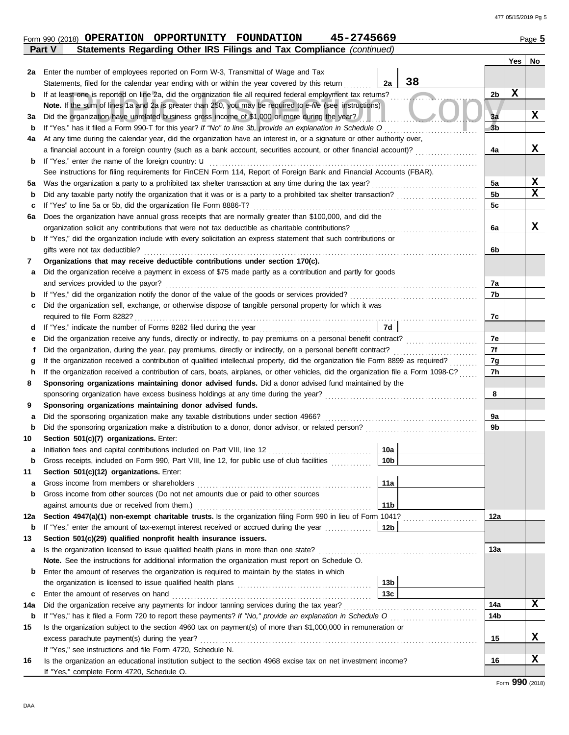Form 990 (2018) **OPERATION OPPORTUNITY FOUNDATION 45-2745669** Page **5**

**Part V Statements Regarding Other IRS Filings and Tax Compliance** *(continued)*

| | | | | Yes | No |
|---|---|---|---|---|---|
| 2a | Enter the number of employees reported on Form W-3, Transmittal of Wage and Tax Statements, filed for the calendar year ending with or within the year covered by this return | 2a 38 | | | |
| b | If at least one is reported on line 2a, did the organization file all required federal employment tax returns? | | 2b | X | |
| | **Note.** If the sum of lines 1a and 2a is greater than 250, you may be required to *e-file* (see instructions) | | | | |
| 3a | Did the organization have unrelated business gross income of $1,000 or more during the year? | | 3a | | X |
| b | If "Yes," has it filed a Form 990-T for this year? *If "No" to line 3b, provide an explanation in Schedule O* | | 3b | | |
| 4a | At any time during the calendar year, did the organization have an interest in, or a signature or other authority over, a financial account in a foreign country (such as a bank account, securities account, or other financial account)? | | 4a | | X |
| b | If "Yes," enter the name of the foreign country: u | | | | |
| | See instructions for filing requirements for FinCEN Form 114, Report of Foreign Bank and Financial Accounts (FBAR). | | | | |
| 5a | Was the organization a party to a prohibited tax shelter transaction at any time during the tax year? | | 5a | | X |
| b | Did any taxable party notify the organization that it was or is a party to a prohibited tax shelter transaction? | | 5b | | X |
| c | If "Yes" to line 5a or 5b, did the organization file Form 8886-T? | | 5c | | |
| 6a | Does the organization have annual gross receipts that are normally greater than $100,000, and did the organization solicit any contributions that were not tax deductible as charitable contributions? | | 6a | | X |
| b | If "Yes," did the organization include with every solicitation an express statement that such contributions or gifts were not tax deductible? | | 6b | | |
| 7 | **Organizations that may receive deductible contributions under section 170(c).** | | | | |
| a | Did the organization receive a payment in excess of $75 made partly as a contribution and partly for goods and services provided to the payor? | | 7a | | |
| b | If "Yes," did the organization notify the donor of the value of the goods or services provided? | | 7b | | |
| c | Did the organization sell, exchange, or otherwise dispose of tangible personal property for which it was required to file Form 8282? | | 7c | | |
| d | If "Yes," indicate the number of Forms 8282 filed during the year | 7d | | | |
| e | Did the organization receive any funds, directly or indirectly, to pay premiums on a personal benefit contract? | | 7e | | |
| f | Did the organization, during the year, pay premiums, directly or indirectly, on a personal benefit contract? | | 7f | | |
| g | If the organization received a contribution of qualified intellectual property, did the organization file Form 8899 as required? | | 7g | | |
| h | If the organization received a contribution of cars, boats, airplanes, or other vehicles, did the organization file a Form 1098-C? | | 7h | | |
| 8 | **Sponsoring organizations maintaining donor advised funds.** Did a donor advised fund maintained by the sponsoring organization have excess business holdings at any time during the year? | | 8 | | |
| 9 | **Sponsoring organizations maintaining donor advised funds.** | | | | |
| a | Did the sponsoring organization make any taxable distributions under section 4966? | | 9a | | |
| b | Did the sponsoring organization make a distribution to a donor, donor advisor, or related person? | | 9b | | |
| 10 | **Section 501(c)(7) organizations.** Enter: | | | | |
| a | Initiation fees and capital contributions included on Part VIII, line 12 | 10a | | | |
| b | Gross receipts, included on Form 990, Part VIII, line 12, for public use of club facilities | 10b | | | |
| 11 | **Section 501(c)(12) organizations.** Enter: | | | | |
| a | Gross income from members or shareholders | 11a | | | |
| b | Gross income from other sources (Do not net amounts due or paid to other sources against amounts due or received from them.) | 11b | | | |
| 12a | **Section 4947(a)(1) non-exempt charitable trusts.** Is the organization filing Form 990 in lieu of Form 1041? | | 12a | | |
| b | If "Yes," enter the amount of tax-exempt interest received or accrued during the year | 12b | | | |
| 13 | **Section 501(c)(29) qualified nonprofit health insurance issuers.** | | | | |
| a | Is the organization licensed to issue qualified health plans in more than one state? | | 13a | | |
| | **Note.** See the instructions for additional information the organization must report on Schedule O. | | | | |
| b | Enter the amount of reserves the organization is required to maintain by the states in which the organization is licensed to issue qualified health plans | 13b | | | |
| c | Enter the amount of reserves on hand | 13c | | | |
| 14a | Did the organization receive any payments for indoor tanning services during the tax year? | | 14a | | X |
| b | If "Yes," has it filed a Form 720 to report these payments? *If "No," provide an explanation in Schedule O* | | 14b | | |
| 15 | Is the organization subject to the section 4960 tax on payment(s) of more than $1,000,000 in remuneration or excess parachute payment(s) during the year? | | 15 | | X |
| | If "Yes," see instructions and file Form 4720, Schedule N. | | | | |
| 16 | Is the organization an educational institution subject to the section 4968 excise tax on net investment income? | | 16 | | X |
| | If "Yes," complete Form 4720, Schedule O. | | | | |

Form **990** (2018)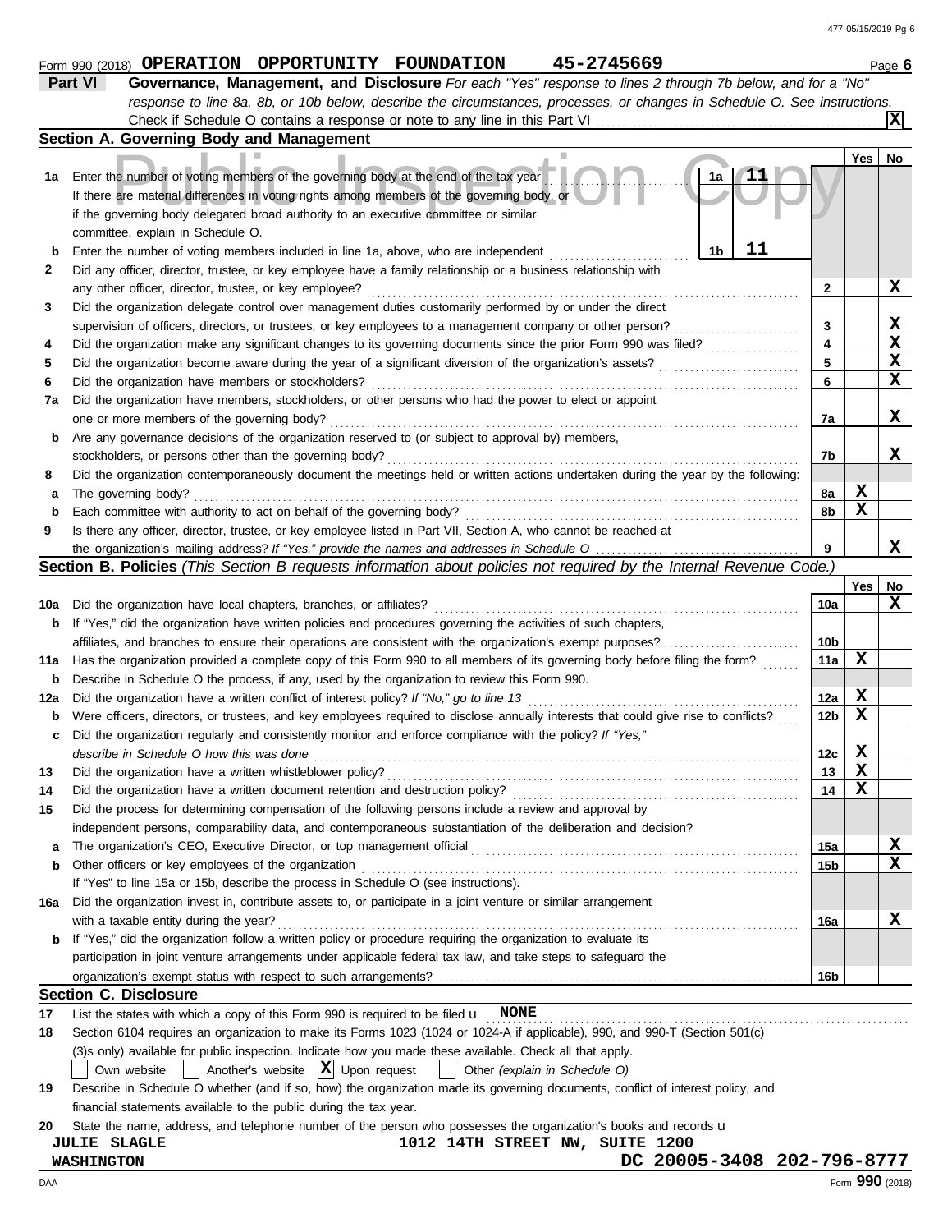Form 990 (2018) **OPERATION OPPORTUNITY FOUNDATION 45-2745669** Page **6**

**Part VI Governance, Management, and Disclosure** *For each "Yes" response to lines 2 through 7b below, and for a "No" response to line 8a, 8b, or 10b below, describe the circumstances, processes, or changes in Schedule O. See instructions.*

Check if Schedule O contains a response or note to any line in this Part VI .......... [X]

## Section A. Governing Body and Management

| | | | Yes | No |
|---|---|---|---|---|
| 1a | Enter the number of voting members of the governing body at the end of the tax year ... 1a **11** If there are material differences in voting rights among members of the governing body, or if the governing body delegated broad authority to an executive committee or similar committee, explain in Schedule O. | | | |
| b | Enter the number of voting members included in line 1a, above, who are independent ... 1b **11** | | | |
| 2 | Did any officer, director, trustee, or key employee have a family relationship or a business relationship with any other officer, director, trustee, or key employee? | 2 | | X |
| 3 | Did the organization delegate control over management duties customarily performed by or under the direct supervision of officers, directors, or trustees, or key employees to a management company or other person? | 3 | | X |
| 4 | Did the organization make any significant changes to its governing documents since the prior Form 990 was filed? | 4 | | X |
| 5 | Did the organization become aware during the year of a significant diversion of the organization's assets? | 5 | | X |
| 6 | Did the organization have members or stockholders? | 6 | | X |
| 7a | Did the organization have members, stockholders, or other persons who had the power to elect or appoint one or more members of the governing body? | 7a | | X |
| b | Are any governance decisions of the organization reserved to (or subject to approval by) members, stockholders, or persons other than the governing body? | 7b | | X |
| 8 | Did the organization contemporaneously document the meetings held or written actions undertaken during the year by the following: | | | |
| a | The governing body? | 8a | X | |
| b | Each committee with authority to act on behalf of the governing body? | 8b | X | |
| 9 | Is there any officer, director, trustee, or key employee listed in Part VII, Section A, who cannot be reached at the organization's mailing address? *If "Yes," provide the names and addresses in Schedule O* | 9 | | X |

## Section B. Policies *(This Section B requests information about policies not required by the Internal Revenue Code.)*

| | | | Yes | No |
|---|---|---|---|---|
| 10a | Did the organization have local chapters, branches, or affiliates? | 10a | | X |
| b | If "Yes," did the organization have written policies and procedures governing the activities of such chapters, affiliates, and branches to ensure their operations are consistent with the organization's exempt purposes? | 10b | | |
| 11a | Has the organization provided a complete copy of this Form 990 to all members of its governing body before filing the form? | 11a | X | |
| b | Describe in Schedule O the process, if any, used by the organization to review this Form 990. | | | |
| 12a | Did the organization have a written conflict of interest policy? *If "No," go to line 13* | 12a | X | |
| b | Were officers, directors, or trustees, and key employees required to disclose annually interests that could give rise to conflicts? | 12b | X | |
| c | Did the organization regularly and consistently monitor and enforce compliance with the policy? *If "Yes," describe in Schedule O how this was done* | 12c | X | |
| 13 | Did the organization have a written whistleblower policy? | 13 | X | |
| 14 | Did the organization have a written document retention and destruction policy? | 14 | X | |
| 15 | Did the process for determining compensation of the following persons include a review and approval by independent persons, comparability data, and contemporaneous substantiation of the deliberation and decision? | | | |
| a | The organization's CEO, Executive Director, or top management official | 15a | | X |
| b | Other officers or key employees of the organization | 15b | | X |
| | If "Yes" to line 15a or 15b, describe the process in Schedule O (see instructions). | | | |
| 16a | Did the organization invest in, contribute assets to, or participate in a joint venture or similar arrangement with a taxable entity during the year? | 16a | | X |
| b | If "Yes," did the organization follow a written policy or procedure requiring the organization to evaluate its participation in joint venture arrangements under applicable federal tax law, and take steps to safeguard the organization's exempt status with respect to such arrangements? | 16b | | |

## Section C. Disclosure

17 List the states with which a copy of this Form 990 is required to be filed u **NONE**

18 Section 6104 requires an organization to make its Forms 1023 (1024 or 1024-A if applicable), 990, and 990-T (Section 501(c)(3)s only) available for public inspection. Indicate how you made these available. Check all that apply.

[ ] Own website [ ] Another's website [X] Upon request [ ] Other *(explain in Schedule O)*

19 Describe in Schedule O whether (and if so, how) the organization made its governing documents, conflict of interest policy, and financial statements available to the public during the tax year.

20 State the name, address, and telephone number of the person who possesses the organization's books and records u

**JULIE SLAGLE** **1012 14TH STREET NW, SUITE 1200**
**WASHINGTON** **DC 20005-3408 202-796-8777**

DAA Form **990** (2018)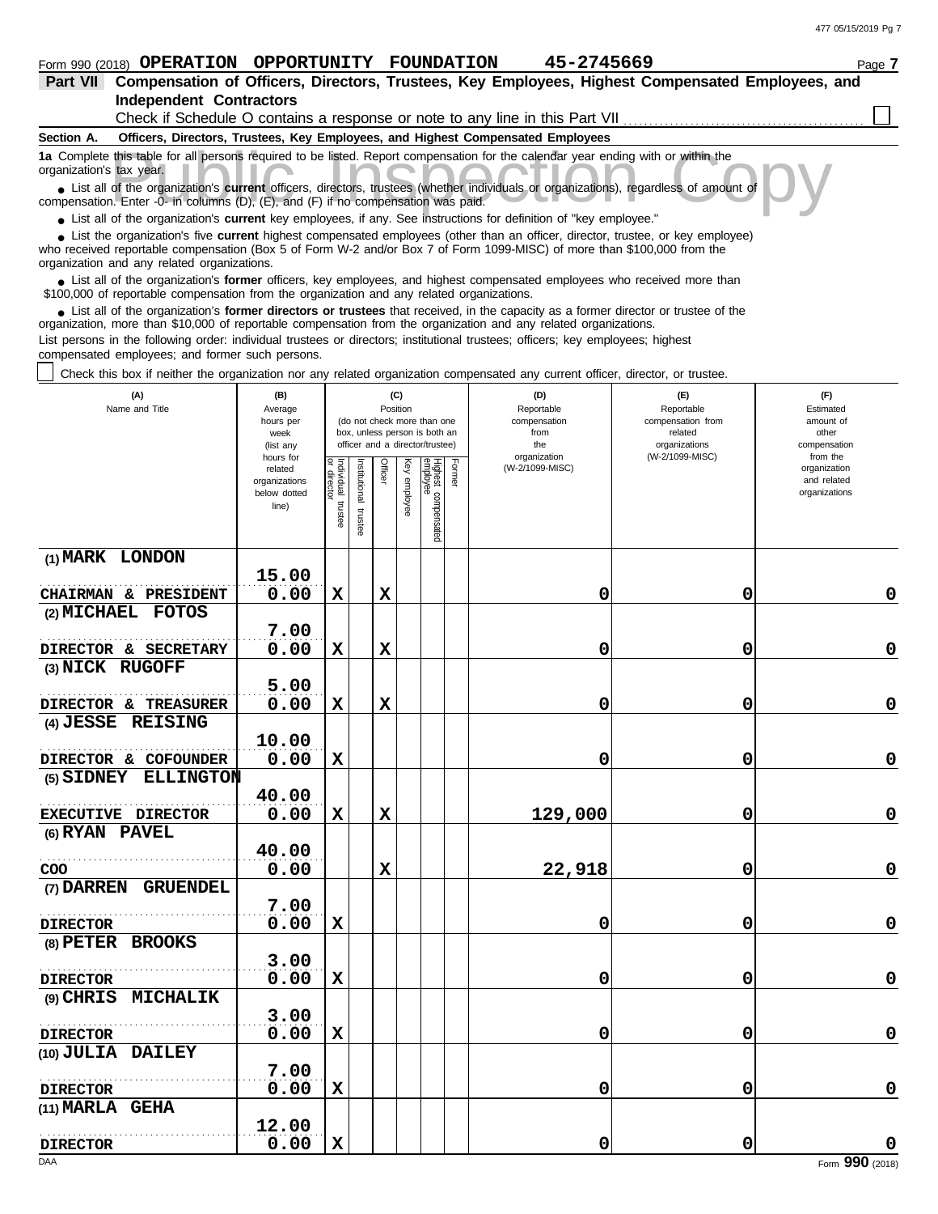Form 990 (2018) **OPERATION OPPORTUNITY FOUNDATION 45-2745669** Page **7**

**Part VII Compensation of Officers, Directors, Trustees, Key Employees, Highest Compensated Employees, and Independent Contractors**

Check if Schedule O contains a response or note to any line in this Part VII ☐

**Section A. Officers, Directors, Trustees, Key Employees, and Highest Compensated Employees**

**1a** Complete this table for all persons required to be listed. Report compensation for the calendar year ending with or within the organization's tax year.

- List all of the organization's **current** officers, directors, trustees (whether individuals or organizations), regardless of amount of compensation. Enter -0- in columns (D), (E), and (F) if no compensation was paid.
- List all of the organization's **current** key employees, if any. See instructions for definition of "key employee."
- List the organization's five **current** highest compensated employees (other than an officer, director, trustee, or key employee) who received reportable compensation (Box 5 of Form W-2 and/or Box 7 of Form 1099-MISC) of more than $100,000 from the organization and any related organizations.
- List all of the organization's **former** officers, key employees, and highest compensated employees who received more than $100,000 of reportable compensation from the organization and any related organizations.
- List all of the organization's **former directors or trustees** that received, in the capacity as a former director or trustee of the organization, more than $10,000 of reportable compensation from the organization and any related organizations.

List persons in the following order: individual trustees or directors; institutional trustees; officers; key employees; highest compensated employees; and former such persons.

☐ Check this box if neither the organization nor any related organization compensated any current officer, director, or trustee.

| (A) Name and Title | (B) Average hours per week (list any hours for related organizations below dotted line) | (C) Position: Individual trustee or director | Institutional trustee | Officer | Key employee | Highest compensated employee | Former | (D) Reportable compensation from the organization (W-2/1099-MISC) | (E) Reportable compensation from related organizations (W-2/1099-MISC) | (F) Estimated amount of other compensation from the organization and related organizations |
|---|---|---|---|---|---|---|---|---|---|---|
| (1) MARK LONDON<br>CHAIRMAN & PRESIDENT | 15.00<br>0.00 | X | | X | | | | 0 | 0 | 0 |
| (2) MICHAEL FOTOS<br>DIRECTOR & SECRETARY | 7.00<br>0.00 | X | | X | | | | 0 | 0 | 0 |
| (3) NICK RUGOFF<br>DIRECTOR & TREASURER | 5.00<br>0.00 | X | | X | | | | 0 | 0 | 0 |
| (4) JESSE REISING<br>DIRECTOR & COFOUNDER | 10.00<br>0.00 | X | | | | | | 0 | 0 | 0 |
| (5) SIDNEY ELLINGTON<br>EXECUTIVE DIRECTOR | 40.00<br>0.00 | X | | X | | | | 129,000 | 0 | 0 |
| (6) RYAN PAVEL<br>COO | 40.00<br>0.00 | | | X | | | | 22,918 | 0 | 0 |
| (7) DARREN GRUENDEL<br>DIRECTOR | 7.00<br>0.00 | X | | | | | | 0 | 0 | 0 |
| (8) PETER BROOKS<br>DIRECTOR | 3.00<br>0.00 | X | | | | | | 0 | 0 | 0 |
| (9) CHRIS MICHALIK<br>DIRECTOR | 3.00<br>0.00 | X | | | | | | 0 | 0 | 0 |
| (10) JULIA DAILEY<br>DIRECTOR | 7.00<br>0.00 | X | | | | | | 0 | 0 | 0 |
| (11) MARLA GEHA<br>DIRECTOR | 12.00<br>0.00 | X | | | | | | 0 | 0 | 0 |

Form **990** (2018)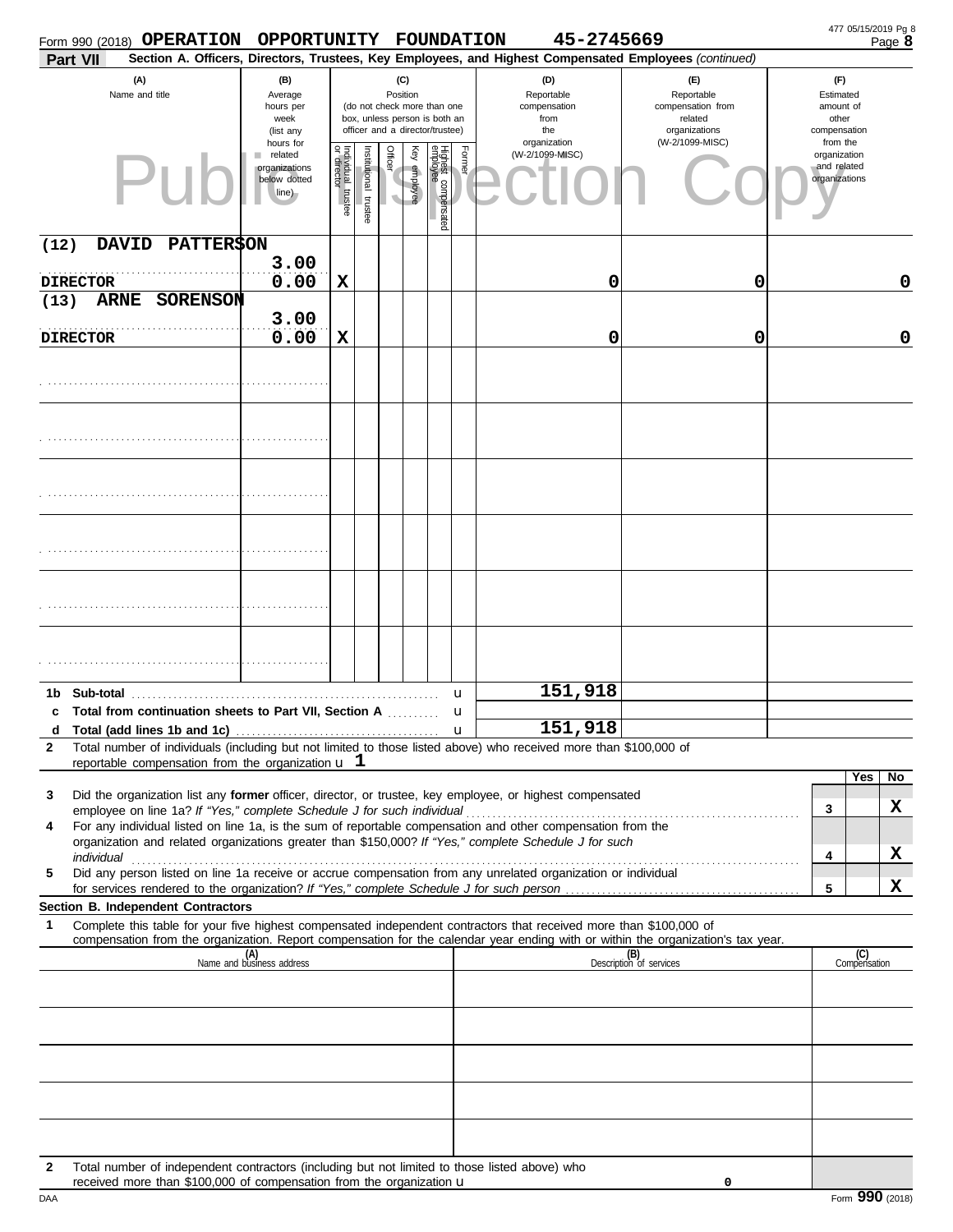Form 990 (2018) **OPERATION OPPORTUNITY FOUNDATION** 45-2745669

**Part VII** **Section A. Officers, Directors, Trustees, Key Employees, and Highest Compensated Employees** *(continued)*

| (A) Name and title | (B) Average hours per week (list any hours for related organizations below dotted line) | (C) Position: Individual trustee or director | Institutional trustee | Officer | Key employee | Highest compensated employee | Former | (D) Reportable compensation from the organization (W-2/1099-MISC) | (E) Reportable compensation from related organizations (W-2/1099-MISC) | (F) Estimated amount of other compensation from the organization and related organizations |
|---|---|---|---|---|---|---|---|---|---|---|
| (12) DAVID PATTERSON<br>DIRECTOR | 3.00<br>0.00 | X | | | | | | 0 | 0 | 0 |
| (13) ARNE SORENSON<br>DIRECTOR | 3.00<br>0.00 | X | | | | | | 0 | 0 | 0 |
| | | | | | | | | | | |
| | | | | | | | | | | |
| | | | | | | | | | | |
| | | | | | | | | | | |
| | | | | | | | | | | |
| | | | | | | | | | | |

| | | (D) | (E) | (F) |
|---|---|---|---|---|
| 1b | Sub-total | 151,918 | | |
| c | Total from continuation sheets to Part VII, Section A | | | |
| d | Total (add lines 1b and 1c) | 151,918 | | |

**2** Total number of individuals (including but not limited to those listed above) who received more than $100,000 of reportable compensation from the organization u 1

| | | | Yes | No |
|---|---|---|---|---|
| 3 | Did the organization list any **former** officer, director, or trustee, key employee, or highest compensated employee on line 1a? *If "Yes," complete Schedule J for such individual* | 3 | | X |
| 4 | For any individual listed on line 1a, is the sum of reportable compensation and other compensation from the organization and related organizations greater than $150,000? *If "Yes," complete Schedule J for such individual* | 4 | | X |
| 5 | Did any person listed on line 1a receive or accrue compensation from any unrelated organization or individual for services rendered to the organization? *If "Yes," complete Schedule J for such person* | 5 | | X |

**Section B. Independent Contractors**

**1** Complete this table for your five highest compensated independent contractors that received more than $100,000 of compensation from the organization. Report compensation for the calendar year ending with or within the organization's tax year.

| (A) Name and business address | (B) Description of services | (C) Compensation |
|---|---|---|
| | | |
| | | |
| | | |
| | | |
| | | |

**2** Total number of independent contractors (including but not limited to those listed above) who received more than $100,000 of compensation from the organization u 0

Form **990** (2018)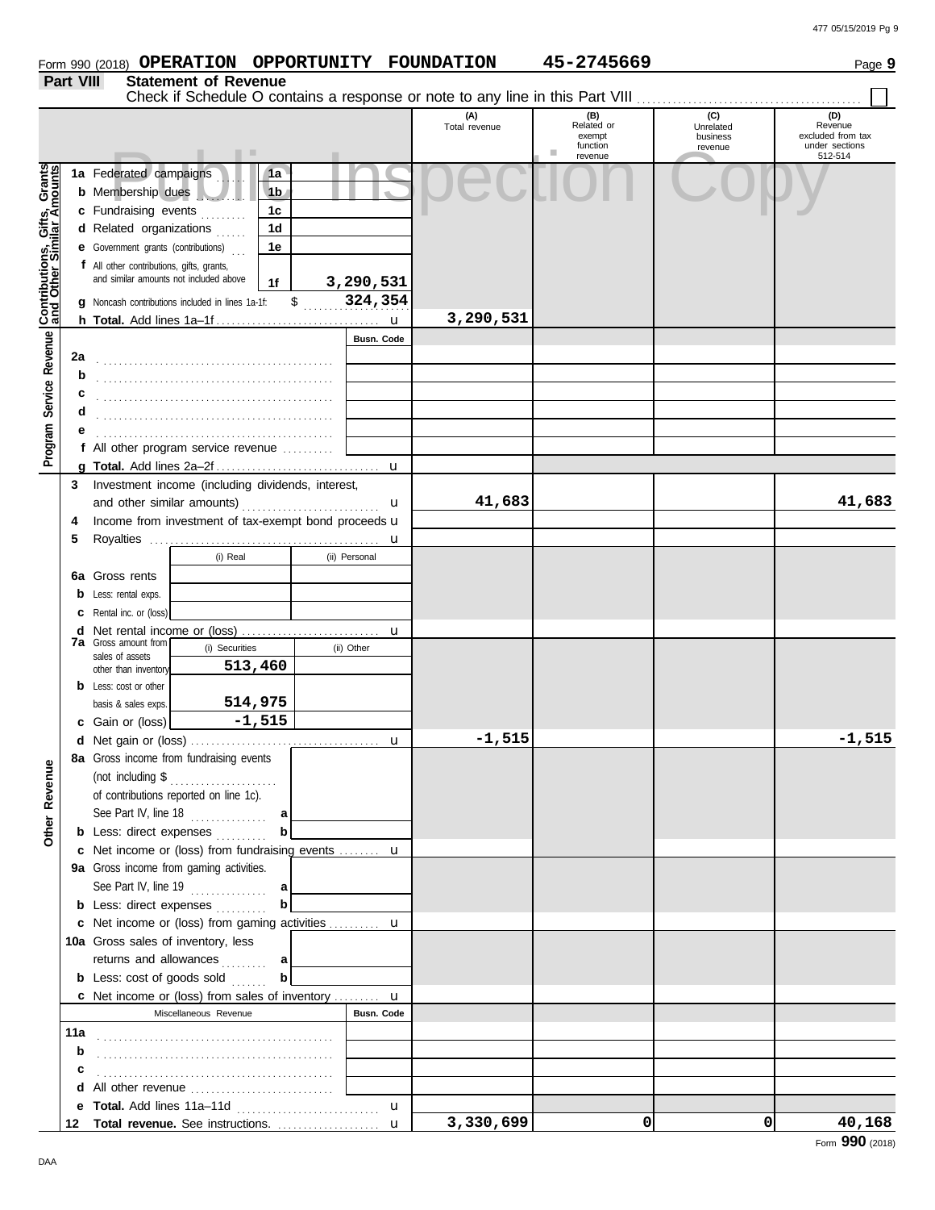Form 990 (2018) **OPERATION OPPORTUNITY FOUNDATION** **45-2745669** Page **9**

## Part VIII Statement of Revenue

Check if Schedule O contains a response or note to any line in this Part VIII ☐

| | | | (A) Total revenue | (B) Related or exempt function revenue | (C) Unrelated business revenue | (D) Revenue excluded from tax under sections 512-514 |
|---|---|---|---|---|---|---|
| **Contributions, Gifts, Grants and Other Similar Amounts** | 1a Federated campaigns | 1a | | | | |
| | b Membership dues | 1b | | | | |
| | c Fundraising events | 1c | | | | |
| | d Related organizations | 1d | | | | |
| | e Government grants (contributions) | 1e | | | | |
| | f All other contributions, gifts, grants, and similar amounts not included above | 1f 3,290,531 | | | | |
| | g Noncash contributions included in lines 1a-1f: $ 324,354 | | | | | |
| | h **Total.** Add lines 1a–1f | | 3,290,531 | | | |
| **Program Service Revenue** | | Busn. Code | | | | |
| | 2a | | | | | |
| | b | | | | | |
| | c | | | | | |
| | d | | | | | |
| | e | | | | | |
| | f All other program service revenue | | | | | |
| | g **Total.** Add lines 2a–2f | | | | | |
| **Other Revenue** | 3 Investment income (including dividends, interest, and other similar amounts) | | 41,683 | | | 41,683 |
| | 4 Income from investment of tax-exempt bond proceeds | | | | | |
| | 5 Royalties | | | | | |
| | | (i) Real / (ii) Personal | | | | |
| | 6a Gross rents | | | | | |
| | b Less: rental exps. | | | | | |
| | c Rental inc. or (loss) | | | | | |
| | d Net rental income or (loss) | | | | | |
| | 7a Gross amount from sales of assets other than inventory | (i) Securities 513,460 / (ii) Other | | | | |
| | b Less: cost or other basis & sales exps. | (i) 514,975 | | | | |
| | c Gain or (loss) | (i) -1,515 | | | | |
| | d Net gain or (loss) | | -1,515 | | | -1,515 |
| | 8a Gross income from fundraising events (not including $ ........ of contributions reported on line 1c). See Part IV, line 18 | a | | | | |
| | b Less: direct expenses | b | | | | |
| | c Net income or (loss) from fundraising events | | | | | |
| | 9a Gross income from gaming activities. See Part IV, line 19 | a | | | | |
| | b Less: direct expenses | b | | | | |
| | c Net income or (loss) from gaming activities | | | | | |
| | 10a Gross sales of inventory, less returns and allowances | a | | | | |
| | b Less: cost of goods sold | b | | | | |
| | c Net income or (loss) from sales of inventory | | | | | |
| | Miscellaneous Revenue | Busn. Code | | | | |
| | 11a | | | | | |
| | b | | | | | |
| | c | | | | | |
| | d All other revenue | | | | | |
| | e **Total.** Add lines 11a–11d | | | | | |
| | 12 **Total revenue.** See instructions. | | 3,330,699 | 0 | 0 | 40,168 |

Form **990** (2018)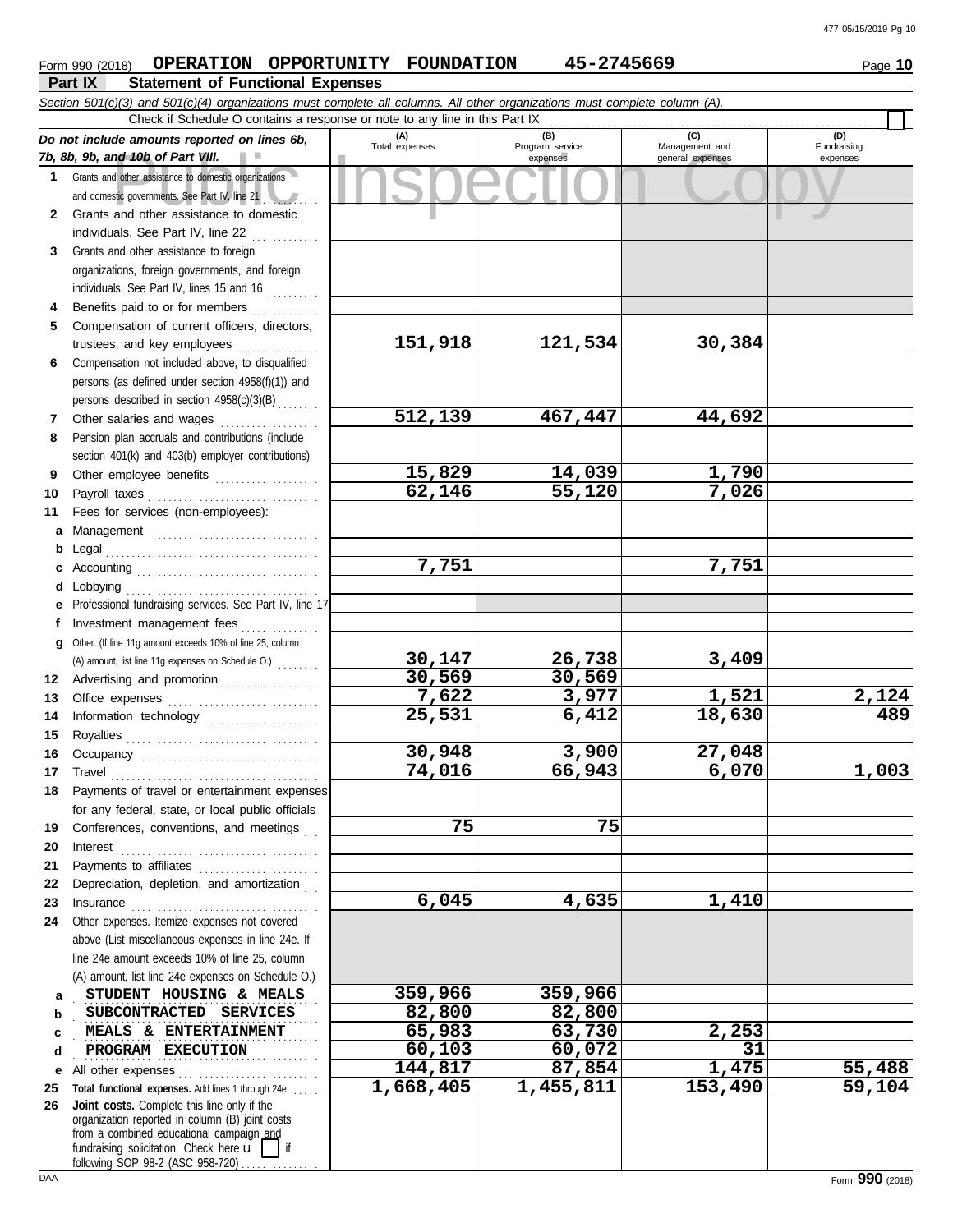Form 990 (2018) **OPERATION OPPORTUNITY FOUNDATION 45-2745669** Page **10**

**Part IX Statement of Functional Expenses**

*Section 501(c)(3) and 501(c)(4) organizations must complete all columns. All other organizations must complete column (A).*

Check if Schedule O contains a response or note to any line in this Part IX

| *Do not include amounts reported on lines 6b, 7b, 8b, 9b, and 10b of Part VIII.* | (A) Total expenses | (B) Program service expenses | (C) Management and general expenses | (D) Fundraising expenses |
|---|---|---|---|---|
| 1 Grants and other assistance to domestic organizations and domestic governments. See Part IV, line 21 | | | | |
| 2 Grants and other assistance to domestic individuals. See Part IV, line 22 | | | | |
| 3 Grants and other assistance to foreign organizations, foreign governments, and foreign individuals. See Part IV, lines 15 and 16 | | | | |
| 4 Benefits paid to or for members | | | | |
| 5 Compensation of current officers, directors, trustees, and key employees | 151,918 | 121,534 | 30,384 | |
| 6 Compensation not included above, to disqualified persons (as defined under section 4958(f)(1)) and persons described in section 4958(c)(3)(B) | | | | |
| 7 Other salaries and wages | 512,139 | 467,447 | 44,692 | |
| 8 Pension plan accruals and contributions (include section 401(k) and 403(b) employer contributions) | | | | |
| 9 Other employee benefits | 15,829 | 14,039 | 1,790 | |
| 10 Payroll taxes | 62,146 | 55,120 | 7,026 | |
| 11 Fees for services (non-employees): | | | | |
| a Management | | | | |
| b Legal | | | | |
| c Accounting | 7,751 | | 7,751 | |
| d Lobbying | | | | |
| e Professional fundraising services. See Part IV, line 17 | | | | |
| f Investment management fees | | | | |
| g Other. (If line 11g amount exceeds 10% of line 25, column (A) amount, list line 11g expenses on Schedule O.) | 30,147 | 26,738 | 3,409 | |
| 12 Advertising and promotion | 30,569 | 30,569 | | |
| 13 Office expenses | 7,622 | 3,977 | 1,521 | 2,124 |
| 14 Information technology | 25,531 | 6,412 | 18,630 | 489 |
| 15 Royalties | | | | |
| 16 Occupancy | 30,948 | 3,900 | 27,048 | |
| 17 Travel | 74,016 | 66,943 | 6,070 | 1,003 |
| 18 Payments of travel or entertainment expenses for any federal, state, or local public officials | | | | |
| 19 Conferences, conventions, and meetings | 75 | 75 | | |
| 20 Interest | | | | |
| 21 Payments to affiliates | | | | |
| 22 Depreciation, depletion, and amortization | | | | |
| 23 Insurance | 6,045 | 4,635 | 1,410 | |
| 24 Other expenses. Itemize expenses not covered above (List miscellaneous expenses in line 24e. If line 24e amount exceeds 10% of line 25, column (A) amount, list line 24e expenses on Schedule O.) | | | | |
| a STUDENT HOUSING & MEALS | 359,966 | 359,966 | | |
| b SUBCONTRACTED SERVICES | 82,800 | 82,800 | | |
| c MEALS & ENTERTAINMENT | 65,983 | 63,730 | 2,253 | |
| d PROGRAM EXECUTION | 60,103 | 60,072 | 31 | |
| e All other expenses | 144,817 | 87,854 | 1,475 | 55,488 |
| 25 **Total functional expenses.** Add lines 1 through 24e | 1,668,405 | 1,455,811 | 153,490 | 59,104 |
| 26 **Joint costs.** Complete this line only if the organization reported in column (B) joint costs from a combined educational campaign and fundraising solicitation. Check here ☐ if following SOP 98-2 (ASC 958-720) | | | | |

Form **990** (2018)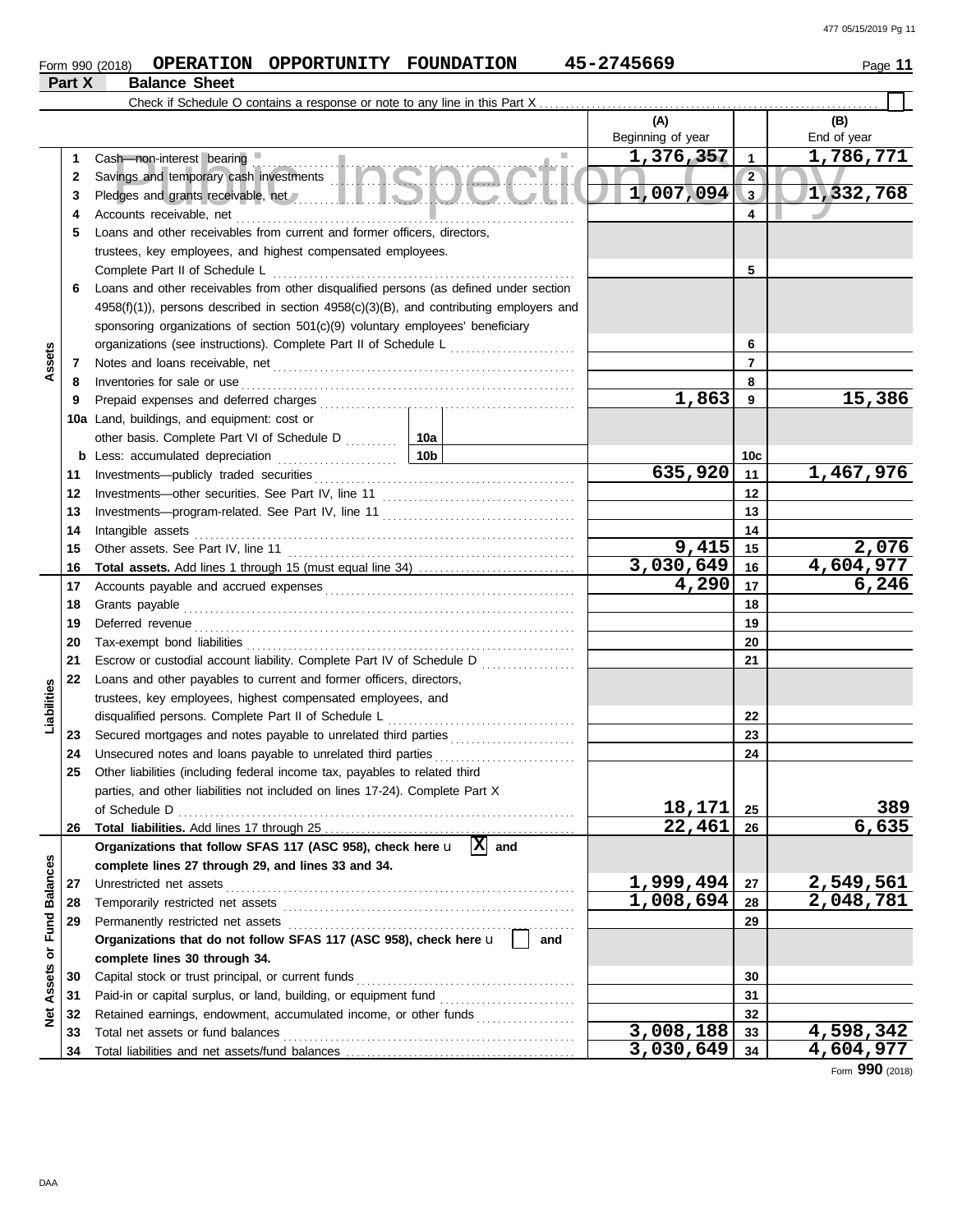Form 990 (2018) **OPERATION OPPORTUNITY FOUNDATION** 45-2745669 Page **11**

## Part X Balance Sheet

Check if Schedule O contains a response or note to any line in this Part X ☐

| | | | (A) Beginning of year | | (B) End of year |
|---|---|---|---|---|---|
| **Assets** | 1 | Cash—non-interest bearing | 1,376,357 | 1 | 1,786,771 |
| | 2 | Savings and temporary cash investments | | 2 | |
| | 3 | Pledges and grants receivable, net | 1,007,094 | 3 | 1,332,768 |
| | 4 | Accounts receivable, net | | 4 | |
| | 5 | Loans and other receivables from current and former officers, directors, trustees, key employees, and highest compensated employees. Complete Part II of Schedule L | | 5 | |
| | 6 | Loans and other receivables from other disqualified persons (as defined under section 4958(f)(1)), persons described in section 4958(c)(3)(B), and contributing employers and sponsoring organizations of section 501(c)(9) voluntary employees' beneficiary organizations (see instructions). Complete Part II of Schedule L | | 6 | |
| | 7 | Notes and loans receivable, net | | 7 | |
| | 8 | Inventories for sale or use | | 8 | |
| | 9 | Prepaid expenses and deferred charges | 1,863 | 9 | 15,386 |
| | 10a | Land, buildings, and equipment: cost or other basis. Complete Part VI of Schedule D — 10a | | | |
| | b | Less: accumulated depreciation — 10b | | 10c | |
| | 11 | Investments—publicly traded securities | 635,920 | 11 | 1,467,976 |
| | 12 | Investments—other securities. See Part IV, line 11 | | 12 | |
| | 13 | Investments—program-related. See Part IV, line 11 | | 13 | |
| | 14 | Intangible assets | | 14 | |
| | 15 | Other assets. See Part IV, line 11 | 9,415 | 15 | 2,076 |
| | 16 | **Total assets.** Add lines 1 through 15 (must equal line 34) | 3,030,649 | 16 | 4,604,977 |
| **Liabilities** | 17 | Accounts payable and accrued expenses | 4,290 | 17 | 6,246 |
| | 18 | Grants payable | | 18 | |
| | 19 | Deferred revenue | | 19 | |
| | 20 | Tax-exempt bond liabilities | | 20 | |
| | 21 | Escrow or custodial account liability. Complete Part IV of Schedule D | | 21 | |
| | 22 | Loans and other payables to current and former officers, directors, trustees, key employees, highest compensated employees, and disqualified persons. Complete Part II of Schedule L | | 22 | |
| | 23 | Secured mortgages and notes payable to unrelated third parties | | 23 | |
| | 24 | Unsecured notes and loans payable to unrelated third parties | | 24 | |
| | 25 | Other liabilities (including federal income tax, payables to related third parties, and other liabilities not included on lines 17-24). Complete Part X of Schedule D | 18,171 | 25 | 389 |
| | 26 | **Total liabilities.** Add lines 17 through 25 | 22,461 | 26 | 6,635 |
| **Net Assets or Fund Balances** | | **Organizations that follow SFAS 117 (ASC 958), check here** ☒ **and complete lines 27 through 29, and lines 33 and 34.** | | | |
| | 27 | Unrestricted net assets | 1,999,494 | 27 | 2,549,561 |
| | 28 | Temporarily restricted net assets | 1,008,694 | 28 | 2,048,781 |
| | 29 | Permanently restricted net assets | | 29 | |
| | | **Organizations that do not follow SFAS 117 (ASC 958), check here** ☐ **and complete lines 30 through 34.** | | | |
| | 30 | Capital stock or trust principal, or current funds | | 30 | |
| | 31 | Paid-in or capital surplus, or land, building, or equipment fund | | 31 | |
| | 32 | Retained earnings, endowment, accumulated income, or other funds | | 32 | |
| | 33 | Total net assets or fund balances | 3,008,188 | 33 | 4,598,342 |
| | 34 | Total liabilities and net assets/fund balances | 3,030,649 | 34 | 4,604,977 |

Form **990** (2018)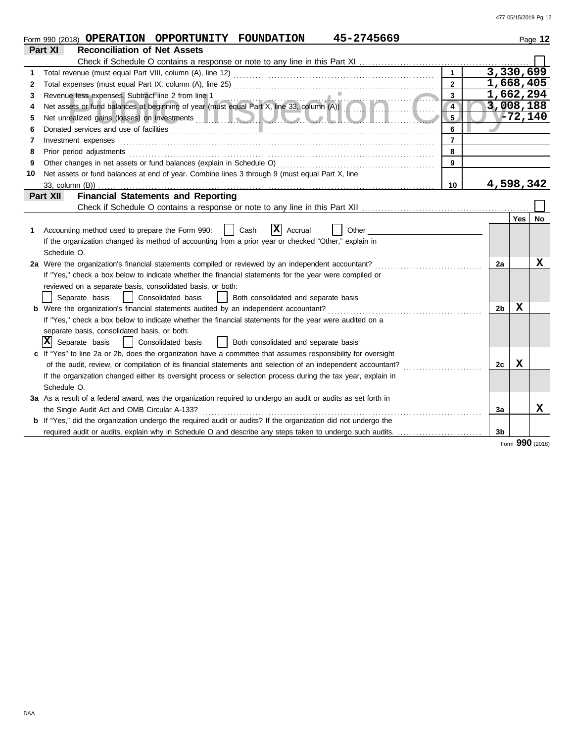Form 990 (2018) **OPERATION OPPORTUNITY FOUNDATION** **45-2745669** Page **12**

## Part XI Reconciliation of Net Assets

Check if Schedule O contains a response or note to any line in this Part XI ☐

| | | | |
|---|---|---|---|
| 1 | Total revenue (must equal Part VIII, column (A), line 12) | 1 | 3,330,699 |
| 2 | Total expenses (must equal Part IX, column (A), line 25) | 2 | 1,668,405 |
| 3 | Revenue less expenses. Subtract line 2 from line 1 | 3 | 1,662,294 |
| 4 | Net assets or fund balances at beginning of year (must equal Part X, line 33, column (A)) | 4 | 3,008,188 |
| 5 | Net unrealized gains (losses) on investments | 5 | -72,140 |
| 6 | Donated services and use of facilities | 6 | |
| 7 | Investment expenses | 7 | |
| 8 | Prior period adjustments | 8 | |
| 9 | Other changes in net assets or fund balances (explain in Schedule O) | 9 | |
| 10 | Net assets or fund balances at end of year. Combine lines 3 through 9 (must equal Part X, line 33, column (B)) | 10 | 4,598,342 |

## Part XII Financial Statements and Reporting

Check if Schedule O contains a response or note to any line in this Part XII ☐

| | | | Yes | No |
|---|---|---|---|---|
| 1 | Accounting method used to prepare the Form 990: ☐ Cash ☒ Accrual ☐ Other<br>If the organization changed its method of accounting from a prior year or checked "Other," explain in Schedule O. | | | |
| 2a | Were the organization's financial statements compiled or reviewed by an independent accountant?<br>If "Yes," check a box below to indicate whether the financial statements for the year were compiled or reviewed on a separate basis, consolidated basis, or both:<br>☐ Separate basis ☐ Consolidated basis ☐ Both consolidated and separate basis | 2a | | X |
| b | Were the organization's financial statements audited by an independent accountant?<br>If "Yes," check a box below to indicate whether the financial statements for the year were audited on a separate basis, consolidated basis, or both:<br>☒ Separate basis ☐ Consolidated basis ☐ Both consolidated and separate basis | 2b | X | |
| c | If "Yes" to line 2a or 2b, does the organization have a committee that assumes responsibility for oversight of the audit, review, or compilation of its financial statements and selection of an independent accountant?<br>If the organization changed either its oversight process or selection process during the tax year, explain in Schedule O. | 2c | X | |
| 3a | As a result of a federal award, was the organization required to undergo an audit or audits as set forth in the Single Audit Act and OMB Circular A-133? | 3a | | X |
| b | If "Yes," did the organization undergo the required audit or audits? If the organization did not undergo the required audit or audits, explain why in Schedule O and describe any steps taken to undergo such audits. | 3b | | |

Form **990** (2018)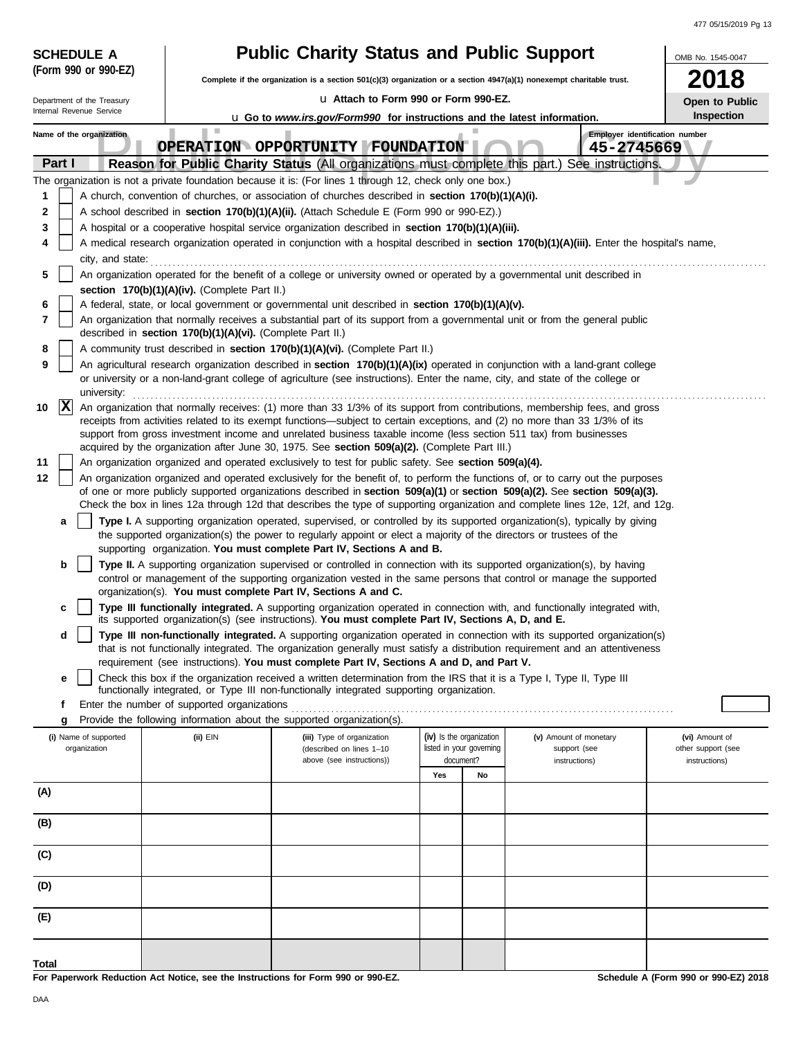**SCHEDULE A (Form 990 or 990-EZ)**

Department of the Treasury
Internal Revenue Service

# Public Charity Status and Public Support

**Complete if the organization is a section 501(c)(3) organization or a section 4947(a)(1) nonexempt charitable trust.**

u Attach to Form 990 or Form 990-EZ.

u Go to *www.irs.gov/Form990* for instructions and the latest information.

OMB No. 1545-0047

**2018**

**Open to Public Inspection**

Name of the organization: **OPERATION OPPORTUNITY FOUNDATION**

Employer identification number: **45-2745669**

**Part I — Reason for Public Charity Status** (All organizations must complete this part.) See instructions.

The organization is not a private foundation because it is: (For lines 1 through 12, check only one box.)

1. [ ] A church, convention of churches, or association of churches described in **section 170(b)(1)(A)(i).**
2. [ ] A school described in **section 170(b)(1)(A)(ii).** (Attach Schedule E (Form 990 or 990-EZ).)
3. [ ] A hospital or a cooperative hospital service organization described in **section 170(b)(1)(A)(iii).**
4. [ ] A medical research organization operated in conjunction with a hospital described in **section 170(b)(1)(A)(iii).** Enter the hospital's name, city, and state:
5. [ ] An organization operated for the benefit of a college or university owned or operated by a governmental unit described in **section 170(b)(1)(A)(iv).** (Complete Part II.)
6. [ ] A federal, state, or local government or governmental unit described in **section 170(b)(1)(A)(v).**
7. [ ] An organization that normally receives a substantial part of its support from a governmental unit or from the general public described in **section 170(b)(1)(A)(vi).** (Complete Part II.)
8. [ ] A community trust described in **section 170(b)(1)(A)(vi).** (Complete Part II.)
9. [ ] An agricultural research organization described in **section 170(b)(1)(A)(ix)** operated in conjunction with a land-grant college or university or a non-land-grant college of agriculture (see instructions). Enter the name, city, and state of the college or university:
10. [X] An organization that normally receives: (1) more than 33 1/3% of its support from contributions, membership fees, and gross receipts from activities related to its exempt functions—subject to certain exceptions, and (2) no more than 33 1/3% of its support from gross investment income and unrelated business taxable income (less section 511 tax) from businesses acquired by the organization after June 30, 1975. See **section 509(a)(2).** (Complete Part III.)
11. [ ] An organization organized and operated exclusively to test for public safety. See **section 509(a)(4).**
12. [ ] An organization organized and operated exclusively for the benefit of, to perform the functions of, or to carry out the purposes of one or more publicly supported organizations described in **section 509(a)(1)** or **section 509(a)(2).** See **section 509(a)(3).** Check the box in lines 12a through 12d that describes the type of supporting organization and complete lines 12e, 12f, and 12g.
   - **a** [ ] **Type I.** A supporting organization operated, supervised, or controlled by its supported organization(s), typically by giving the supported organization(s) the power to regularly appoint or elect a majority of the directors or trustees of the supporting organization. **You must complete Part IV, Sections A and B.**
   - **b** [ ] **Type II.** A supporting organization supervised or controlled in connection with its supported organization(s), by having control or management of the supporting organization vested in the same persons that control or manage the supported organization(s). **You must complete Part IV, Sections A and C.**
   - **c** [ ] **Type III functionally integrated.** A supporting organization operated in connection with, and functionally integrated with, its supported organization(s) (see instructions). **You must complete Part IV, Sections A, D, and E.**
   - **d** [ ] **Type III non-functionally integrated.** A supporting organization operated in connection with its supported organization(s) that is not functionally integrated. The organization generally must satisfy a distribution requirement and an attentiveness requirement (see instructions). **You must complete Part IV, Sections A and D, and Part V.**
   - **e** [ ] Check this box if the organization received a written determination from the IRS that it is a Type I, Type II, Type III functionally integrated, or Type III non-functionally integrated supporting organization.
   - **f** Enter the number of supported organizations
   - **g** Provide the following information about the supported organization(s).

| (i) Name of supported organization | (ii) EIN | (iii) Type of organization (described on lines 1–10 above (see instructions)) | (iv) Is the organization listed in your governing document? Yes | No | (v) Amount of monetary support (see instructions) | (vi) Amount of other support (see instructions) |
|---|---|---|---|---|---|---|
| (A) | | | | | | |
| (B) | | | | | | |
| (C) | | | | | | |
| (D) | | | | | | |
| (E) | | | | | | |
| **Total** | | | | | | |

**For Paperwork Reduction Act Notice, see the Instructions for Form 990 or 990-EZ.**

**Schedule A (Form 990 or 990-EZ) 2018**

DAA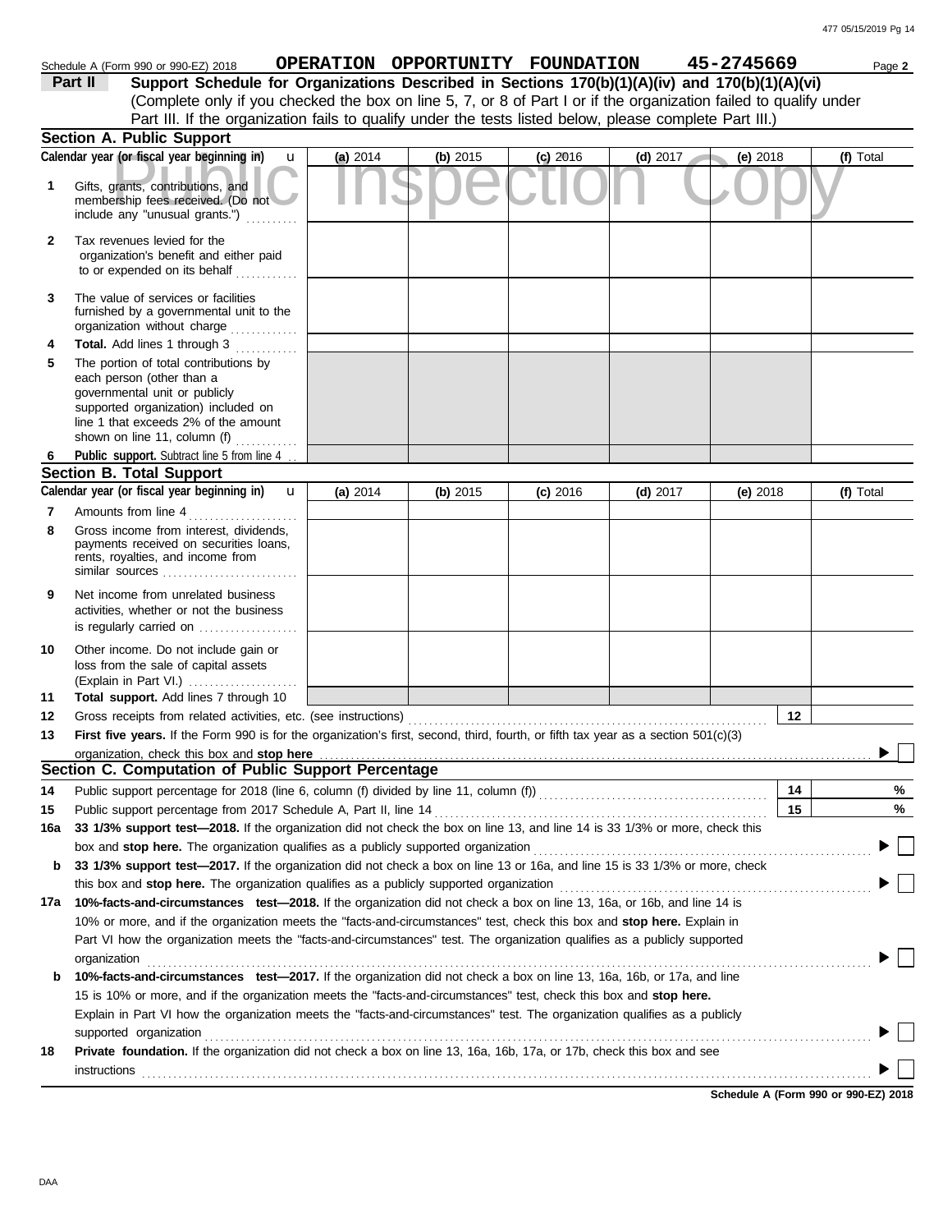Schedule A (Form 990 or 990-EZ) 2018 **OPERATION OPPORTUNITY FOUNDATION 45-2745669** Page **2**

**Part II Support Schedule for Organizations Described in Sections 170(b)(1)(A)(iv) and 170(b)(1)(A)(vi)**
(Complete only if you checked the box on line 5, 7, or 8 of Part I or if the organization failed to qualify under Part III. If the organization fails to qualify under the tests listed below, please complete Part III.)

**Section A. Public Support**

| Calendar year (or fiscal year beginning in) | (a) 2014 | (b) 2015 | (c) 2016 | (d) 2017 | (e) 2018 | (f) Total |
|---|---|---|---|---|---|---|
| 1 Gifts, grants, contributions, and membership fees received. (Do not include any "unusual grants.") | | | | | | |
| 2 Tax revenues levied for the organization's benefit and either paid to or expended on its behalf | | | | | | |
| 3 The value of services or facilities furnished by a governmental unit to the organization without charge | | | | | | |
| 4 **Total.** Add lines 1 through 3 | | | | | | |
| 5 The portion of total contributions by each person (other than a governmental unit or publicly supported organization) included on line 1 that exceeds 2% of the amount shown on line 11, column (f) | | | | | | |
| 6 **Public support.** Subtract line 5 from line 4 | | | | | | |

**Section B. Total Support**

| Calendar year (or fiscal year beginning in) | (a) 2014 | (b) 2015 | (c) 2016 | (d) 2017 | (e) 2018 | (f) Total |
|---|---|---|---|---|---|---|
| 7 Amounts from line 4 | | | | | | |
| 8 Gross income from interest, dividends, payments received on securities loans, rents, royalties, and income from similar sources | | | | | | |
| 9 Net income from unrelated business activities, whether or not the business is regularly carried on | | | | | | |
| 10 Other income. Do not include gain or loss from the sale of capital assets (Explain in Part VI.) | | | | | | |
| 11 **Total support.** Add lines 7 through 10 | | | | | | |

12 Gross receipts from related activities, etc. (see instructions) **12**

13 **First five years.** If the Form 990 is for the organization's first, second, third, fourth, or fifth tax year as a section 501(c)(3) organization, check this box and **stop here** ☐

**Section C. Computation of Public Support Percentage**

14 Public support percentage for 2018 (line 6, column (f) divided by line 11, column (f)) **14** %

15 Public support percentage from 2017 Schedule A, Part II, line 14 **15** %

**16a 33 1/3% support test—2018.** If the organization did not check the box on line 13, and line 14 is 33 1/3% or more, check this box and **stop here.** The organization qualifies as a publicly supported organization ☐

**b 33 1/3% support test—2017.** If the organization did not check a box on line 13 or 16a, and line 15 is 33 1/3% or more, check this box and **stop here.** The organization qualifies as a publicly supported organization ☐

**17a 10%-facts-and-circumstances test—2018.** If the organization did not check a box on line 13, 16a, or 16b, and line 14 is 10% or more, and if the organization meets the "facts-and-circumstances" test, check this box and **stop here.** Explain in Part VI how the organization meets the "facts-and-circumstances" test. The organization qualifies as a publicly supported organization ☐

**b 10%-facts-and-circumstances test—2017.** If the organization did not check a box on line 13, 16a, 16b, or 17a, and line 15 is 10% or more, and if the organization meets the "facts-and-circumstances" test, check this box and **stop here.** Explain in Part VI how the organization meets the "facts-and-circumstances" test. The organization qualifies as a publicly supported organization ☐

**18 Private foundation.** If the organization did not check a box on line 13, 16a, 16b, 17a, or 17b, check this box and see instructions ☐

**Schedule A (Form 990 or 990-EZ) 2018**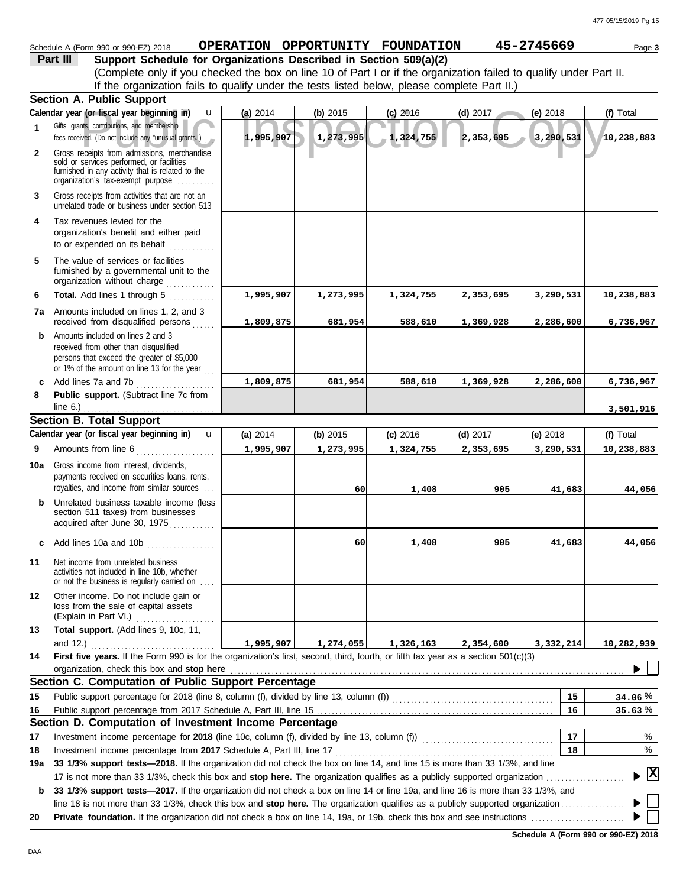Schedule A (Form 990 or 990-EZ) 2018 **OPERATION OPPORTUNITY FOUNDATION** **45-2745669** Page **3**

## Part III Support Schedule for Organizations Described in Section 509(a)(2)

(Complete only if you checked the box on line 10 of Part I or if the organization failed to qualify under Part II. If the organization fails to qualify under the tests listed below, please complete Part II.)

### Section A. Public Support

| Calendar year (or fiscal year beginning in) | (a) 2014 | (b) 2015 | (c) 2016 | (d) 2017 | (e) 2018 | (f) Total |
|---|---|---|---|---|---|---|
| **1** Gifts, grants, contributions, and membership fees received. (Do not include any "unusual grants.") | 1,995,907 | 1,273,995 | 1,324,755 | 2,353,695 | 3,290,531 | 10,238,883 |
| **2** Gross receipts from admissions, merchandise sold or services performed, or facilities furnished in any activity that is related to the organization's tax-exempt purpose | | | | | | |
| **3** Gross receipts from activities that are not an unrelated trade or business under section 513 | | | | | | |
| **4** Tax revenues levied for the organization's benefit and either paid to or expended on its behalf | | | | | | |
| **5** The value of services or facilities furnished by a governmental unit to the organization without charge | | | | | | |
| **6** **Total.** Add lines 1 through 5 | 1,995,907 | 1,273,995 | 1,324,755 | 2,353,695 | 3,290,531 | 10,238,883 |
| **7a** Amounts included on lines 1, 2, and 3 received from disqualified persons | 1,809,875 | 681,954 | 588,610 | 1,369,928 | 2,286,600 | 6,736,967 |
| **b** Amounts included on lines 2 and 3 received from other than disqualified persons that exceed the greater of $5,000 or 1% of the amount on line 13 for the year | | | | | | |
| **c** Add lines 7a and 7b | 1,809,875 | 681,954 | 588,610 | 1,369,928 | 2,286,600 | 6,736,967 |
| **8** **Public support.** (Subtract line 7c from line 6.) | | | | | | 3,501,916 |

### Section B. Total Support

| Calendar year (or fiscal year beginning in) | (a) 2014 | (b) 2015 | (c) 2016 | (d) 2017 | (e) 2018 | (f) Total |
|---|---|---|---|---|---|---|
| **9** Amounts from line 6 | 1,995,907 | 1,273,995 | 1,324,755 | 2,353,695 | 3,290,531 | 10,238,883 |
| **10a** Gross income from interest, dividends, payments received on securities loans, rents, royalties, and income from similar sources | | 60 | 1,408 | 905 | 41,683 | 44,056 |
| **b** Unrelated business taxable income (less section 511 taxes) from businesses acquired after June 30, 1975 | | | | | | |
| **c** Add lines 10a and 10b | | 60 | 1,408 | 905 | 41,683 | 44,056 |
| **11** Net income from unrelated business activities not included in line 10b, whether or not the business is regularly carried on | | | | | | |
| **12** Other income. Do not include gain or loss from the sale of capital assets (Explain in Part VI.) | | | | | | |
| **13** **Total support.** (Add lines 9, 10c, 11, and 12.) | 1,995,907 | 1,274,055 | 1,326,163 | 2,354,600 | 3,332,214 | 10,282,939 |

**14** **First five years.** If the Form 990 is for the organization's first, second, third, fourth, or fifth tax year as a section 501(c)(3) organization, check this box and **stop here** ☐

### Section C. Computation of Public Support Percentage

| | | | |
|---|---|---|---|
| **15** | Public support percentage for 2018 (line 8, column (f), divided by line 13, column (f)) | 15 | 34.06 % |
| **16** | Public support percentage from 2017 Schedule A, Part III, line 15 | 16 | 35.63 % |

### Section D. Computation of Investment Income Percentage

| | | | |
|---|---|---|---|
| **17** | Investment income percentage for **2018** (line 10c, column (f), divided by line 13, column (f)) | 17 | % |
| **18** | Investment income percentage from **2017** Schedule A, Part III, line 17 | 18 | % |

**19a** **33 1/3% support tests—2018.** If the organization did not check the box on line 14, and line 15 is more than 33 1/3%, and line 17 is not more than 33 1/3%, check this box and **stop here.** The organization qualifies as a publicly supported organization ☒

**b** **33 1/3% support tests—2017.** If the organization did not check a box on line 14 or line 19a, and line 16 is more than 33 1/3%, and line 18 is not more than 33 1/3%, check this box and **stop here.** The organization qualifies as a publicly supported organization ☐

**20** **Private foundation.** If the organization did not check a box on line 14, 19a, or 19b, check this box and see instructions ☐

**Schedule A (Form 990 or 990-EZ) 2018**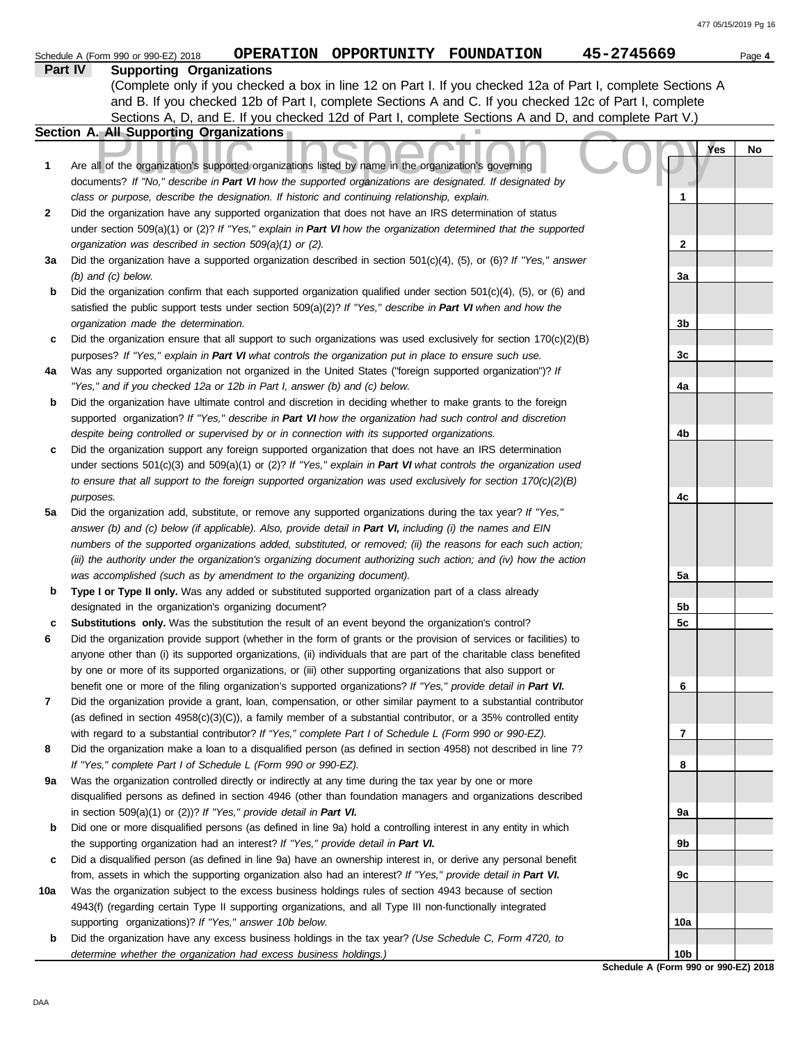Schedule A (Form 990 or 990-EZ) 2018 **OPERATION OPPORTUNITY FOUNDATION** **45-2745669** Page **4**

## Part IV Supporting Organizations

(Complete only if you checked a box in line 12 on Part I. If you checked 12a of Part I, complete Sections A and B. If you checked 12b of Part I, complete Sections A and C. If you checked 12c of Part I, complete Sections A, D, and E. If you checked 12d of Part I, complete Sections A and D, and complete Part V.)

### Section A. All Supporting Organizations

Public Inspection Copy

| | | | Yes | No |
|---|---|---|---|---|
| **1** | Are all of the organization's supported organizations listed by name in the organization's governing documents? *If "No," describe in **Part VI** how the supported organizations are designated. If designated by class or purpose, describe the designation. If historic and continuing relationship, explain.* | 1 | | |
| **2** | Did the organization have any supported organization that does not have an IRS determination of status under section 509(a)(1) or (2)? *If "Yes," explain in **Part VI** how the organization determined that the supported organization was described in section 509(a)(1) or (2).* | 2 | | |
| **3a** | Did the organization have a supported organization described in section 501(c)(4), (5), or (6)? *If "Yes," answer (b) and (c) below.* | 3a | | |
| **b** | Did the organization confirm that each supported organization qualified under section 501(c)(4), (5), or (6) and satisfied the public support tests under section 509(a)(2)? *If "Yes," describe in **Part VI** when and how the organization made the determination.* | 3b | | |
| **c** | Did the organization ensure that all support to such organizations was used exclusively for section 170(c)(2)(B) purposes? *If "Yes," explain in **Part VI** what controls the organization put in place to ensure such use.* | 3c | | |
| **4a** | Was any supported organization not organized in the United States ("foreign supported organization")? *If "Yes," and if you checked 12a or 12b in Part I, answer (b) and (c) below.* | 4a | | |
| **b** | Did the organization have ultimate control and discretion in deciding whether to make grants to the foreign supported organization? *If "Yes," describe in **Part VI** how the organization had such control and discretion despite being controlled or supervised by or in connection with its supported organizations.* | 4b | | |
| **c** | Did the organization support any foreign supported organization that does not have an IRS determination under sections 501(c)(3) and 509(a)(1) or (2)? *If "Yes," explain in **Part VI** what controls the organization used to ensure that all support to the foreign supported organization was used exclusively for section 170(c)(2)(B) purposes.* | 4c | | |
| **5a** | Did the organization add, substitute, or remove any supported organizations during the tax year? *If "Yes," answer (b) and (c) below (if applicable). Also, provide detail in **Part VI,** including (i) the names and EIN numbers of the supported organizations added, substituted, or removed; (ii) the reasons for each such action; (iii) the authority under the organization's organizing document authorizing such action; and (iv) how the action was accomplished (such as by amendment to the organizing document).* | 5a | | |
| **b** | **Type I or Type II only.** Was any added or substituted supported organization part of a class already designated in the organization's organizing document? | 5b | | |
| **c** | **Substitutions only.** Was the substitution the result of an event beyond the organization's control? | 5c | | |
| **6** | Did the organization provide support (whether in the form of grants or the provision of services or facilities) to anyone other than (i) its supported organizations, (ii) individuals that are part of the charitable class benefited by one or more of its supported organizations, or (iii) other supporting organizations that also support or benefit one or more of the filing organization's supported organizations? *If "Yes," provide detail in **Part VI.*** | 6 | | |
| **7** | Did the organization provide a grant, loan, compensation, or other similar payment to a substantial contributor (as defined in section 4958(c)(3)(C)), a family member of a substantial contributor, or a 35% controlled entity with regard to a substantial contributor? *If "Yes," complete Part I of Schedule L (Form 990 or 990-EZ).* | 7 | | |
| **8** | Did the organization make a loan to a disqualified person (as defined in section 4958) not described in line 7? *If "Yes," complete Part I of Schedule L (Form 990 or 990-EZ).* | 8 | | |
| **9a** | Was the organization controlled directly or indirectly at any time during the tax year by one or more disqualified persons as defined in section 4946 (other than foundation managers and organizations described in section 509(a)(1) or (2))? *If "Yes," provide detail in **Part VI.*** | 9a | | |
| **b** | Did one or more disqualified persons (as defined in line 9a) hold a controlling interest in any entity in which the supporting organization had an interest? *If "Yes," provide detail in **Part VI.*** | 9b | | |
| **c** | Did a disqualified person (as defined in line 9a) have an ownership interest in, or derive any personal benefit from, assets in which the supporting organization also had an interest? *If "Yes," provide detail in **Part VI.*** | 9c | | |
| **10a** | Was the organization subject to the excess business holdings rules of section 4943 because of section 4943(f) (regarding certain Type II supporting organizations, and all Type III non-functionally integrated supporting organizations)? *If "Yes," answer 10b below.* | 10a | | |
| **b** | Did the organization have any excess business holdings in the tax year? *(Use Schedule C, Form 4720, to determine whether the organization had excess business holdings.)* | 10b | | |

**Schedule A (Form 990 or 990-EZ) 2018**

DAA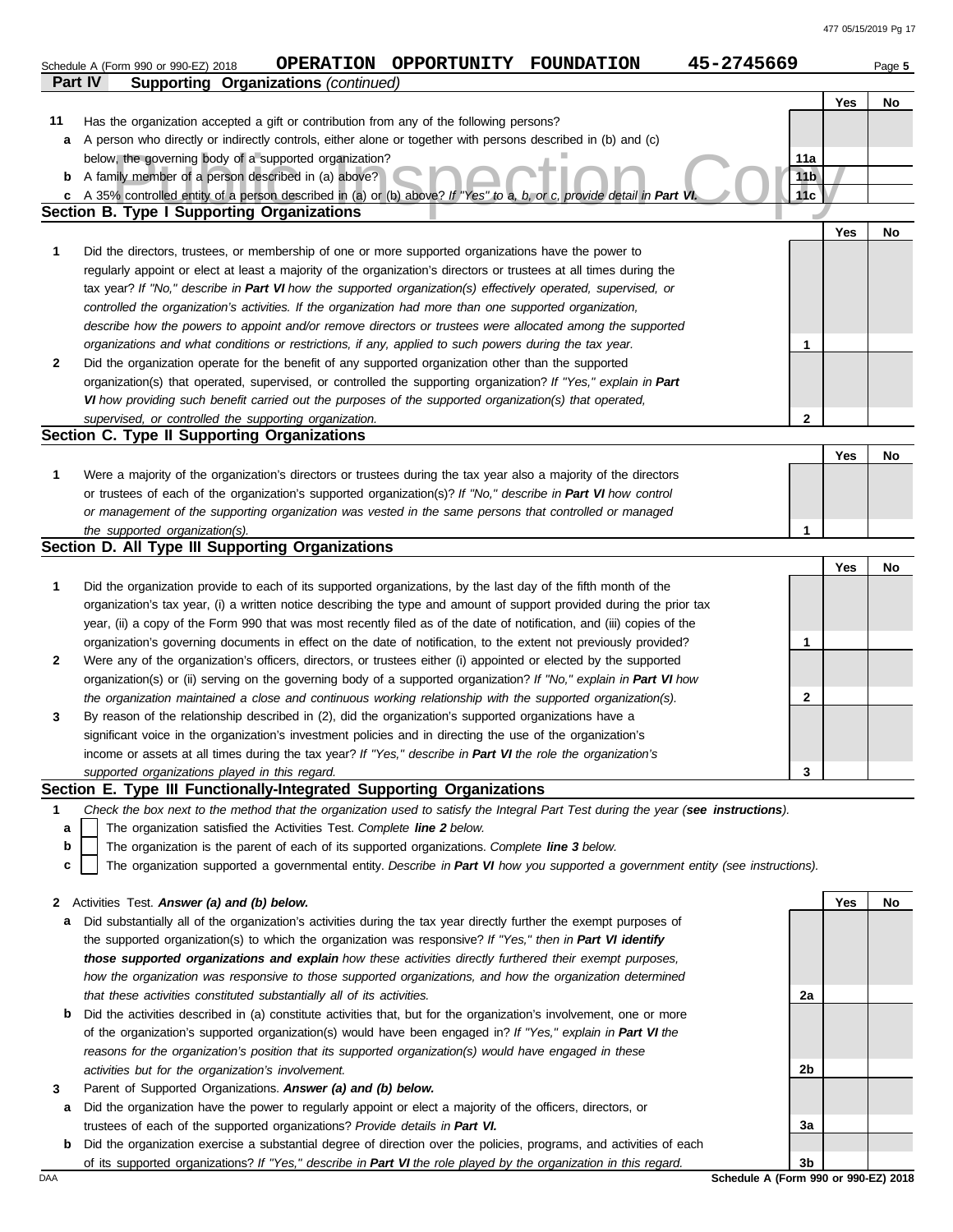Schedule A (Form 990 or 990-EZ) 2018 OPERATION OPPORTUNITY FOUNDATION 45-2745669 Page **5**

**Part IV Supporting Organizations** *(continued)*

| | | | Yes | No |
|---|---|---|---|---|
| **11** | Has the organization accepted a gift or contribution from any of the following persons? | | | |
| **a** | A person who directly or indirectly controls, either alone or together with persons described in (b) and (c) below, the governing body of a supported organization? | **11a** | | |
| **b** | A family member of a person described in (a) above? | **11b** | | |
| **c** | A 35% controlled entity of a person described in (a) or (b) above? *If "Yes" to a, b, or c, provide detail in **Part VI**.* | **11c** | | |

## Section B. Type I Supporting Organizations

| | | | Yes | No |
|---|---|---|---|---|
| **1** | Did the directors, trustees, or membership of one or more supported organizations have the power to regularly appoint or elect at least a majority of the organization's directors or trustees at all times during the tax year? *If "No," describe in **Part VI** how the supported organization(s) effectively operated, supervised, or controlled the organization's activities. If the organization had more than one supported organization, describe how the powers to appoint and/or remove directors or trustees were allocated among the supported organizations and what conditions or restrictions, if any, applied to such powers during the tax year.* | **1** | | |
| **2** | Did the organization operate for the benefit of any supported organization other than the supported organization(s) that operated, supervised, or controlled the supporting organization? *If "Yes," explain in **Part VI** how providing such benefit carried out the purposes of the supported organization(s) that operated, supervised, or controlled the supporting organization.* | **2** | | |

## Section C. Type II Supporting Organizations

| | | | Yes | No |
|---|---|---|---|---|
| **1** | Were a majority of the organization's directors or trustees during the tax year also a majority of the directors or trustees of each of the organization's supported organization(s)? *If "No," describe in **Part VI** how control or management of the supporting organization was vested in the same persons that controlled or managed the supported organization(s).* | **1** | | |

## Section D. All Type III Supporting Organizations

| | | | Yes | No |
|---|---|---|---|---|
| **1** | Did the organization provide to each of its supported organizations, by the last day of the fifth month of the organization's tax year, (i) a written notice describing the type and amount of support provided during the prior tax year, (ii) a copy of the Form 990 that was most recently filed as of the date of notification, and (iii) copies of the organization's governing documents in effect on the date of notification, to the extent not previously provided? | **1** | | |
| **2** | Were any of the organization's officers, directors, or trustees either (i) appointed or elected by the supported organization(s) or (ii) serving on the governing body of a supported organization? *If "No," explain in **Part VI** how the organization maintained a close and continuous working relationship with the supported organization(s).* | **2** | | |
| **3** | By reason of the relationship described in (2), did the organization's supported organizations have a significant voice in the organization's investment policies and in directing the use of the organization's income or assets at all times during the tax year? *If "Yes," describe in **Part VI** the role the organization's supported organizations played in this regard.* | **3** | | |

## Section E. Type III Functionally-Integrated Supporting Organizations

**1** *Check the box next to the method that the organization used to satisfy the Integral Part Test during the year (**see instructions**).*

- **a** ☐ The organization satisfied the Activities Test. *Complete **line 2** below.*
- **b** ☐ The organization is the parent of each of its supported organizations. *Complete **line 3** below.*
- **c** ☐ The organization supported a governmental entity. *Describe in **Part VI** how you supported a government entity (see instructions).*

| | | | Yes | No |
|---|---|---|---|---|
| **2** | Activities Test. ***Answer (a) and (b) below.*** | | | |
| **a** | Did substantially all of the organization's activities during the tax year directly further the exempt purposes of the supported organization(s) to which the organization was responsive? *If "Yes," then in **Part VI identify those supported organizations and explain** how these activities directly furthered their exempt purposes, how the organization was responsive to those supported organizations, and how the organization determined that these activities constituted substantially all of its activities.* | **2a** | | |
| **b** | Did the activities described in (a) constitute activities that, but for the organization's involvement, one or more of the organization's supported organization(s) would have been engaged in? *If "Yes," explain in **Part VI** the reasons for the organization's position that its supported organization(s) would have engaged in these activities but for the organization's involvement.* | **2b** | | |
| **3** | Parent of Supported Organizations. ***Answer (a) and (b) below.*** | | | |
| **a** | Did the organization have the power to regularly appoint or elect a majority of the officers, directors, or trustees of each of the supported organizations? *Provide details in **Part VI.*** | **3a** | | |
| **b** | Did the organization exercise a substantial degree of direction over the policies, programs, and activities of each of its supported organizations? *If "Yes," describe in **Part VI** the role played by the organization in this regard.* | **3b** | | |

DAA **Schedule A (Form 990 or 990-EZ) 2018**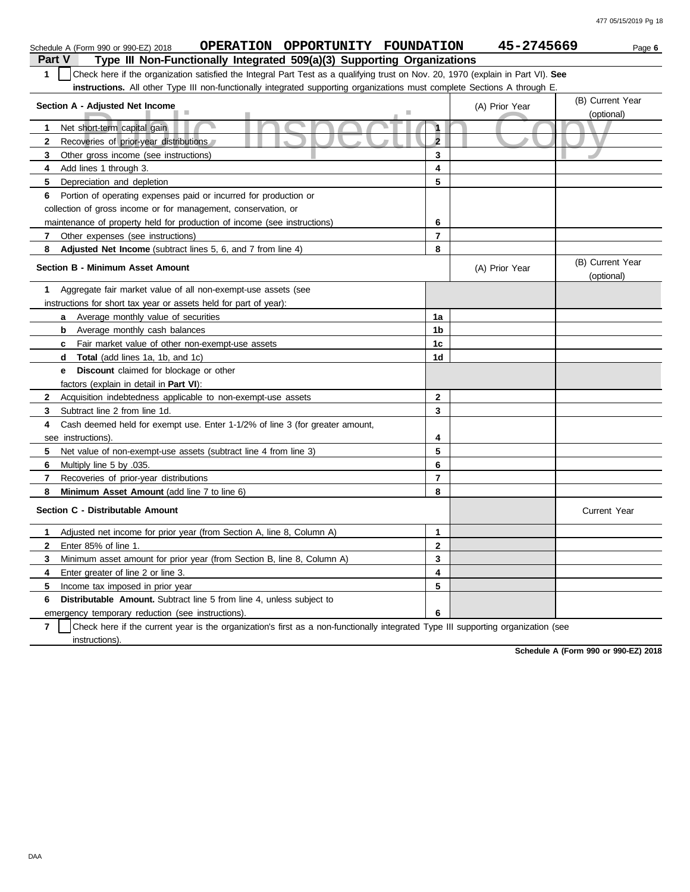Schedule A (Form 990 or 990-EZ) 2018 **OPERATION OPPORTUNITY FOUNDATION** **45-2745669** Page **6**

## Part V Type III Non-Functionally Integrated 509(a)(3) Supporting Organizations

**1** ☐ Check here if the organization satisfied the Integral Part Test as a qualifying trust on Nov. 20, 1970 (explain in Part VI). **See instructions.** All other Type III non-functionally integrated supporting organizations must complete Sections A through E.

| Section A - Adjusted Net Income | | (A) Prior Year | (B) Current Year (optional) |
|---|---|---|---|
| **1** Net short-term capital gain | 1 | | |
| **2** Recoveries of prior-year distributions | 2 | | |
| **3** Other gross income (see instructions) | 3 | | |
| **4** Add lines 1 through 3. | 4 | | |
| **5** Depreciation and depletion | 5 | | |
| **6** Portion of operating expenses paid or incurred for production or collection of gross income or for management, conservation, or maintenance of property held for production of income (see instructions) | 6 | | |
| **7** Other expenses (see instructions) | 7 | | |
| **8** **Adjusted Net Income** (subtract lines 5, 6, and 7 from line 4) | 8 | | |

| Section B - Minimum Asset Amount | | (A) Prior Year | (B) Current Year (optional) |
|---|---|---|---|
| **1** Aggregate fair market value of all non-exempt-use assets (see instructions for short tax year or assets held for part of year): | | | |
| **a** Average monthly value of securities | 1a | | |
| **b** Average monthly cash balances | 1b | | |
| **c** Fair market value of other non-exempt-use assets | 1c | | |
| **d** **Total** (add lines 1a, 1b, and 1c) | 1d | | |
| **e** **Discount** claimed for blockage or other factors (explain in detail in **Part VI**): | | | |
| **2** Acquisition indebtedness applicable to non-exempt-use assets | 2 | | |
| **3** Subtract line 2 from line 1d. | 3 | | |
| **4** Cash deemed held for exempt use. Enter 1-1/2% of line 3 (for greater amount, see instructions). | 4 | | |
| **5** Net value of non-exempt-use assets (subtract line 4 from line 3) | 5 | | |
| **6** Multiply line 5 by .035. | 6 | | |
| **7** Recoveries of prior-year distributions | 7 | | |
| **8** **Minimum Asset Amount** (add line 7 to line 6) | 8 | | |

| Section C - Distributable Amount | | | Current Year |
|---|---|---|---|
| **1** Adjusted net income for prior year (from Section A, line 8, Column A) | 1 | | |
| **2** Enter 85% of line 1. | 2 | | |
| **3** Minimum asset amount for prior year (from Section B, line 8, Column A) | 3 | | |
| **4** Enter greater of line 2 or line 3. | 4 | | |
| **5** Income tax imposed in prior year | 5 | | |
| **6** **Distributable Amount.** Subtract line 5 from line 4, unless subject to emergency temporary reduction (see instructions). | 6 | | |

**7** ☐ Check here if the current year is the organization's first as a non-functionally integrated Type III supporting organization (see instructions).

**Schedule A (Form 990 or 990-EZ) 2018**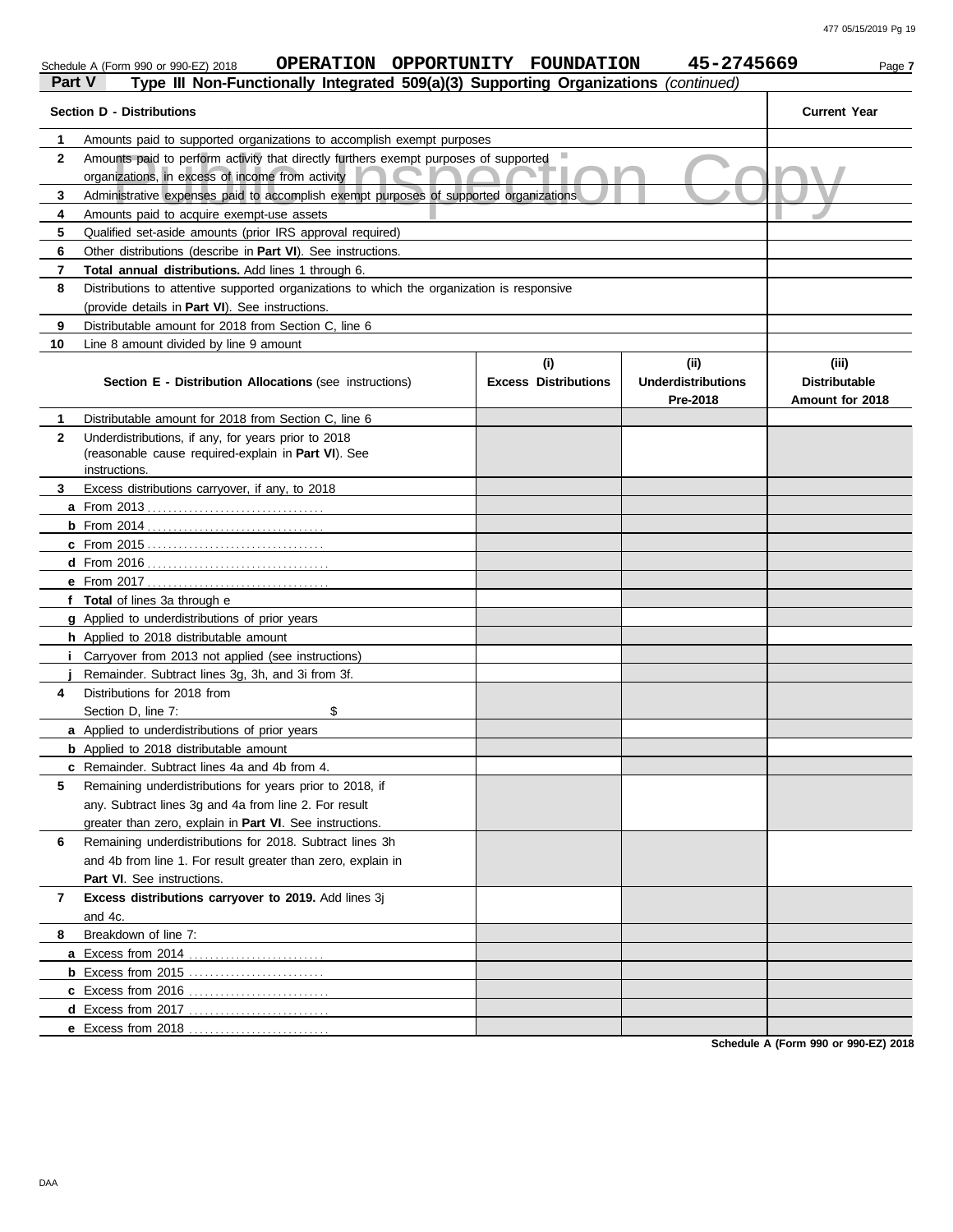Schedule A (Form 990 or 990-EZ) 2018 **OPERATION OPPORTUNITY FOUNDATION** **45-2745669** Page **7**

**Part V** **Type III Non-Functionally Integrated 509(a)(3) Supporting Organizations** *(continued)*

Public Inspection Copy

| **Section D - Distributions** | | **Current Year** |
|---|---|---|
| **1** | Amounts paid to supported organizations to accomplish exempt purposes | |
| **2** | Amounts paid to perform activity that directly furthers exempt purposes of supported organizations, in excess of income from activity | |
| **3** | Administrative expenses paid to accomplish exempt purposes of supported organizations | |
| **4** | Amounts paid to acquire exempt-use assets | |
| **5** | Qualified set-aside amounts (prior IRS approval required) | |
| **6** | Other distributions (describe in **Part VI**). See instructions. | |
| **7** | **Total annual distributions.** Add lines 1 through 6. | |
| **8** | Distributions to attentive supported organizations to which the organization is responsive (provide details in **Part VI**). See instructions. | |
| **9** | Distributable amount for 2018 from Section C, line 6 | |
| **10** | Line 8 amount divided by line 9 amount | |

| | **Section E - Distribution Allocations** (see instructions) | **(i) Excess Distributions** | **(ii) Underdistributions Pre-2018** | **(iii) Distributable Amount for 2018** |
|---|---|---|---|---|
| **1** | Distributable amount for 2018 from Section C, line 6 | | | |
| **2** | Underdistributions, if any, for years prior to 2018 (reasonable cause required-explain in **Part VI**). See instructions. | | | |
| **3** | Excess distributions carryover, if any, to 2018 | | | |
| **a** | From 2013 | | | |
| **b** | From 2014 | | | |
| **c** | From 2015 | | | |
| **d** | From 2016 | | | |
| **e** | From 2017 | | | |
| **f** | **Total** of lines 3a through e | | | |
| **g** | Applied to underdistributions of prior years | | | |
| **h** | Applied to 2018 distributable amount | | | |
| **i** | Carryover from 2013 not applied (see instructions) | | | |
| **j** | Remainder. Subtract lines 3g, 3h, and 3i from 3f. | | | |
| **4** | Distributions for 2018 from Section D, line 7: $ | | | |
| **a** | Applied to underdistributions of prior years | | | |
| **b** | Applied to 2018 distributable amount | | | |
| **c** | Remainder. Subtract lines 4a and 4b from 4. | | | |
| **5** | Remaining underdistributions for years prior to 2018, if any. Subtract lines 3g and 4a from line 2. For result greater than zero, explain in **Part VI**. See instructions. | | | |
| **6** | Remaining underdistributions for 2018. Subtract lines 3h and 4b from line 1. For result greater than zero, explain in **Part VI**. See instructions. | | | |
| **7** | **Excess distributions carryover to 2019.** Add lines 3j and 4c. | | | |
| **8** | Breakdown of line 7: | | | |
| **a** | Excess from 2014 | | | |
| **b** | Excess from 2015 | | | |
| **c** | Excess from 2016 | | | |
| **d** | Excess from 2017 | | | |
| **e** | Excess from 2018 | | | |

**Schedule A (Form 990 or 990-EZ) 2018**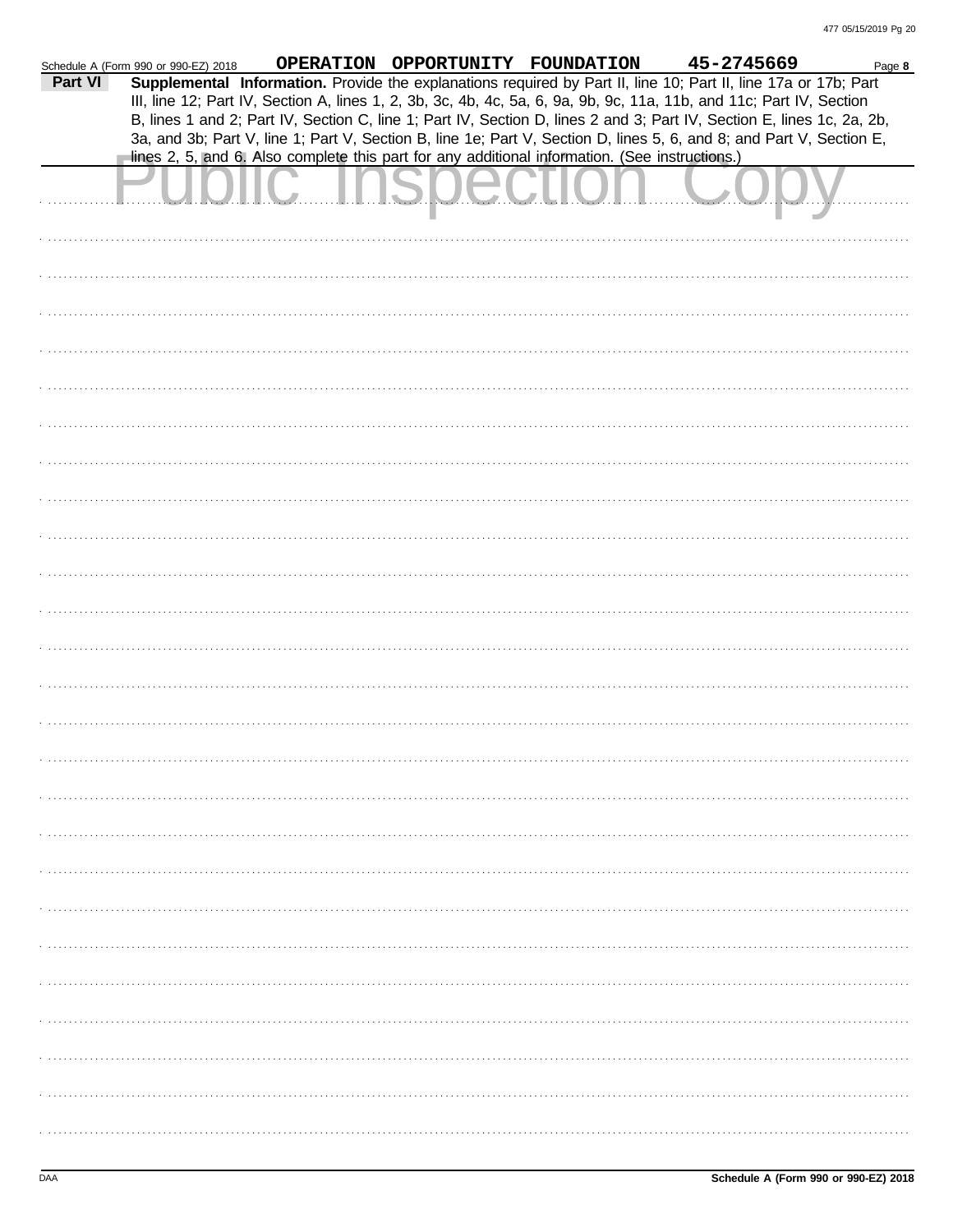Schedule A (Form 990 or 990-EZ) 2018 **OPERATION OPPORTUNITY FOUNDATION** **45-2745669** Page **8**

**Part VI** **Supplemental Information.** Provide the explanations required by Part II, line 10; Part II, line 17a or 17b; Part III, line 12; Part IV, Section A, lines 1, 2, 3b, 3c, 4b, 4c, 5a, 6, 9a, 9b, 9c, 11a, 11b, and 11c; Part IV, Section B, lines 1 and 2; Part IV, Section C, line 1; Part IV, Section D, lines 2 and 3; Part IV, Section E, lines 1c, 2a, 2b, 3a, and 3b; Part V, line 1; Part V, Section B, line 1e; Part V, Section D, lines 5, 6, and 8; and Part V, Section E, lines 2, 5, and 6. Also complete this part for any additional information. (See instructions.)

Public Inspection Copy

DAA **Schedule A (Form 990 or 990-EZ) 2018**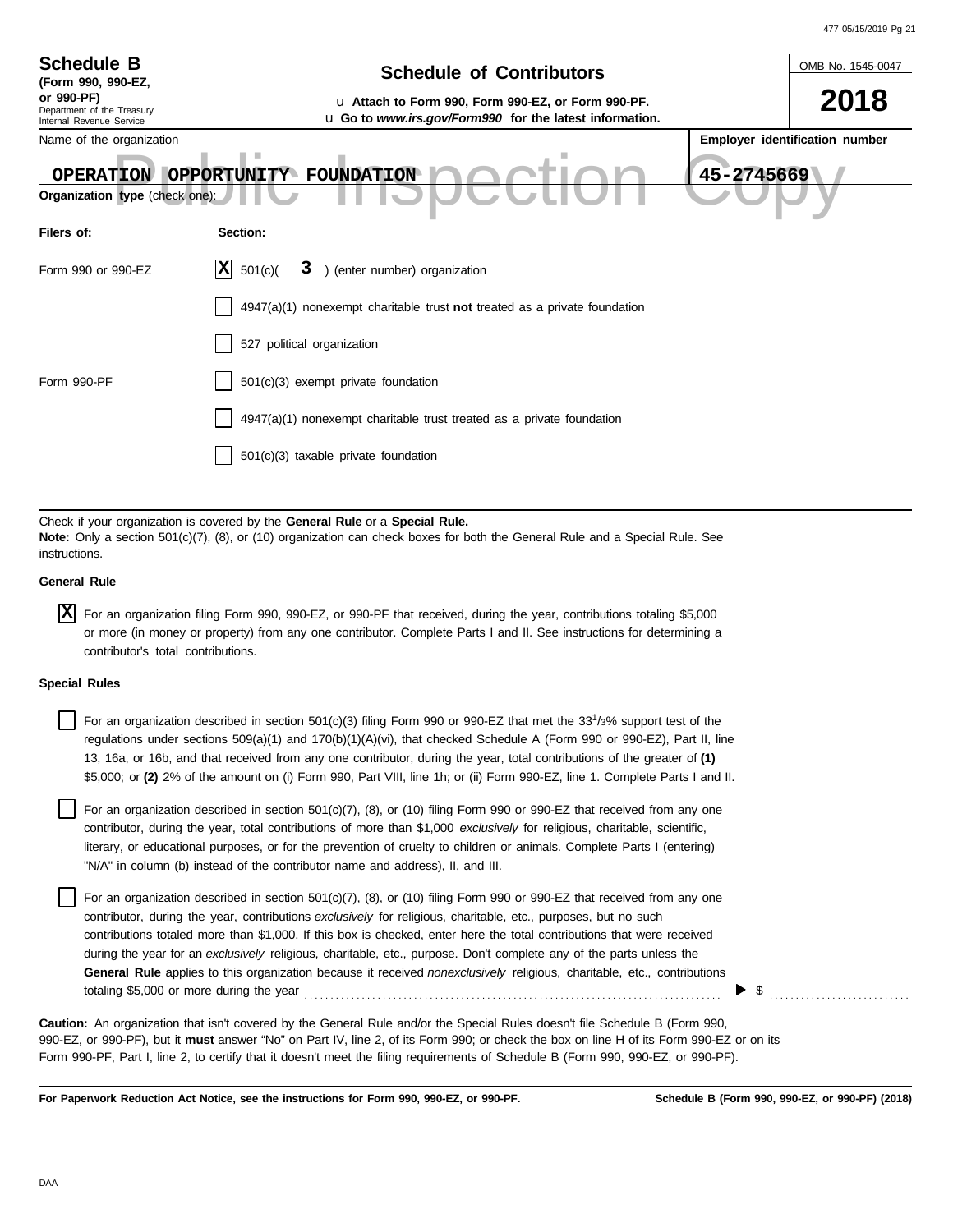**Schedule B**
**(Form 990, 990-EZ, or 990-PF)**
Department of the Treasury
Internal Revenue Service

# Schedule of Contributors

u **Attach to Form 990, Form 990-EZ, or Form 990-PF.**
u **Go to *www.irs.gov/Form990* for the latest information.**

OMB No. 1545-0047

**2018**

Name of the organization: **OPERATION OPPORTUNITY FOUNDATION**

**Employer identification number**: **45-2745669**

Public Inspection Copy

**Organization type** (check one):

| Filers of: | Section: |
|---|---|
| Form 990 or 990-EZ | [X] 501(c)( **3** ) (enter number) organization |
| | [ ] 4947(a)(1) nonexempt charitable trust **not** treated as a private foundation |
| | [ ] 527 political organization |
| Form 990-PF | [ ] 501(c)(3) exempt private foundation |
| | [ ] 4947(a)(1) nonexempt charitable trust treated as a private foundation |
| | [ ] 501(c)(3) taxable private foundation |

Check if your organization is covered by the **General Rule** or a **Special Rule.**
**Note:** Only a section 501(c)(7), (8), or (10) organization can check boxes for both the General Rule and a Special Rule. See instructions.

**General Rule**

[X] For an organization filing Form 990, 990-EZ, or 990-PF that received, during the year, contributions totaling $5,000 or more (in money or property) from any one contributor. Complete Parts I and II. See instructions for determining a contributor's total contributions.

**Special Rules**

[ ] For an organization described in section 501(c)(3) filing Form 990 or 990-EZ that met the 33 1/3% support test of the regulations under sections 509(a)(1) and 170(b)(1)(A)(vi), that checked Schedule A (Form 990 or 990-EZ), Part II, line 13, 16a, or 16b, and that received from any one contributor, during the year, total contributions of the greater of **(1)** $5,000; or **(2)** 2% of the amount on (i) Form 990, Part VIII, line 1h; or (ii) Form 990-EZ, line 1. Complete Parts I and II.

[ ] For an organization described in section 501(c)(7), (8), or (10) filing Form 990 or 990-EZ that received from any one contributor, during the year, total contributions of more than $1,000 *exclusively* for religious, charitable, scientific, literary, or educational purposes, or for the prevention of cruelty to children or animals. Complete Parts I (entering) "N/A" in column (b) instead of the contributor name and address), II, and III.

[ ] For an organization described in section 501(c)(7), (8), or (10) filing Form 990 or 990-EZ that received from any one contributor, during the year, contributions *exclusively* for religious, charitable, etc., purposes, but no such contributions totaled more than $1,000. If this box is checked, enter here the total contributions that were received during the year for an *exclusively* religious, charitable, etc., purpose. Don't complete any of the parts unless the **General Rule** applies to this organization because it received *nonexclusively* religious, charitable, etc., contributions totaling $5,000 or more during the year ........ ▶ $ ..........

**Caution:** An organization that isn't covered by the General Rule and/or the Special Rules doesn't file Schedule B (Form 990, 990-EZ, or 990-PF), but it **must** answer "No" on Part IV, line 2, of its Form 990; or check the box on line H of its Form 990-EZ or on its Form 990-PF, Part I, line 2, to certify that it doesn't meet the filing requirements of Schedule B (Form 990, 990-EZ, or 990-PF).

**For Paperwork Reduction Act Notice, see the instructions for Form 990, 990-EZ, or 990-PF.** **Schedule B (Form 990, 990-EZ, or 990-PF) (2018)**

DAA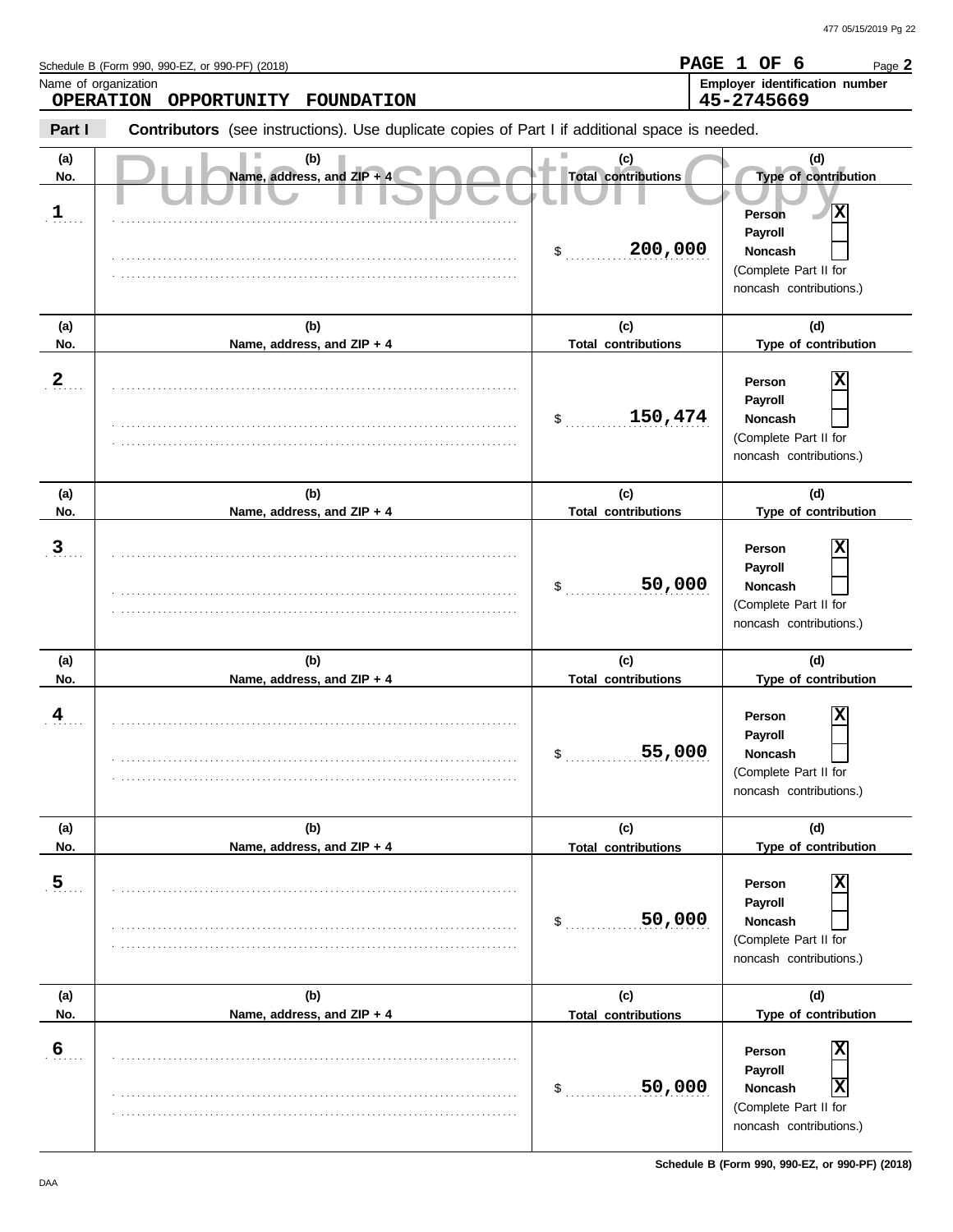Schedule B (Form 990, 990-EZ, or 990-PF) (2018) **PAGE 1 OF 6** Page **2**

Name of organization: **OPERATION OPPORTUNITY FOUNDATION**

Employer identification number: **45-2745669**

**Part I** **Contributors** (see instructions). Use duplicate copies of Part I if additional space is needed.

Public Inspection Copy

| (a) No. | (b) Name, address, and ZIP + 4 | (c) Total contributions | (d) Type of contribution |
|---|---|---|---|
| 1 | | $ 200,000 | Person [X] Payroll [ ] Noncash [ ] (Complete Part II for noncash contributions.) |
| 2 | | $ 150,474 | Person [X] Payroll [ ] Noncash [ ] (Complete Part II for noncash contributions.) |
| 3 | | $ 50,000 | Person [X] Payroll [ ] Noncash [ ] (Complete Part II for noncash contributions.) |
| 4 | | $ 55,000 | Person [X] Payroll [ ] Noncash [ ] (Complete Part II for noncash contributions.) |
| 5 | | $ 50,000 | Person [X] Payroll [ ] Noncash [ ] (Complete Part II for noncash contributions.) |
| 6 | | $ 50,000 | Person [X] Payroll [ ] Noncash [X] (Complete Part II for noncash contributions.) |

DAA

**Schedule B (Form 990, 990-EZ, or 990-PF) (2018)**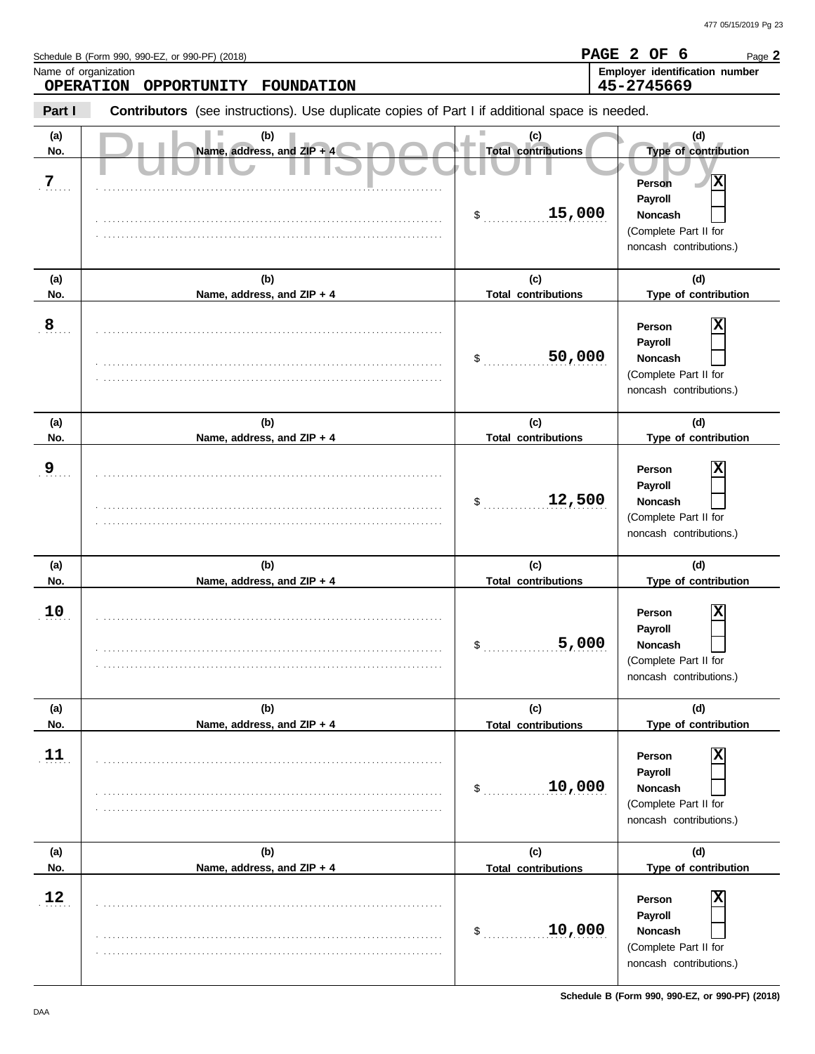Schedule B (Form 990, 990-EZ, or 990-PF) (2018)

**PAGE 2 OF 6** Page **2**

Name of organization: **OPERATION OPPORTUNITY FOUNDATION**

Employer identification number: **45-2745669**

**Part I** **Contributors** (see instructions). Use duplicate copies of Part I if additional space is needed.

Public Inspection Copy

| (a) No. | (b) Name, address, and ZIP + 4 | (c) Total contributions | (d) Type of contribution |
|---|---|---|---|
| 7 | | $ 15,000 | Person [X] Payroll [ ] Noncash [ ] (Complete Part II for noncash contributions.) |
| 8 | | $ 50,000 | Person [X] Payroll [ ] Noncash [ ] (Complete Part II for noncash contributions.) |
| 9 | | $ 12,500 | Person [X] Payroll [ ] Noncash [ ] (Complete Part II for noncash contributions.) |
| 10 | | $ 5,000 | Person [X] Payroll [ ] Noncash [ ] (Complete Part II for noncash contributions.) |
| 11 | | $ 10,000 | Person [X] Payroll [ ] Noncash [ ] (Complete Part II for noncash contributions.) |
| 12 | | $ 10,000 | Person [X] Payroll [ ] Noncash [ ] (Complete Part II for noncash contributions.) |

DAA

**Schedule B (Form 990, 990-EZ, or 990-PF) (2018)**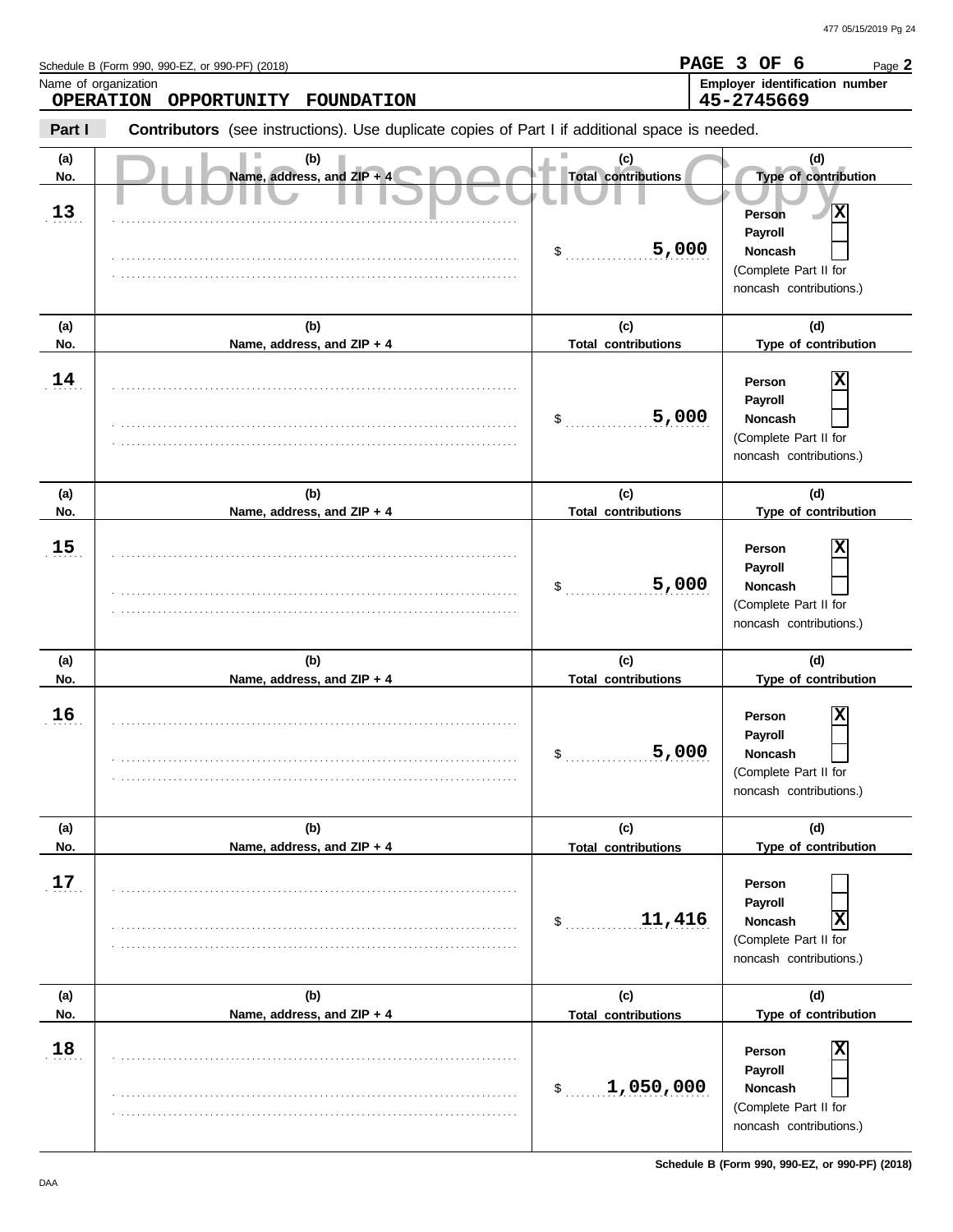Schedule B (Form 990, 990-EZ, or 990-PF) (2018) **PAGE 3 OF 6** Page **2**

Name of organization: **OPERATION OPPORTUNITY FOUNDATION**

Employer identification number: **45-2745669**

**Part I** **Contributors** (see instructions). Use duplicate copies of Part I if additional space is needed.

Public Inspection Copy

| (a) No. | (b) Name, address, and ZIP + 4 | (c) Total contributions | (d) Type of contribution |
|---|---|---|---|
| 13 | | $ 5,000 | Person [X] Payroll [ ] Noncash [ ] (Complete Part II for noncash contributions.) |
| 14 | | $ 5,000 | Person [X] Payroll [ ] Noncash [ ] (Complete Part II for noncash contributions.) |
| 15 | | $ 5,000 | Person [X] Payroll [ ] Noncash [ ] (Complete Part II for noncash contributions.) |
| 16 | | $ 5,000 | Person [X] Payroll [ ] Noncash [ ] (Complete Part II for noncash contributions.) |
| 17 | | $ 11,416 | Person [ ] Payroll [ ] Noncash [X] (Complete Part II for noncash contributions.) |
| 18 | | $ 1,050,000 | Person [X] Payroll [ ] Noncash [ ] (Complete Part II for noncash contributions.) |

DAA **Schedule B (Form 990, 990-EZ, or 990-PF) (2018)**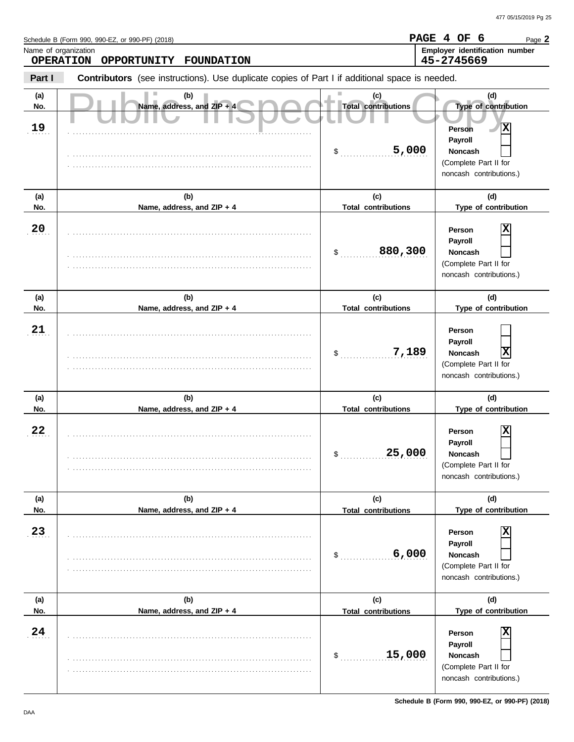Schedule B (Form 990, 990-EZ, or 990-PF) (2018)

**PAGE 4 OF 6**

Name of organization
**OPERATION OPPORTUNITY FOUNDATION**

**Employer identification number**
**45-2745669**

**Part I** **Contributors** (see instructions). Use duplicate copies of Part I if additional space is needed.

Public Inspection Copy

| (a) No. | (b) Name, address, and ZIP + 4 | (c) Total contributions | (d) Type of contribution |
|---|---|---|---|
| 19 | | $ 5,000 | Person [X] Payroll [ ] Noncash [ ] (Complete Part II for noncash contributions.) |
| 20 | | $ 880,300 | Person [X] Payroll [ ] Noncash [ ] (Complete Part II for noncash contributions.) |
| 21 | | $ 7,189 | Person [ ] Payroll [ ] Noncash [X] (Complete Part II for noncash contributions.) |
| 22 | | $ 25,000 | Person [X] Payroll [ ] Noncash [ ] (Complete Part II for noncash contributions.) |
| 23 | | $ 6,000 | Person [X] Payroll [ ] Noncash [ ] (Complete Part II for noncash contributions.) |
| 24 | | $ 15,000 | Person [X] Payroll [ ] Noncash [ ] (Complete Part II for noncash contributions.) |

Schedule B (Form 990, 990-EZ, or 990-PF) (2018)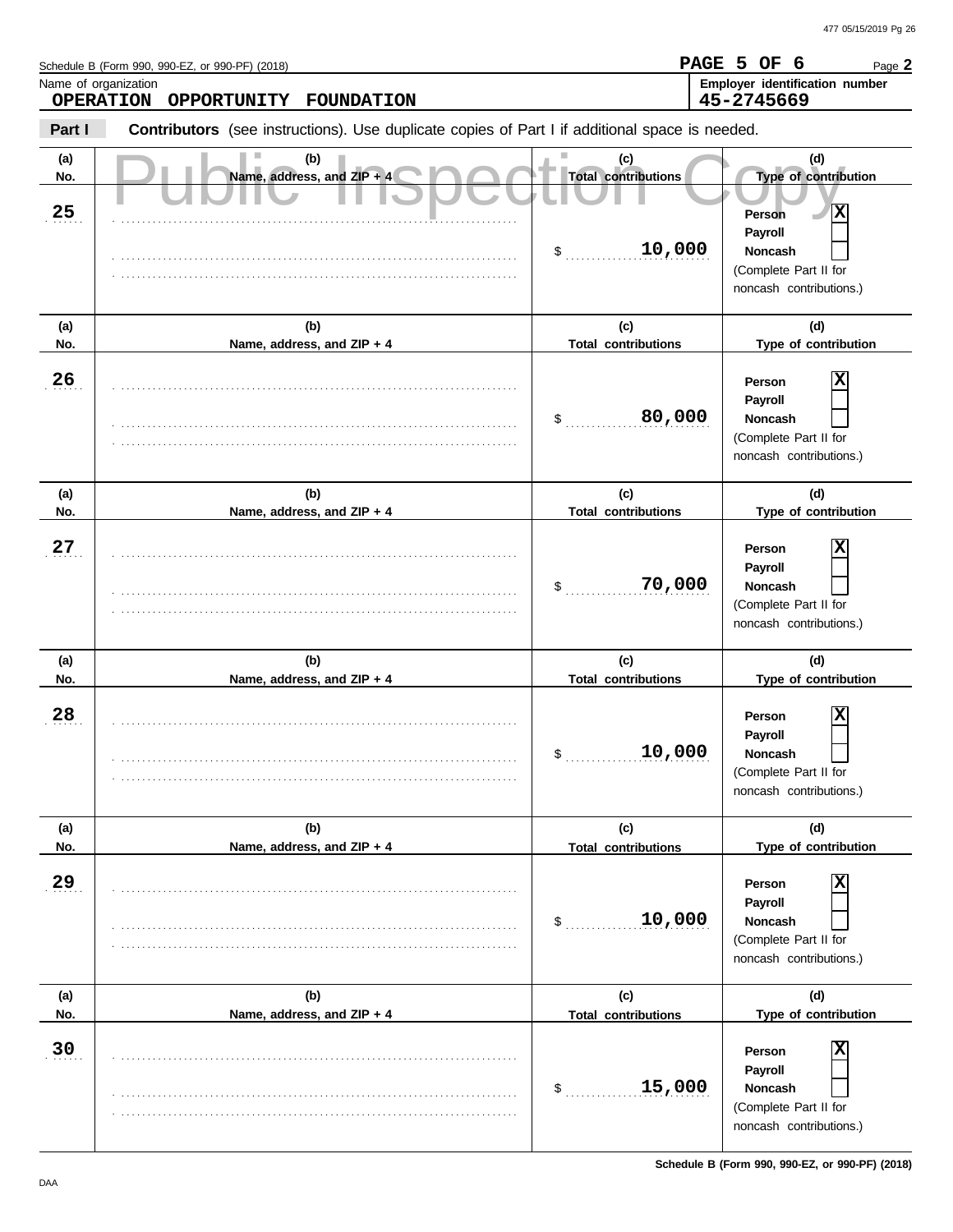Schedule B (Form 990, 990-EZ, or 990-PF) (2018)

**PAGE 5 OF 6** Page **2**

Name of organization: **OPERATION OPPORTUNITY FOUNDATION**

**Employer identification number**: **45-2745669**

**Part I** **Contributors** (see instructions). Use duplicate copies of Part I if additional space is needed.

Public Inspection Copy

| (a) No. | (b) Name, address, and ZIP + 4 | (c) Total contributions | (d) Type of contribution |
|---|---|---|---|
| 25 | | $ 10,000 | Person [X] Payroll [ ] Noncash [ ] (Complete Part II for noncash contributions.) |
| 26 | | $ 80,000 | Person [X] Payroll [ ] Noncash [ ] (Complete Part II for noncash contributions.) |
| 27 | | $ 70,000 | Person [X] Payroll [ ] Noncash [ ] (Complete Part II for noncash contributions.) |
| 28 | | $ 10,000 | Person [X] Payroll [ ] Noncash [ ] (Complete Part II for noncash contributions.) |
| 29 | | $ 10,000 | Person [X] Payroll [ ] Noncash [ ] (Complete Part II for noncash contributions.) |
| 30 | | $ 15,000 | Person [X] Payroll [ ] Noncash [ ] (Complete Part II for noncash contributions.) |

**Schedule B (Form 990, 990-EZ, or 990-PF) (2018)**

DAA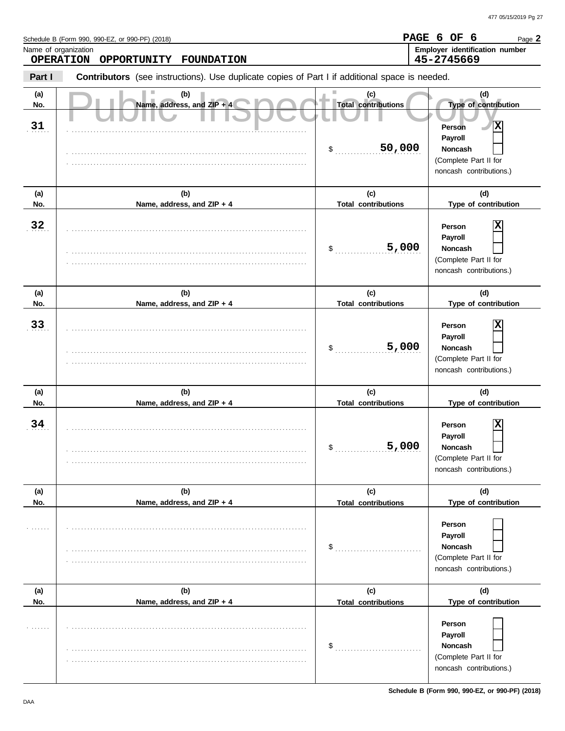Schedule B (Form 990, 990-EZ, or 990-PF) (2018)

**PAGE 6 OF 6**

Name of organization: **OPERATION OPPORTUNITY FOUNDATION**

**Employer identification number: 45-2745669**

**Part I** **Contributors** (see instructions). Use duplicate copies of Part I if additional space is needed.

Public Inspection Copy

| (a) No. | (b) Name, address, and ZIP + 4 | (c) Total contributions | (d) Type of contribution |
|---|---|---|---|
| 31 | | $ 50,000 | Person [X] Payroll [ ] Noncash [ ] (Complete Part II for noncash contributions.) |
| 32 | | $ 5,000 | Person [X] Payroll [ ] Noncash [ ] (Complete Part II for noncash contributions.) |
| 33 | | $ 5,000 | Person [X] Payroll [ ] Noncash [ ] (Complete Part II for noncash contributions.) |
| 34 | | $ 5,000 | Person [X] Payroll [ ] Noncash [ ] (Complete Part II for noncash contributions.) |
| | | $ | Person [ ] Payroll [ ] Noncash [ ] (Complete Part II for noncash contributions.) |
| | | $ | Person [ ] Payroll [ ] Noncash [ ] (Complete Part II for noncash contributions.) |

**Schedule B (Form 990, 990-EZ, or 990-PF) (2018)**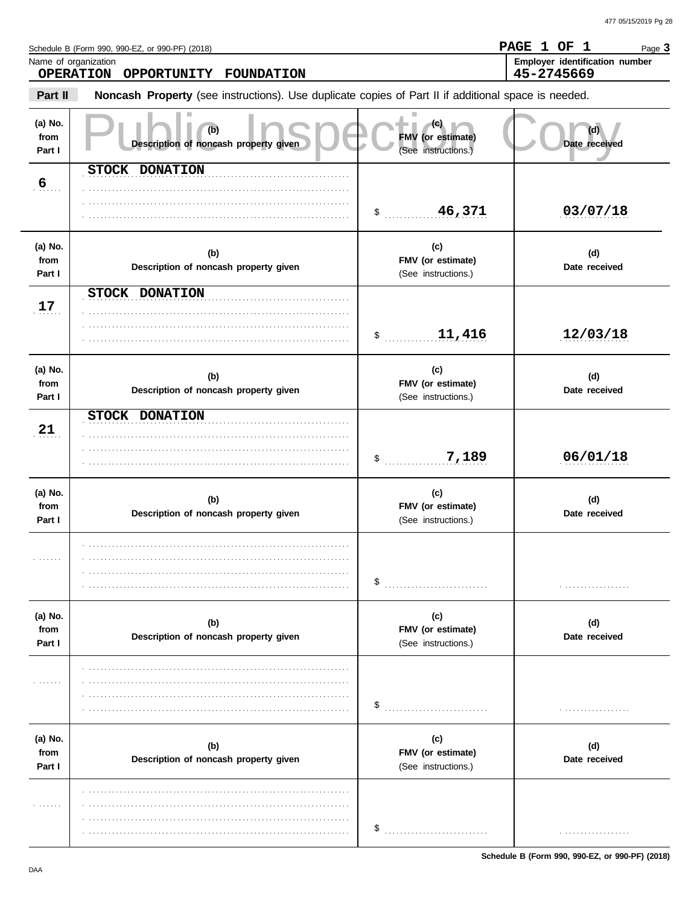Schedule B (Form 990, 990-EZ, or 990-PF) (2018) **PAGE 1 OF 1** Page **3**

Name of organization: **OPERATION OPPORTUNITY FOUNDATION**

Employer identification number: **45-2745669**

**Part II** **Noncash Property** (see instructions). Use duplicate copies of Part II if additional space is needed.

Public Inspection Copy

| (a) No. from Part I | (b) Description of noncash property given | (c) FMV (or estimate) (See instructions.) | (d) Date received |
|---|---|---|---|
| 6 | STOCK DONATION | $ 46,371 | 03/07/18 |
| 17 | STOCK DONATION | $ 11,416 | 12/03/18 |
| 21 | STOCK DONATION | $ 7,189 | 06/01/18 |
| | | $ | |
| | | $ | |
| | | $ | |

Schedule B (Form 990, 990-EZ, or 990-PF) (2018)

DAA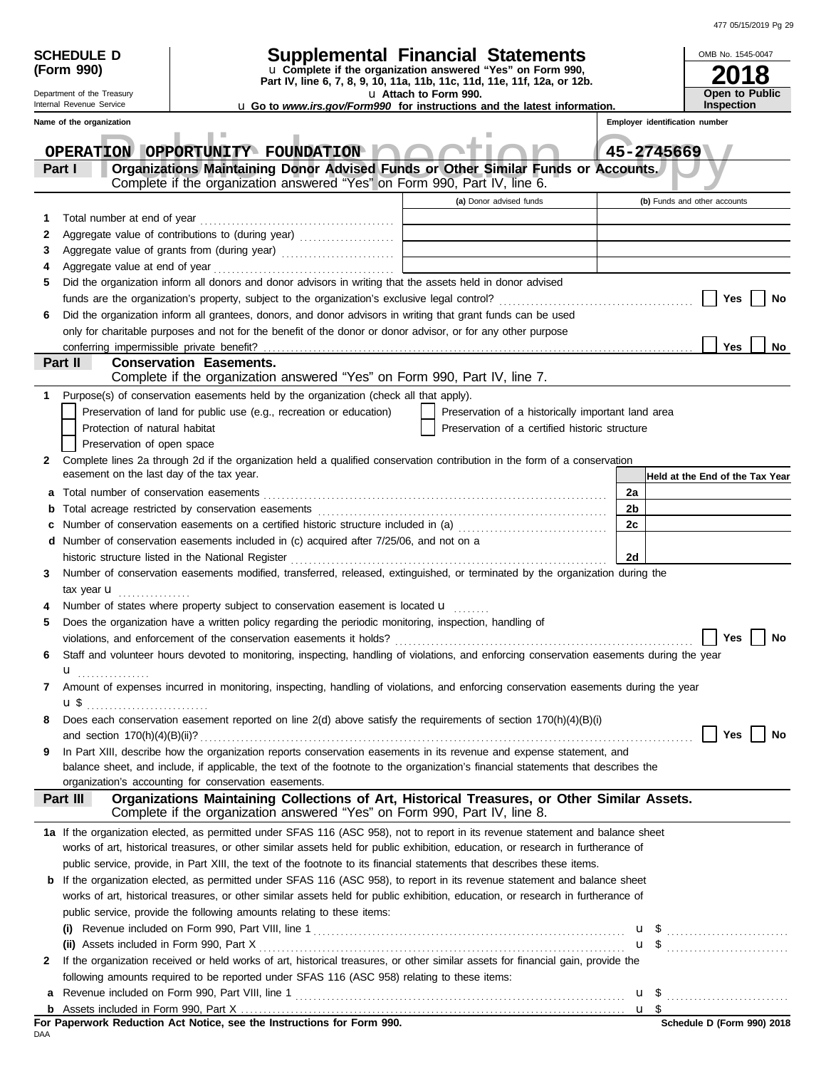**SCHEDULE D (Form 990)**

Department of the Treasury
Internal Revenue Service

# Supplemental Financial Statements

u Complete if the organization answered "Yes" on Form 990, Part IV, line 6, 7, 8, 9, 10, 11a, 11b, 11c, 11d, 11e, 11f, 12a, or 12b.
u Attach to Form 990.
u Go to *www.irs.gov/Form990* for instructions and the latest information.

OMB No. 1545-0047

**2018**

**Open to Public Inspection**

**Name of the organization:** OPERATION OPPORTUNITY FOUNDATION

**Employer identification number:** 45-2745669

## Part I — Organizations Maintaining Donor Advised Funds or Other Similar Funds or Accounts.
Complete if the organization answered "Yes" on Form 990, Part IV, line 6.

| | | (a) Donor advised funds | (b) Funds and other accounts |
|---|---|---|---|
| 1 | Total number at end of year | | |
| 2 | Aggregate value of contributions to (during year) | | |
| 3 | Aggregate value of grants from (during year) | | |
| 4 | Aggregate value at end of year | | |

5 Did the organization inform all donors and donor advisors in writing that the assets held in donor advised funds are the organization's property, subject to the organization's exclusive legal control? ☐ Yes ☐ No

6 Did the organization inform all grantees, donors, and donor advisors in writing that grant funds can be used only for charitable purposes and not for the benefit of the donor or donor advisor, or for any other purpose conferring impermissible private benefit? ☐ Yes ☐ No

## Part II — Conservation Easements.
Complete if the organization answered "Yes" on Form 990, Part IV, line 7.

1 Purpose(s) of conservation easements held by the organization (check all that apply).

- ☐ Preservation of land for public use (e.g., recreation or education)
- ☐ Protection of natural habitat
- ☐ Preservation of open space
- ☐ Preservation of a historically important land area
- ☐ Preservation of a certified historic structure

2 Complete lines 2a through 2d if the organization held a qualified conservation contribution in the form of a conservation easement on the last day of the tax year.

| | | | Held at the End of the Tax Year |
|---|---|---|---|
| a | Total number of conservation easements | 2a | |
| b | Total acreage restricted by conservation easements | 2b | |
| c | Number of conservation easements on a certified historic structure included in (a) | 2c | |
| d | Number of conservation easements included in (c) acquired after 7/25/06, and not on a historic structure listed in the National Register | 2d | |

3 Number of conservation easements modified, transferred, released, extinguished, or terminated by the organization during the tax year u

4 Number of states where property subject to conservation easement is located u

5 Does the organization have a written policy regarding the periodic monitoring, inspection, handling of violations, and enforcement of the conservation easements it holds? ☐ Yes ☐ No

6 Staff and volunteer hours devoted to monitoring, inspecting, handling of violations, and enforcing conservation easements during the year u

7 Amount of expenses incurred in monitoring, inspecting, handling of violations, and enforcing conservation easements during the year u $

8 Does each conservation easement reported on line 2(d) above satisfy the requirements of section 170(h)(4)(B)(i) and section 170(h)(4)(B)(ii)? ☐ Yes ☐ No

9 In Part XIII, describe how the organization reports conservation easements in its revenue and expense statement, and balance sheet, and include, if applicable, the text of the footnote to the organization's financial statements that describes the organization's accounting for conservation easements.

## Part III — Organizations Maintaining Collections of Art, Historical Treasures, or Other Similar Assets.
Complete if the organization answered "Yes" on Form 990, Part IV, line 8.

1a If the organization elected, as permitted under SFAS 116 (ASC 958), not to report in its revenue statement and balance sheet works of art, historical treasures, or other similar assets held for public exhibition, education, or research in furtherance of public service, provide, in Part XIII, the text of the footnote to its financial statements that describes these items.

b If the organization elected, as permitted under SFAS 116 (ASC 958), to report in its revenue statement and balance sheet works of art, historical treasures, or other similar assets held for public exhibition, education, or research in furtherance of public service, provide the following amounts relating to these items:

(i) Revenue included on Form 990, Part VIII, line 1 u $

(ii) Assets included in Form 990, Part X u $

2 If the organization received or held works of art, historical treasures, or other similar assets for financial gain, provide the following amounts required to be reported under SFAS 116 (ASC 958) relating to these items:

a Revenue included on Form 990, Part VIII, line 1 u $

b Assets included in Form 990, Part X u $

**For Paperwork Reduction Act Notice, see the Instructions for Form 990.**

DAA

**Schedule D (Form 990) 2018**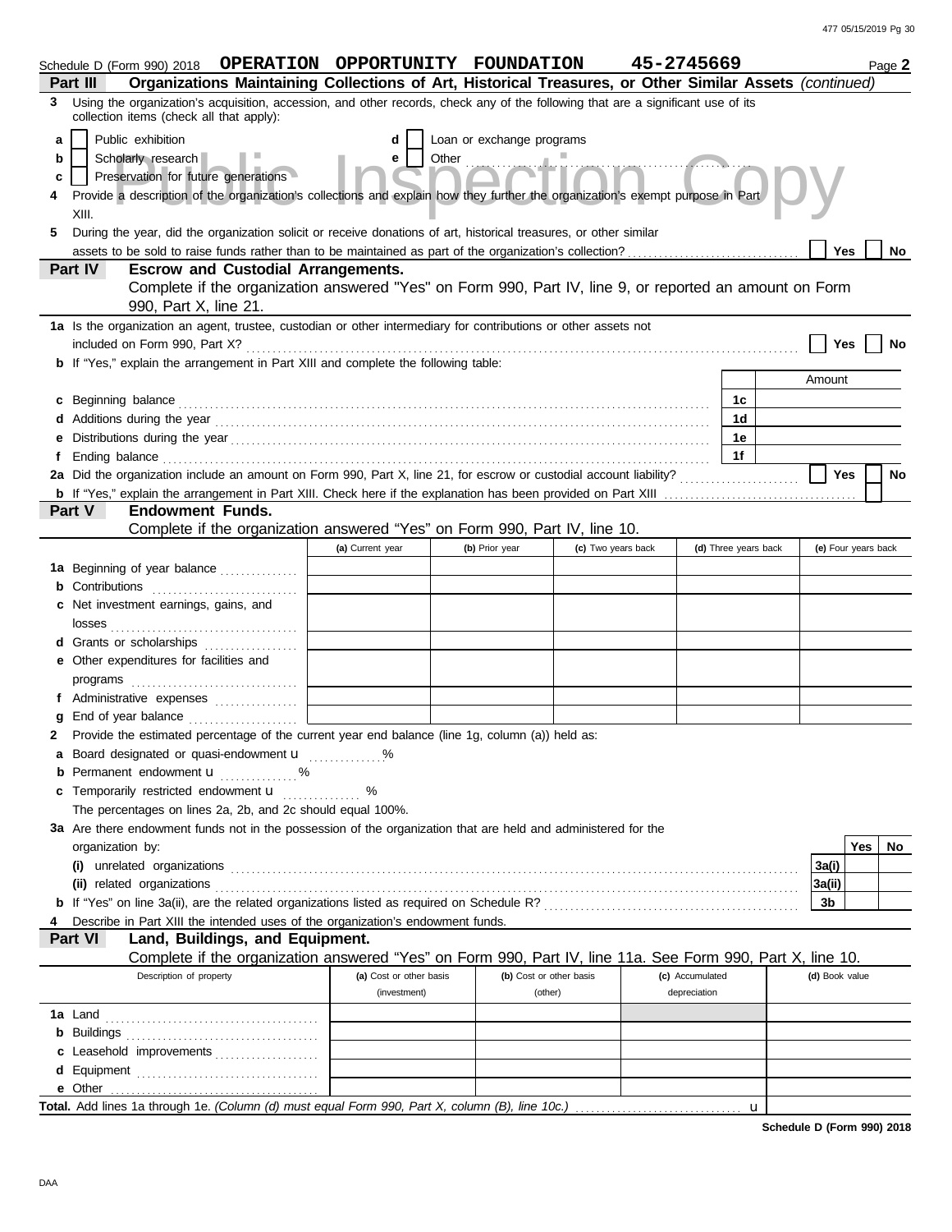Schedule D (Form 990) 2018 **OPERATION OPPORTUNITY FOUNDATION** **45-2745669** Page **2**

## Part III Organizations Maintaining Collections of Art, Historical Treasures, or Other Similar Assets *(continued)*

**3** Using the organization's acquisition, accession, and other records, check any of the following that are a significant use of its collection items (check all that apply):

- **a** ☐ Public exhibition
- **b** ☐ Scholarly research
- **c** ☐ Preservation for future generations
- **d** ☐ Loan or exchange programs
- **e** ☐ Other

**4** Provide a description of the organization's collections and explain how they further the organization's exempt purpose in Part XIII.

**5** During the year, did the organization solicit or receive donations of art, historical treasures, or other similar assets to be sold to raise funds rather than to be maintained as part of the organization's collection? ☐ Yes ☐ No

## Part IV Escrow and Custodial Arrangements.

Complete if the organization answered "Yes" on Form 990, Part IV, line 9, or reported an amount on Form 990, Part X, line 21.

**1a** Is the organization an agent, trustee, custodian or other intermediary for contributions or other assets not included on Form 990, Part X? ☐ Yes ☐ No

**b** If "Yes," explain the arrangement in Part XIII and complete the following table:

| | | Amount |
|---|---|---|
| **c** Beginning balance | 1c | |
| **d** Additions during the year | 1d | |
| **e** Distributions during the year | 1e | |
| **f** Ending balance | 1f | |

**2a** Did the organization include an amount on Form 990, Part X, line 21, for escrow or custodial account liability? ☐ Yes ☐ No

**b** If "Yes," explain the arrangement in Part XIII. Check here if the explanation has been provided on Part XIII ☐

## Part V Endowment Funds.

Complete if the organization answered "Yes" on Form 990, Part IV, line 10.

| | (a) Current year | (b) Prior year | (c) Two years back | (d) Three years back | (e) Four years back |
|---|---|---|---|---|---|
| **1a** Beginning of year balance | | | | | |
| **b** Contributions | | | | | |
| **c** Net investment earnings, gains, and losses | | | | | |
| **d** Grants or scholarships | | | | | |
| **e** Other expenditures for facilities and programs | | | | | |
| **f** Administrative expenses | | | | | |
| **g** End of year balance | | | | | |

**2** Provide the estimated percentage of the current year end balance (line 1g, column (a)) held as:

- **a** Board designated or quasi-endowment u ............ %
- **b** Permanent endowment u ............ %
- **c** Temporarily restricted endowment u ............ %

The percentages on lines 2a, 2b, and 2c should equal 100%.

**3a** Are there endowment funds not in the possession of the organization that are held and administered for the organization by:

| | | Yes | No |
|---|---|---|---|
| **(i)** unrelated organizations | 3a(i) | | |
| **(ii)** related organizations | 3a(ii) | | |
| **b** If "Yes" on line 3a(ii), are the related organizations listed as required on Schedule R? | 3b | | |

**4** Describe in Part XIII the intended uses of the organization's endowment funds.

## Part VI Land, Buildings, and Equipment.

Complete if the organization answered "Yes" on Form 990, Part IV, line 11a. See Form 990, Part X, line 10.

| Description of property | (a) Cost or other basis (investment) | (b) Cost or other basis (other) | (c) Accumulated depreciation | (d) Book value |
|---|---|---|---|---|
| **1a** Land | | | | |
| **b** Buildings | | | | |
| **c** Leasehold improvements | | | | |
| **d** Equipment | | | | |
| **e** Other | | | | |

**Total.** Add lines 1a through 1e. *(Column (d) must equal Form 990, Part X, column (B), line 10c.)* u

**Schedule D (Form 990) 2018**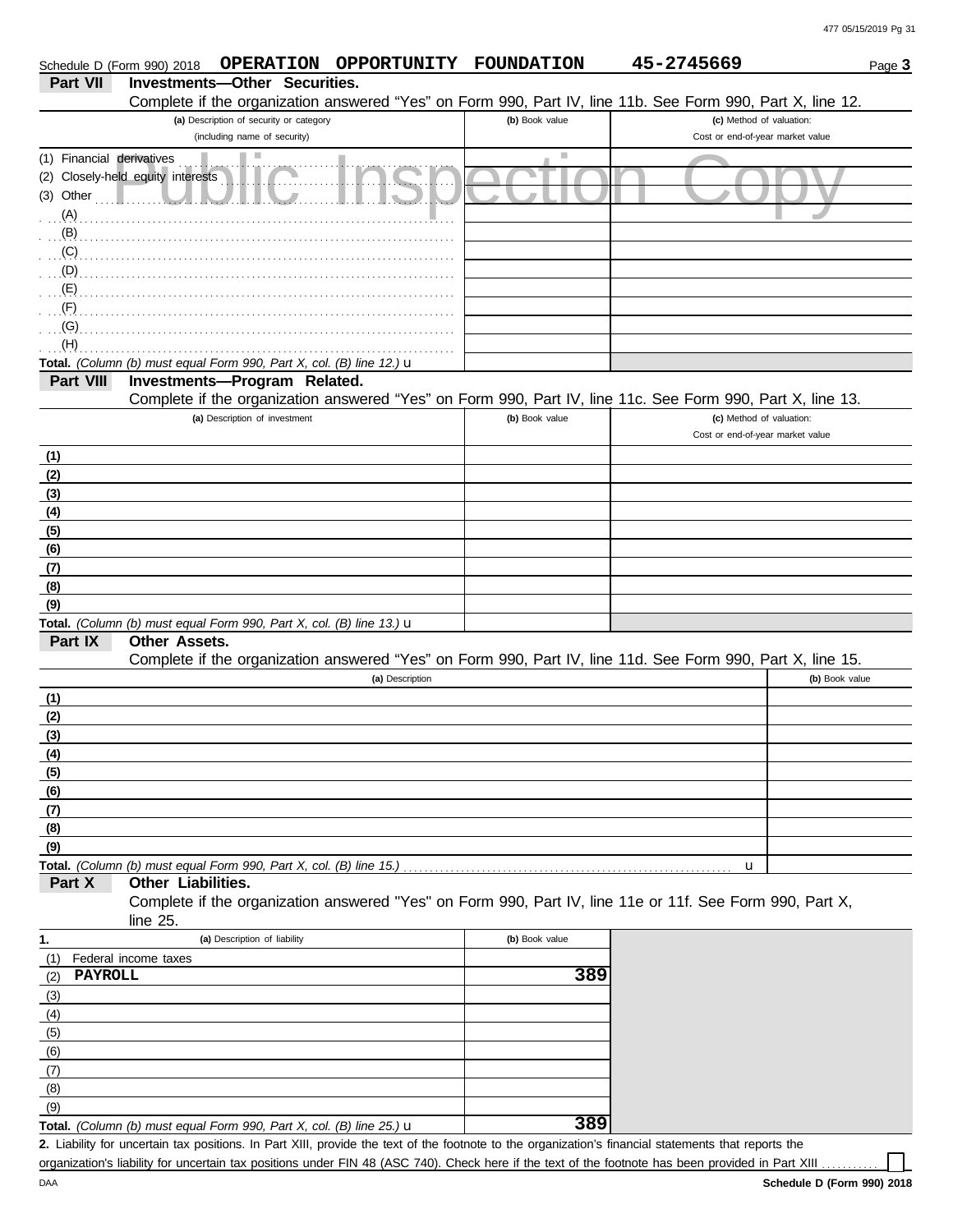Schedule D (Form 990) 2018 **OPERATION OPPORTUNITY FOUNDATION** **45-2745669** Page **3**

## Part VII Investments—Other Securities.

Complete if the organization answered "Yes" on Form 990, Part IV, line 11b. See Form 990, Part X, line 12.

| (a) Description of security or category (including name of security) | (b) Book value | (c) Method of valuation: Cost or end-of-year market value |
|---|---|---|
| (1) Financial derivatives | | |
| (2) Closely-held equity interests | | |
| (3) Other | | |
| (A) | | |
| (B) | | |
| (C) | | |
| (D) | | |
| (E) | | |
| (F) | | |
| (G) | | |
| (H) | | |
| **Total.** *(Column (b) must equal Form 990, Part X, col. (B) line 12.)* u | | |

## Part VIII Investments—Program Related.

Complete if the organization answered "Yes" on Form 990, Part IV, line 11c. See Form 990, Part X, line 13.

| (a) Description of investment | (b) Book value | (c) Method of valuation: Cost or end-of-year market value |
|---|---|---|
| (1) | | |
| (2) | | |
| (3) | | |
| (4) | | |
| (5) | | |
| (6) | | |
| (7) | | |
| (8) | | |
| (9) | | |
| **Total.** *(Column (b) must equal Form 990, Part X, col. (B) line 13.)* u | | |

## Part IX Other Assets.

Complete if the organization answered "Yes" on Form 990, Part IV, line 11d. See Form 990, Part X, line 15.

| (a) Description | (b) Book value |
|---|---|
| (1) | |
| (2) | |
| (3) | |
| (4) | |
| (5) | |
| (6) | |
| (7) | |
| (8) | |
| (9) | |
| **Total.** *(Column (b) must equal Form 990, Part X, col. (B) line 15.)* u | |

## Part X Other Liabilities.

Complete if the organization answered "Yes" on Form 990, Part IV, line 11e or 11f. See Form 990, Part X, line 25.

| 1. (a) Description of liability | (b) Book value |
|---|---|
| (1) Federal income taxes | |
| (2) **PAYROLL** | **389** |
| (3) | |
| (4) | |
| (5) | |
| (6) | |
| (7) | |
| (8) | |
| (9) | |
| **Total.** *(Column (b) must equal Form 990, Part X, col. (B) line 25.)* u | **389** |

**2.** Liability for uncertain tax positions. In Part XIII, provide the text of the footnote to the organization's financial statements that reports the organization's liability for uncertain tax positions under FIN 48 (ASC 740). Check here if the text of the footnote has been provided in Part XIII ☐

DAA **Schedule D (Form 990) 2018**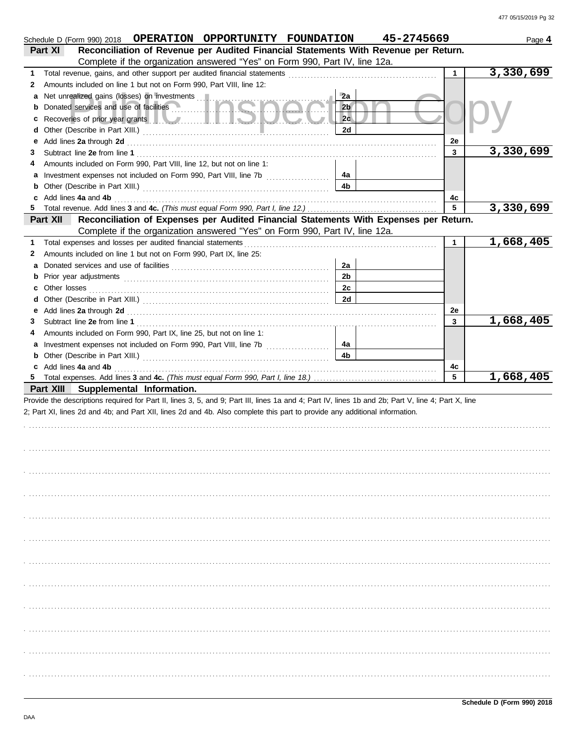Schedule D (Form 990) 2018 **OPERATION OPPORTUNITY FOUNDATION** **45-2745669** Page **4**

## Part XI Reconciliation of Revenue per Audited Financial Statements With Revenue per Return.

Complete if the organization answered "Yes" on Form 990, Part IV, line 12a.

| | | | | | |
|---|---|---|---|---|---|
| **1** | Total revenue, gains, and other support per audited financial statements | | | **1** | **3,330,699** |
| **2** | Amounts included on line 1 but not on Form 990, Part VIII, line 12: | | | | |
| **a** | Net unrealized gains (losses) on investments | **2a** | | | |
| **b** | Donated services and use of facilities | **2b** | | | |
| **c** | Recoveries of prior year grants | **2c** | | | |
| **d** | Other (Describe in Part XIII.) | **2d** | | | |
| **e** | Add lines **2a** through **2d** | | | **2e** | |
| **3** | Subtract line **2e** from line **1** | | | **3** | **3,330,699** |
| **4** | Amounts included on Form 990, Part VIII, line 12, but not on line 1: | | | | |
| **a** | Investment expenses not included on Form 990, Part VIII, line 7b | **4a** | | | |
| **b** | Other (Describe in Part XIII.) | **4b** | | | |
| **c** | Add lines **4a** and **4b** | | | **4c** | |
| **5** | Total revenue. Add lines **3** and **4c.** *(This must equal Form 990, Part I, line 12.)* | | | **5** | **3,330,699** |

## Part XII Reconciliation of Expenses per Audited Financial Statements With Expenses per Return.

Complete if the organization answered "Yes" on Form 990, Part IV, line 12a.

| | | | | | |
|---|---|---|---|---|---|
| **1** | Total expenses and losses per audited financial statements | | | **1** | **1,668,405** |
| **2** | Amounts included on line 1 but not on Form 990, Part IX, line 25: | | | | |
| **a** | Donated services and use of facilities | **2a** | | | |
| **b** | Prior year adjustments | **2b** | | | |
| **c** | Other losses | **2c** | | | |
| **d** | Other (Describe in Part XIII.) | **2d** | | | |
| **e** | Add lines **2a** through **2d** | | | **2e** | |
| **3** | Subtract line **2e** from line **1** | | | **3** | **1,668,405** |
| **4** | Amounts included on Form 990, Part IX, line 25, but not on line 1: | | | | |
| **a** | Investment expenses not included on Form 990, Part VIII, line 7b | **4a** | | | |
| **b** | Other (Describe in Part XIII.) | **4b** | | | |
| **c** | Add lines **4a** and **4b** | | | **4c** | |
| **5** | Total expenses. Add lines **3** and **4c.** *(This must equal Form 990, Part I, line 18.)* | | | **5** | **1,668,405** |

## Part XIII Supplemental Information.

Provide the descriptions required for Part II, lines 3, 5, and 9; Part III, lines 1a and 4; Part IV, lines 1b and 2b; Part V, line 4; Part X, line 2; Part XI, lines 2d and 4b; and Part XII, lines 2d and 4b. Also complete this part to provide any additional information.

**Schedule D (Form 990) 2018**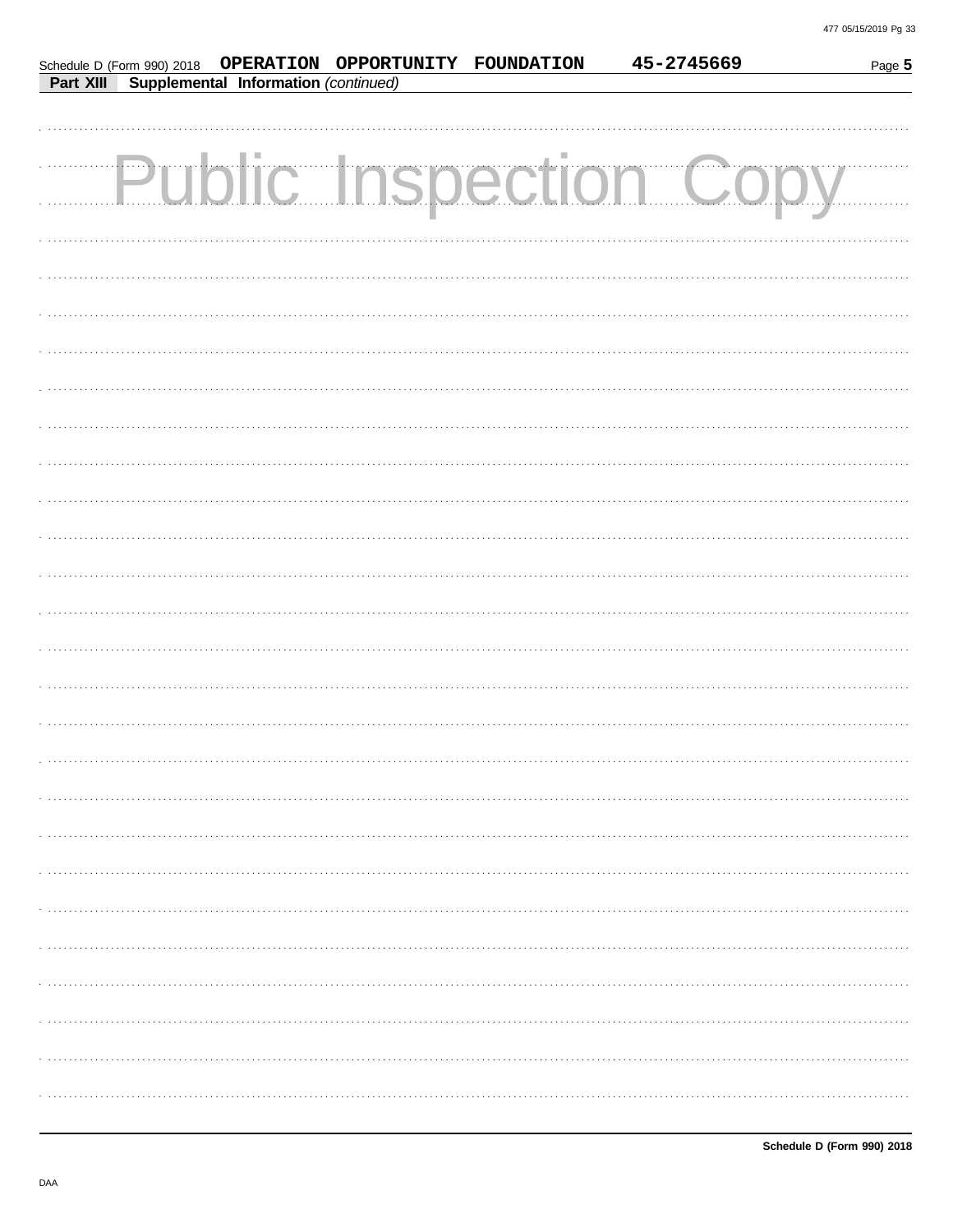Schedule D (Form 990) 2018 **OPERATION OPPORTUNITY FOUNDATION** **45-2745669** Page **5**

**Part XIII** **Supplemental Information** *(continued)*

Public Inspection Copy

**Schedule D (Form 990) 2018**

DAA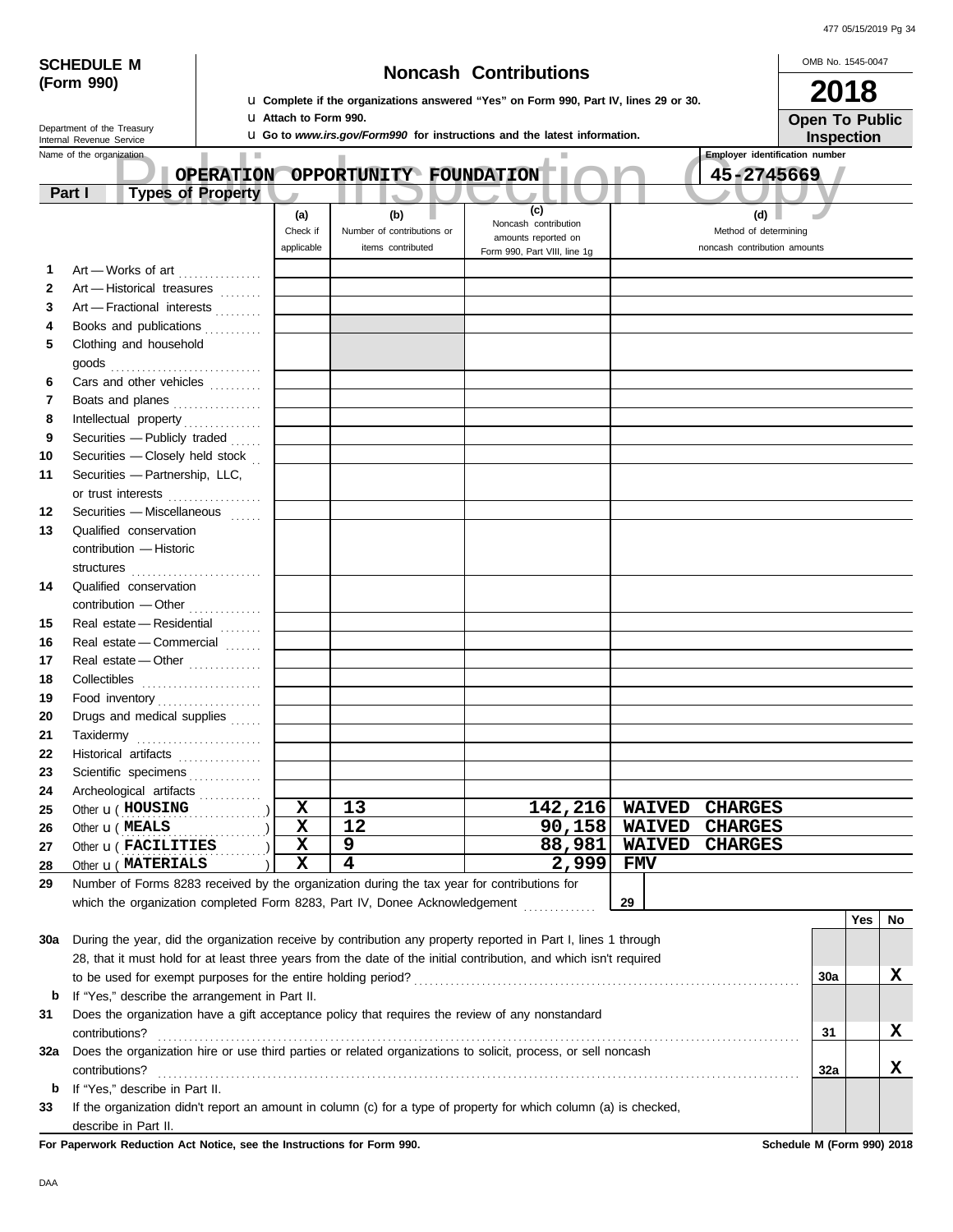**SCHEDULE M (Form 990)**

Department of the Treasury
Internal Revenue Service

# Noncash Contributions

u Complete if the organizations answered "Yes" on Form 990, Part IV, lines 29 or 30.

u Attach to Form 990.

u Go to *www.irs.gov/Form990* for instructions and the latest information.

OMB No. 1545-0047

**2018**

**Open To Public Inspection**

Name of the organization: **OPERATION OPPORTUNITY FOUNDATION**

Employer identification number: **45-2745669**

## Part I Types of Property

| | | (a) Check if applicable | (b) Number of contributions or items contributed | (c) Noncash contribution amounts reported on Form 990, Part VIII, line 1g | (d) Method of determining noncash contribution amounts |
|---|---|---|---|---|---|
| 1 | Art — Works of art | | | | |
| 2 | Art — Historical treasures | | | | |
| 3 | Art — Fractional interests | | | | |
| 4 | Books and publications | | | | |
| 5 | Clothing and household goods | | | | |
| 6 | Cars and other vehicles | | | | |
| 7 | Boats and planes | | | | |
| 8 | Intellectual property | | | | |
| 9 | Securities — Publicly traded | | | | |
| 10 | Securities — Closely held stock | | | | |
| 11 | Securities — Partnership, LLC, or trust interests | | | | |
| 12 | Securities — Miscellaneous | | | | |
| 13 | Qualified conservation contribution — Historic structures | | | | |
| 14 | Qualified conservation contribution — Other | | | | |
| 15 | Real estate — Residential | | | | |
| 16 | Real estate — Commercial | | | | |
| 17 | Real estate — Other | | | | |
| 18 | Collectibles | | | | |
| 19 | Food inventory | | | | |
| 20 | Drugs and medical supplies | | | | |
| 21 | Taxidermy | | | | |
| 22 | Historical artifacts | | | | |
| 23 | Scientific specimens | | | | |
| 24 | Archeological artifacts | | | | |
| 25 | Other u ( HOUSING ) | X | 13 | 142,216 | WAIVED CHARGES |
| 26 | Other u ( MEALS ) | X | 12 | 90,158 | WAIVED CHARGES |
| 27 | Other u ( FACILITIES ) | X | 9 | 88,981 | WAIVED CHARGES |
| 28 | Other u ( MATERIALS ) | X | 4 | 2,999 | FMV |

29 Number of Forms 8283 received by the organization during the tax year for contributions for which the organization completed Form 8283, Part IV, Donee Acknowledgement ..... 29

| | | | Yes | No |
|---|---|---|---|---|
| 30a | During the year, did the organization receive by contribution any property reported in Part I, lines 1 through 28, that it must hold for at least three years from the date of the initial contribution, and which isn't required to be used for exempt purposes for the entire holding period? | 30a | | X |
| b | If "Yes," describe the arrangement in Part II. | | | |
| 31 | Does the organization have a gift acceptance policy that requires the review of any nonstandard contributions? | 31 | | X |
| 32a | Does the organization hire or use third parties or related organizations to solicit, process, or sell noncash contributions? | 32a | | X |
| b | If "Yes," describe in Part II. | | | |
| 33 | If the organization didn't report an amount in column (c) for a type of property for which column (a) is checked, describe in Part II. | | | |

**For Paperwork Reduction Act Notice, see the Instructions for Form 990.** **Schedule M (Form 990) 2018**

DAA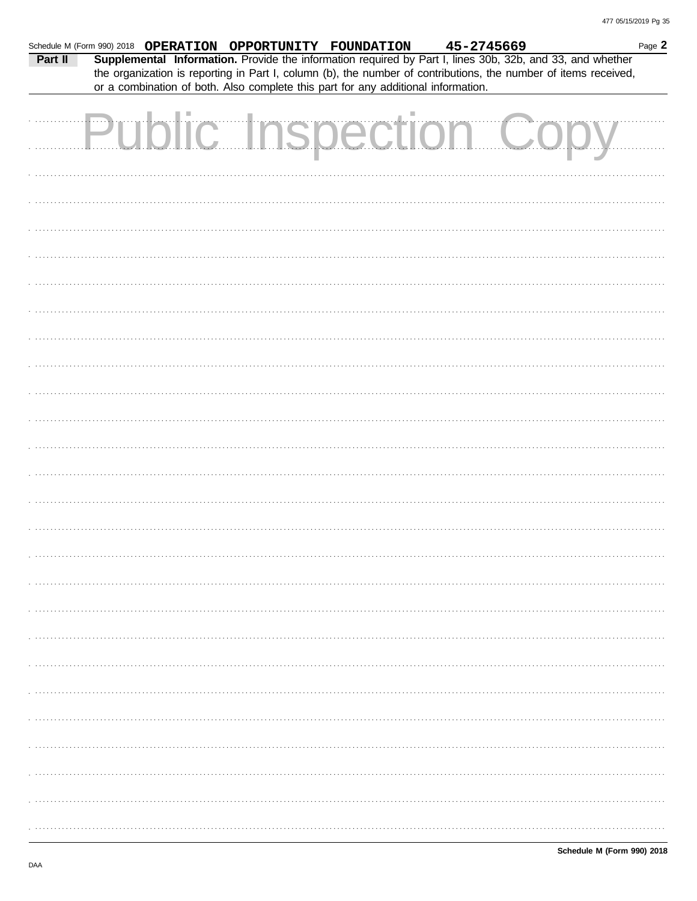Schedule M (Form 990) 2018 **OPERATION OPPORTUNITY FOUNDATION** **45-2745669** Page **2**

**Part II** **Supplemental Information.** Provide the information required by Part I, lines 30b, 32b, and 33, and whether the organization is reporting in Part I, column (b), the number of contributions, the number of items received, or a combination of both. Also complete this part for any additional information.

Public Inspection Copy

**Schedule M (Form 990) 2018**

DAA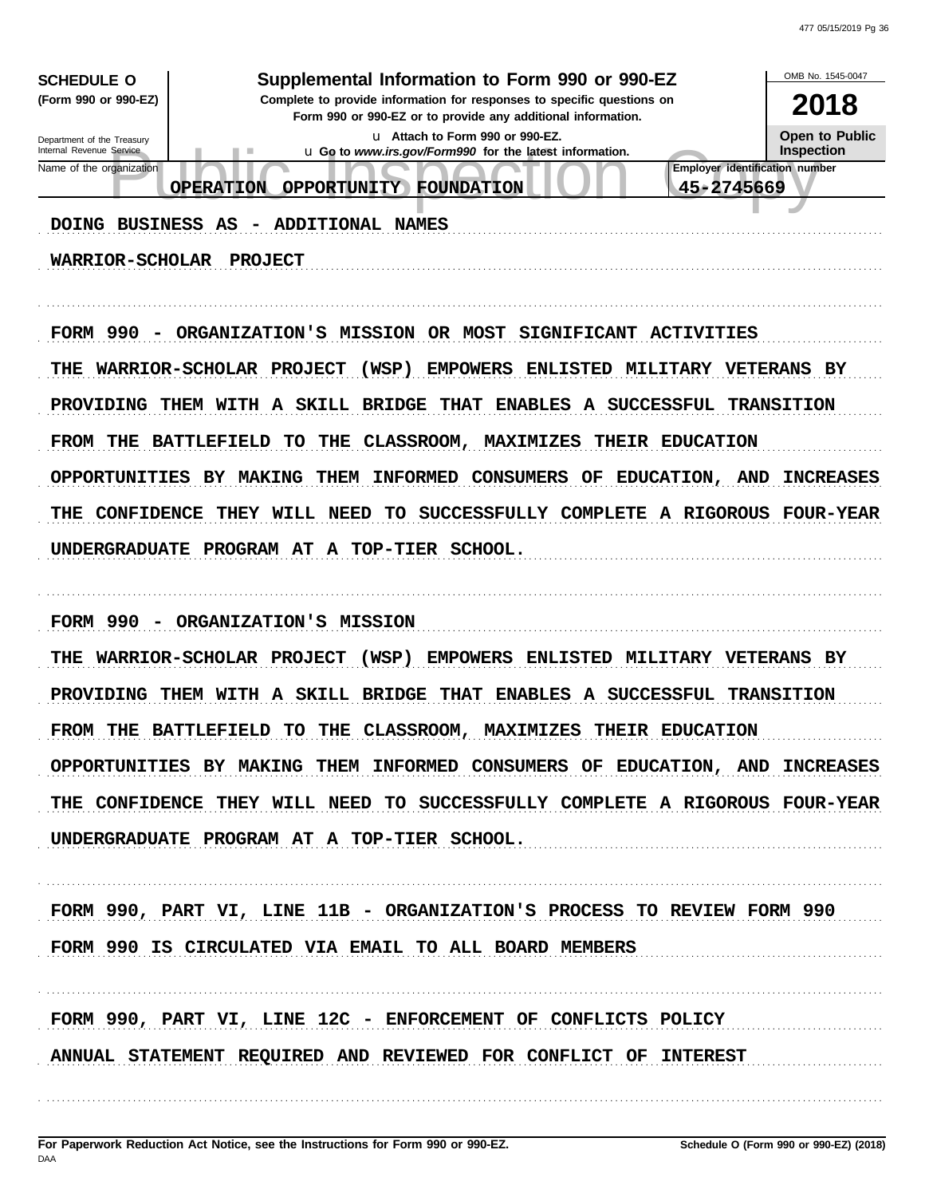**SCHEDULE O**
**(Form 990 or 990-EZ)**

Department of the Treasury
Internal Revenue Service

# Supplemental Information to Form 990 or 990-EZ

**Complete to provide information for responses to specific questions on Form 990 or 990-EZ or to provide any additional information.**

u Attach to Form 990 or 990-EZ.
u Go to *www.irs.gov/Form990* for the latest information.

OMB No. 1545-0047

**2018**

**Open to Public Inspection**

| Name of the organization | Employer identification number |
|---|---|
| OPERATION OPPORTUNITY FOUNDATION | 45-2745669 |

DOING BUSINESS AS - ADDITIONAL NAMES

WARRIOR-SCHOLAR PROJECT

FORM 990 - ORGANIZATION'S MISSION OR MOST SIGNIFICANT ACTIVITIES

THE WARRIOR-SCHOLAR PROJECT (WSP) EMPOWERS ENLISTED MILITARY VETERANS BY PROVIDING THEM WITH A SKILL BRIDGE THAT ENABLES A SUCCESSFUL TRANSITION FROM THE BATTLEFIELD TO THE CLASSROOM, MAXIMIZES THEIR EDUCATION OPPORTUNITIES BY MAKING THEM INFORMED CONSUMERS OF EDUCATION, AND INCREASES THE CONFIDENCE THEY WILL NEED TO SUCCESSFULLY COMPLETE A RIGOROUS FOUR-YEAR UNDERGRADUATE PROGRAM AT A TOP-TIER SCHOOL.

FORM 990 - ORGANIZATION'S MISSION

THE WARRIOR-SCHOLAR PROJECT (WSP) EMPOWERS ENLISTED MILITARY VETERANS BY PROVIDING THEM WITH A SKILL BRIDGE THAT ENABLES A SUCCESSFUL TRANSITION FROM THE BATTLEFIELD TO THE CLASSROOM, MAXIMIZES THEIR EDUCATION OPPORTUNITIES BY MAKING THEM INFORMED CONSUMERS OF EDUCATION, AND INCREASES THE CONFIDENCE THEY WILL NEED TO SUCCESSFULLY COMPLETE A RIGOROUS FOUR-YEAR UNDERGRADUATE PROGRAM AT A TOP-TIER SCHOOL.

FORM 990, PART VI, LINE 11B - ORGANIZATION'S PROCESS TO REVIEW FORM 990

FORM 990 IS CIRCULATED VIA EMAIL TO ALL BOARD MEMBERS

FORM 990, PART VI, LINE 12C - ENFORCEMENT OF CONFLICTS POLICY

ANNUAL STATEMENT REQUIRED AND REVIEWED FOR CONFLICT OF INTEREST

**For Paperwork Reduction Act Notice, see the Instructions for Form 990 or 990-EZ.**

**Schedule O (Form 990 or 990-EZ) (2018)**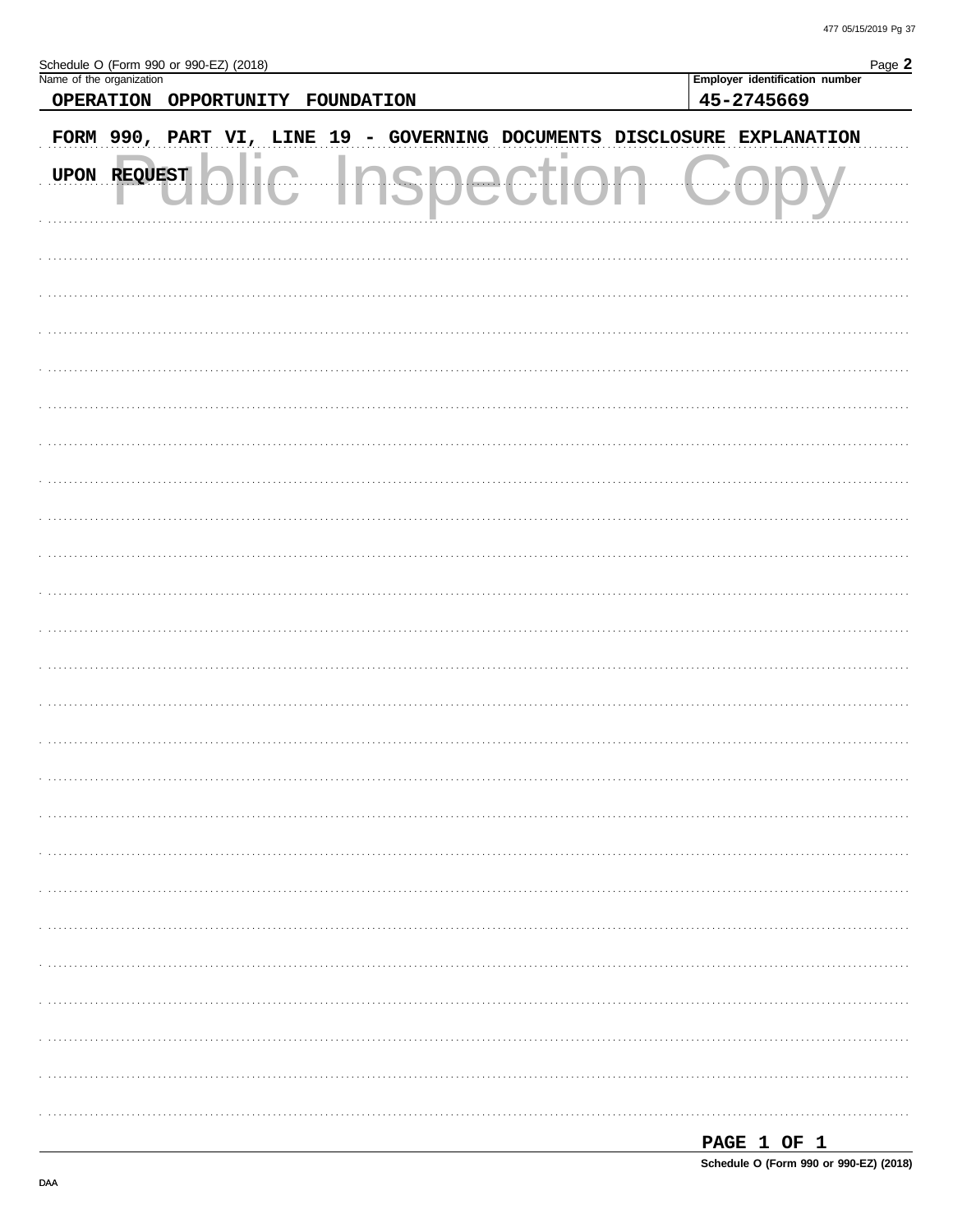Schedule O (Form 990 or 990-EZ) (2018) Page **2**

| Name of the organization | Employer identification number |
|---|---|
| OPERATION OPPORTUNITY FOUNDATION | 45-2745669 |

FORM 990, PART VI, LINE 19 - GOVERNING DOCUMENTS DISCLOSURE EXPLANATION

UPON REQUEST

PAGE 1 OF 1

**Schedule O (Form 990 or 990-EZ) (2018)**

DAA